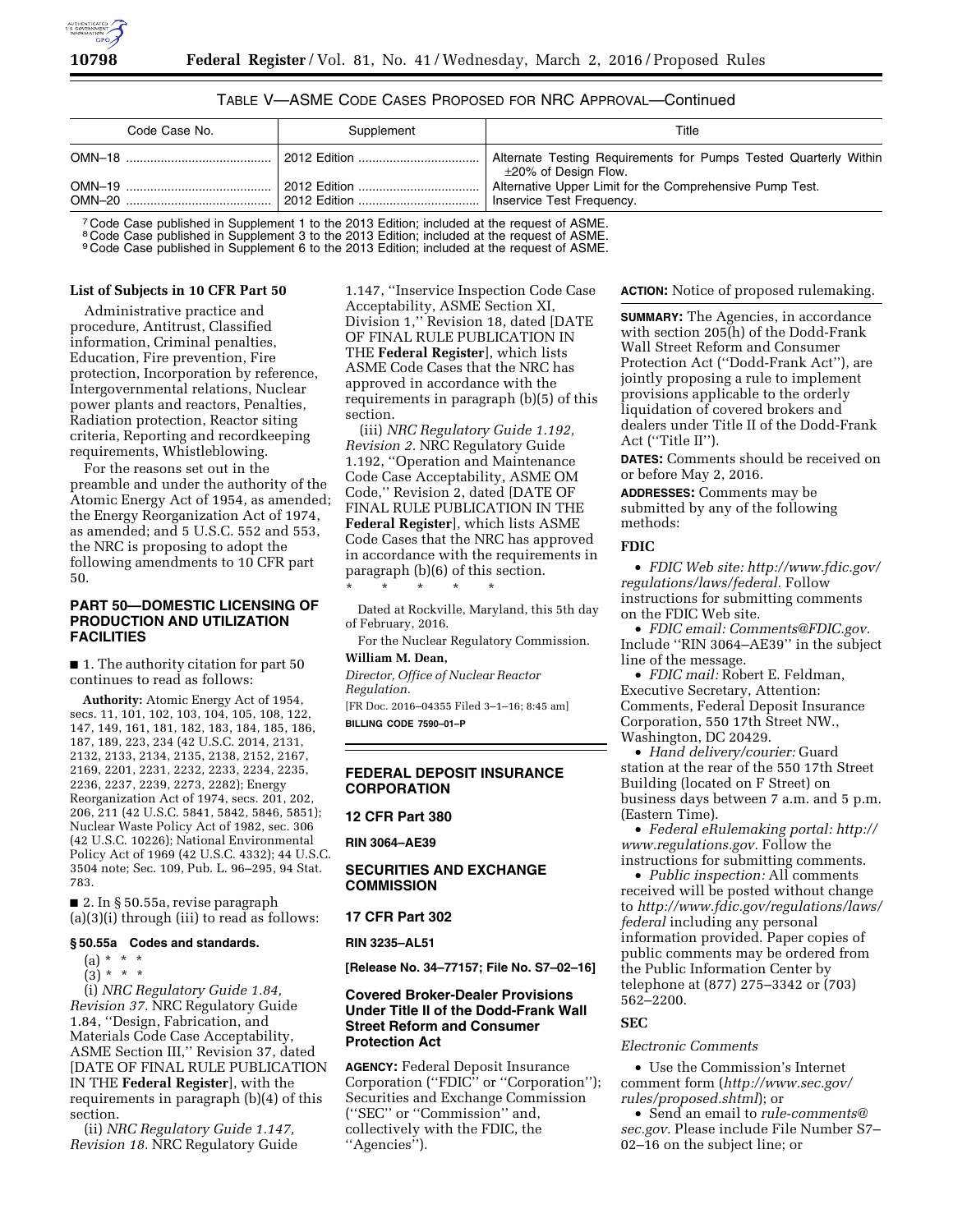TABLE V—ASME CODE CASES PROPOSED FOR NRC APPROVAL—Continued

| Code Case No. | Supplement | Title |
|---|---|---|
| OMN–18 | 2012 Edition | Alternate Testing Requirements for Pumps Tested Quarterly Within ±20% of Design Flow. |
| OMN–19 | 2012 Edition | Alternative Upper Limit for the Comprehensive Pump Test. |
| OMN–20 | 2012 Edition | Inservice Test Frequency. |

[7] Code Case published in Supplement 1 to the 2013 Edition; included at the request of ASME.
[8] Code Case published in Supplement 3 to the 2013 Edition; included at the request of ASME.
[9] Code Case published in Supplement 6 to the 2013 Edition; included at the request of ASME.

**List of Subjects in 10 CFR Part 50**

Administrative practice and procedure, Antitrust, Classified information, Criminal penalties, Education, Fire prevention, Fire protection, Incorporation by reference, Intergovernmental relations, Nuclear power plants and reactors, Penalties, Radiation protection, Reactor siting criteria, Reporting and recordkeeping requirements, Whistleblowing.

For the reasons set out in the preamble and under the authority of the Atomic Energy Act of 1954, as amended; the Energy Reorganization Act of 1974, as amended; and 5 U.S.C. 552 and 553, the NRC is proposing to adopt the following amendments to 10 CFR part 50.

## PART 50—DOMESTIC LICENSING OF PRODUCTION AND UTILIZATION FACILITIES

■ 1. The authority citation for part 50 continues to read as follows:

**Authority:** Atomic Energy Act of 1954, secs. 11, 101, 102, 103, 104, 105, 108, 122, 147, 149, 161, 181, 182, 183, 184, 185, 186, 187, 189, 223, 234 (42 U.S.C. 2014, 2131, 2132, 2133, 2134, 2135, 2138, 2152, 2167, 2169, 2201, 2231, 2232, 2233, 2234, 2235, 2236, 2237, 2239, 2273, 2282); Energy Reorganization Act of 1974, secs. 201, 202, 206, 211 (42 U.S.C. 5841, 5842, 5846, 5851); Nuclear Waste Policy Act of 1982, sec. 306 (42 U.S.C. 10226); National Environmental Policy Act of 1969 (42 U.S.C. 4332); 44 U.S.C. 3504 note; Sec. 109, Pub. L. 96–295, 94 Stat. 783.

■ 2. In § 50.55a, revise paragraph (a)(3)(i) through (iii) to read as follows:

**§ 50.55a Codes and standards.**

(a) * * *

(3) * * *

(i) *NRC Regulatory Guide 1.84, Revision 37.* NRC Regulatory Guide 1.84, ''Design, Fabrication, and Materials Code Case Acceptability, ASME Section III,'' Revision 37, dated [DATE OF FINAL RULE PUBLICATION IN THE **Federal Register**], with the requirements in paragraph (b)(4) of this section.

(ii) *NRC Regulatory Guide 1.147, Revision 18.* NRC Regulatory Guide 1.147, ''Inservice Inspection Code Case Acceptability, ASME Section XI, Division 1,'' Revision 18, dated [DATE OF FINAL RULE PUBLICATION IN THE **Federal Register**], which lists ASME Code Cases that the NRC has approved in accordance with the requirements in paragraph (b)(5) of this section.

(iii) *NRC Regulatory Guide 1.192, Revision 2.* NRC Regulatory Guide 1.192, ''Operation and Maintenance Code Case Acceptability, ASME OM Code,'' Revision 2, dated [DATE OF FINAL RULE PUBLICATION IN THE **Federal Register**], which lists ASME Code Cases that the NRC has approved in accordance with the requirements in paragraph (b)(6) of this section.

\* \* \* \* \*

Dated at Rockville, Maryland, this 5th day of February, 2016.

For the Nuclear Regulatory Commission.

**William M. Dean,**

*Director, Office of Nuclear Reactor Regulation.*

[FR Doc. 2016–04355 Filed 3–1–16; 8:45 am]

**BILLING CODE 7590–01–P**

## FEDERAL DEPOSIT INSURANCE CORPORATION

### 12 CFR Part 380

**RIN 3064–AE39**

## SECURITIES AND EXCHANGE COMMISSION

### 17 CFR Part 302

**RIN 3235–AL51**

**[Release No. 34–77157; File No. S7–02–16]**

## Covered Broker-Dealer Provisions Under Title II of the Dodd-Frank Wall Street Reform and Consumer Protection Act

**AGENCY:** Federal Deposit Insurance Corporation (''FDIC'' or ''Corporation''); Securities and Exchange Commission (''SEC'' or ''Commission'' and, collectively with the FDIC, the ''Agencies'').

**ACTION:** Notice of proposed rulemaking.

**SUMMARY:** The Agencies, in accordance with section 205(h) of the Dodd-Frank Wall Street Reform and Consumer Protection Act (''Dodd-Frank Act''), are jointly proposing a rule to implement provisions applicable to the orderly liquidation of covered brokers and dealers under Title II of the Dodd-Frank Act (''Title II'').

**DATES:** Comments should be received on or before May 2, 2016.

**ADDRESSES:** Comments may be submitted by any of the following methods:

**FDIC**

- *FDIC Web site: http://www.fdic.gov/regulations/laws/federal.* Follow instructions for submitting comments on the FDIC Web site.
- *FDIC email: Comments@FDIC.gov.* Include ''RIN 3064–AE39'' in the subject line of the message.
- *FDIC mail:* Robert E. Feldman, Executive Secretary, Attention: Comments, Federal Deposit Insurance Corporation, 550 17th Street NW., Washington, DC 20429.
- *Hand delivery/courier:* Guard station at the rear of the 550 17th Street Building (located on F Street) on business days between 7 a.m. and 5 p.m. (Eastern Time).
- *Federal eRulemaking portal: http://www.regulations.gov.* Follow the instructions for submitting comments.
- *Public inspection:* All comments received will be posted without change to *http://www.fdic.gov/regulations/laws/federal* including any personal information provided. Paper copies of public comments may be ordered from the Public Information Center by telephone at (877) 275–3342 or (703) 562–2200.

**SEC**

*Electronic Comments*

- Use the Commission's Internet comment form (*http://www.sec.gov/rules/proposed.shtml*); or
- Send an email to *rule-comments@sec.gov.* Please include File Number S7–02–16 on the subject line; or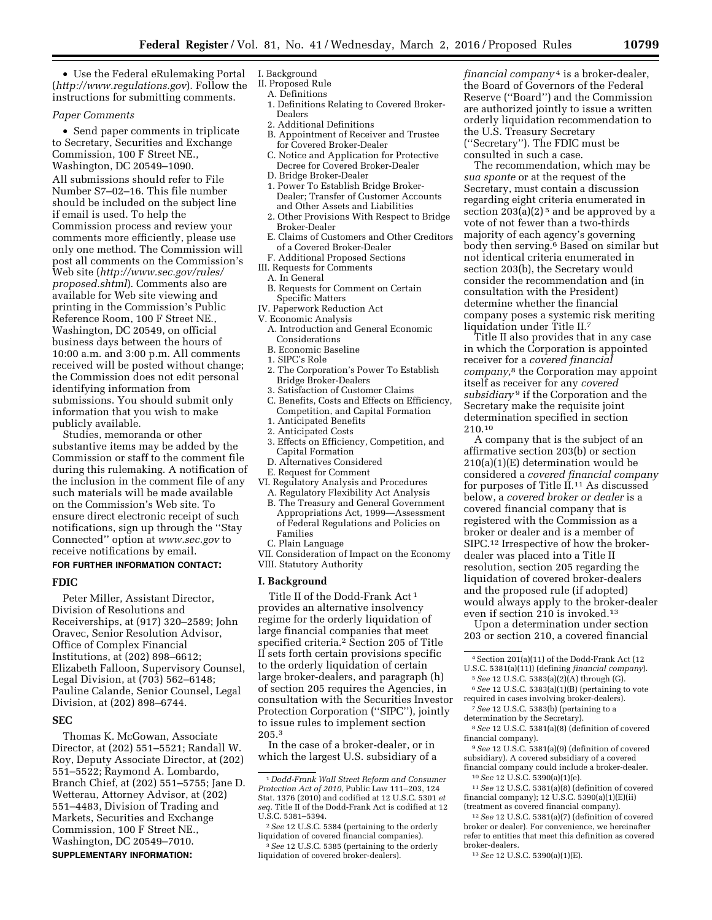• Use the Federal eRulemaking Portal (*http://www.regulations.gov*). Follow the instructions for submitting comments.

*Paper Comments*

• Send paper comments in triplicate to Secretary, Securities and Exchange Commission, 100 F Street NE., Washington, DC 20549–1090.

All submissions should refer to File Number S7–02–16. This file number should be included on the subject line if email is used. To help the Commission process and review your comments more efficiently, please use only one method. The Commission will post all comments on the Commission's Web site (*http://www.sec.gov/rules/proposed.shtml*). Comments also are available for Web site viewing and printing in the Commission's Public Reference Room, 100 F Street NE., Washington, DC 20549, on official business days between the hours of 10:00 a.m. and 3:00 p.m. All comments received will be posted without change; the Commission does not edit personal identifying information from submissions. You should submit only information that you wish to make publicly available.

Studies, memoranda or other substantive items may be added by the Commission or staff to the comment file during this rulemaking. A notification of the inclusion in the comment file of any such materials will be made available on the Commission's Web site. To ensure direct electronic receipt of such notifications, sign up through the ''Stay Connected'' option at *www.sec.gov* to receive notifications by email.

**FOR FURTHER INFORMATION CONTACT:**

**FDIC**

Peter Miller, Assistant Director, Division of Resolutions and Receiverships, at (917) 320–2589; John Oravec, Senior Resolution Advisor, Office of Complex Financial Institutions, at (202) 898–6612; Elizabeth Falloon, Supervisory Counsel, Legal Division, at (703) 562–6148; Pauline Calande, Senior Counsel, Legal Division, at (202) 898–6744.

**SEC**

Thomas K. McGowan, Associate Director, at (202) 551–5521; Randall W. Roy, Deputy Associate Director, at (202) 551–5522; Raymond A. Lombardo, Branch Chief, at (202) 551–5755; Jane D. Wetterau, Attorney Advisor, at (202) 551–4483, Division of Trading and Markets, Securities and Exchange Commission, 100 F Street NE., Washington, DC 20549–7010.

**SUPPLEMENTARY INFORMATION:**

I. Background
II. Proposed Rule
  A. Definitions
  1. Definitions Relating to Covered Broker-Dealers
  2. Additional Definitions
  B. Appointment of Receiver and Trustee for Covered Broker-Dealer
  C. Notice and Application for Protective Decree for Covered Broker-Dealer
  D. Bridge Broker-Dealer
  1. Power To Establish Bridge Broker-Dealer; Transfer of Customer Accounts and Other Assets and Liabilities
  2. Other Provisions With Respect to Bridge Broker-Dealer
  E. Claims of Customers and Other Creditors of a Covered Broker-Dealer
  F. Additional Proposed Sections
III. Requests for Comments
  A. In General
  B. Requests for Comment on Certain Specific Matters
IV. Paperwork Reduction Act
V. Economic Analysis
  A. Introduction and General Economic Considerations
  B. Economic Baseline
  1. SIPC's Role
  2. The Corporation's Power To Establish Bridge Broker-Dealers
  3. Satisfaction of Customer Claims
  C. Benefits, Costs and Effects on Efficiency, Competition, and Capital Formation
  1. Anticipated Benefits
  2. Anticipated Costs
  3. Effects on Efficiency, Competition, and Capital Formation
  D. Alternatives Considered
  E. Request for Comment
VI. Regulatory Analysis and Procedures
  A. Regulatory Flexibility Act Analysis
  B. The Treasury and General Government Appropriations Act, 1999—Assessment of Federal Regulations and Policies on Families
  C. Plain Language
VII. Consideration of Impact on the Economy
VIII. Statutory Authority

## I. Background

Title II of the Dodd-Frank Act[1] provides an alternative insolvency regime for the orderly liquidation of large financial companies that meet specified criteria.[2] Section 205 of Title II sets forth certain provisions specific to the orderly liquidation of certain large broker-dealers, and paragraph (h) of section 205 requires the Agencies, in consultation with the Securities Investor Protection Corporation (''SIPC''), jointly to issue rules to implement section 205.[3]

In the case of a broker-dealer, or in which the largest U.S. subsidiary of a *financial company*[4] is a broker-dealer, the Board of Governors of the Federal Reserve (''Board'') and the Commission are authorized jointly to issue a written orderly liquidation recommendation to the U.S. Treasury Secretary (''Secretary''). The FDIC must be consulted in such a case.

The recommendation, which may be *sua sponte* or at the request of the Secretary, must contain a discussion regarding eight criteria enumerated in section 203(a)(2)[5] and be approved by a vote of not fewer than a two-thirds majority of each agency's governing body then serving.[6] Based on similar but not identical criteria enumerated in section 203(b), the Secretary would consider the recommendation and (in consultation with the President) determine whether the financial company poses a systemic risk meriting liquidation under Title II.[7]

Title II also provides that in any case in which the Corporation is appointed receiver for a *covered financial company*,[8] the Corporation may appoint itself as receiver for any *covered subsidiary*[9] if the Corporation and the Secretary make the requisite joint determination specified in section 210.[10]

A company that is the subject of an affirmative section 203(b) or section 210(a)(1)(E) determination would be considered a *covered financial company* for purposes of Title II.[11] As discussed below, a *covered broker or dealer* is a covered financial company that is registered with the Commission as a broker or dealer and is a member of SIPC.[12] Irrespective of how the broker-dealer was placed into a Title II resolution, section 205 regarding the liquidation of covered broker-dealers and the proposed rule (if adopted) would always apply to the broker-dealer even if section 210 is invoked.[13]

Upon a determination under section 203 or section 210, a covered financial

---

[1] *Dodd-Frank Wall Street Reform and Consumer Protection Act of 2010*, Public Law 111–203, 124 Stat. 1376 (2010) and codified at 12 U.S.C. 5301 *et seq.* Title II of the Dodd-Frank Act is codified at 12 U.S.C. 5381–5394.

[2] *See* 12 U.S.C. 5384 (pertaining to the orderly liquidation of covered financial companies).

[3] *See* 12 U.S.C. 5385 (pertaining to the orderly liquidation of covered broker-dealers).

[4] Section 201(a)(11) of the Dodd-Frank Act (12 U.S.C. 5381(a)(11)) (defining *financial company*).

[5] *See* 12 U.S.C. 5383(a)(2)(A) through (G).

[6] *See* 12 U.S.C. 5383(a)(1)(B) (pertaining to vote required in cases involving broker-dealers).

[7] *See* 12 U.S.C. 5383(b) (pertaining to a determination by the Secretary).

[8] *See* 12 U.S.C. 5381(a)(8) (definition of covered financial company).

[9] *See* 12 U.S.C. 5381(a)(9) (definition of covered subsidiary). A covered subsidiary of a covered financial company could include a broker-dealer.

[10] *See* 12 U.S.C. 5390(a)(1)(e).

[11] *See* 12 U.S.C. 5381(a)(8) (definition of covered financial company); 12 U.S.C. 5390(a)(1)(E)(ii) (treatment as covered financial company).

[12] *See* 12 U.S.C. 5381(a)(7) (definition of covered broker or dealer). For convenience, we hereinafter refer to entities that meet this definition as covered broker-dealers.

[13] *See* 12 U.S.C. 5390(a)(1)(E).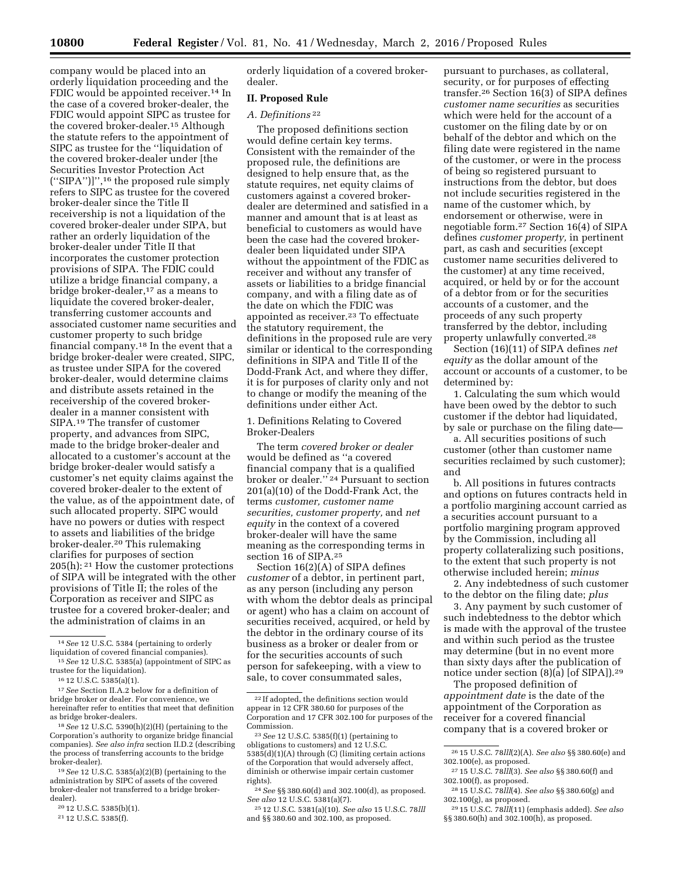company would be placed into an orderly liquidation proceeding and the FDIC would be appointed receiver.[14] In the case of a covered broker-dealer, the FDIC would appoint SIPC as trustee for the covered broker-dealer.[15] Although the statute refers to the appointment of SIPC as trustee for the ''liquidation of the covered broker-dealer under [the Securities Investor Protection Act (''SIPA'')]'',[16] the proposed rule simply refers to SIPC as trustee for the covered broker-dealer since the Title II receivership is not a liquidation of the covered broker-dealer under SIPA, but rather an orderly liquidation of the broker-dealer under Title II that incorporates the customer protection provisions of SIPA. The FDIC could utilize a bridge financial company, a bridge broker-dealer,[17] as a means to liquidate the covered broker-dealer, transferring customer accounts and associated customer name securities and customer property to such bridge financial company.[18] In the event that a bridge broker-dealer were created, SIPC, as trustee under SIPA for the covered broker-dealer, would determine claims and distribute assets retained in the receivership of the covered broker-dealer in a manner consistent with SIPA.[19] The transfer of customer property, and advances from SIPC, made to the bridge broker-dealer and allocated to a customer's account at the bridge broker-dealer would satisfy a customer's net equity claims against the covered broker-dealer to the extent of the value, as of the appointment date, of such allocated property. SIPC would have no powers or duties with respect to assets and liabilities of the bridge broker-dealer.[20] This rulemaking clarifies for purposes of section 205(h):[21] How the customer protections of SIPA will be integrated with the other provisions of Title II; the roles of the Corporation as receiver and SIPC as trustee for a covered broker-dealer; and the administration of claims in an orderly liquidation of a covered broker-dealer.

## II. Proposed Rule

### A. Definitions[22]

The proposed definitions section would define certain key terms. Consistent with the remainder of the proposed rule, the definitions are designed to help ensure that, as the statute requires, net equity claims of customers against a covered broker-dealer are determined and satisfied in a manner and amount that is at least as beneficial to customers as would have been the case had the covered broker-dealer been liquidated under SIPA without the appointment of the FDIC as receiver and without any transfer of assets or liabilities to a bridge financial company, and with a filing date as of the date on which the FDIC was appointed as receiver.[23] To effectuate the statutory requirement, the definitions in the proposed rule are very similar or identical to the corresponding definitions in SIPA and Title II of the Dodd-Frank Act, and where they differ, it is for purposes of clarity only and not to change or modify the meaning of the definitions under either Act.

#### 1. Definitions Relating to Covered Broker-Dealers

The term *covered broker or dealer* would be defined as ''a covered financial company that is a qualified broker or dealer.''[24] Pursuant to section 201(a)(10) of the Dodd-Frank Act, the terms *customer, customer name securities, customer property,* and *net equity* in the context of a covered broker-dealer will have the same meaning as the corresponding terms in section 16 of SIPA.[25]

Section 16(2)(A) of SIPA defines *customer* of a debtor, in pertinent part, as any person (including any person with whom the debtor deals as principal or agent) who has a claim on account of securities received, acquired, or held by the debtor in the ordinary course of its business as a broker or dealer from or for the securities accounts of such person for safekeeping, with a view to sale, to cover consummated sales, pursuant to purchases, as collateral, security, or for purposes of effecting transfer.[26] Section 16(3) of SIPA defines *customer name securities* as securities which were held for the account of a customer on the filing date by or on behalf of the debtor and which on the filing date were registered in the name of the customer, or were in the process of being so registered pursuant to instructions from the debtor, but does not include securities registered in the name of the customer which, by endorsement or otherwise, were in negotiable form.[27] Section 16(4) of SIPA defines *customer property,* in pertinent part, as cash and securities (except customer name securities delivered to the customer) at any time received, acquired, or held by or for the account of a debtor from or for the securities accounts of a customer, and the proceeds of any such property transferred by the debtor, including property unlawfully converted.[28]

Section (16)(11) of SIPA defines *net equity* as the dollar amount of the account or accounts of a customer, to be determined by:

1. Calculating the sum which would have been owed by the debtor to such customer if the debtor had liquidated, by sale or purchase on the filing date—

a. All securities positions of such customer (other than customer name securities reclaimed by such customer); and

b. All positions in futures contracts and options on futures contracts held in a portfolio margining account carried as a securities account pursuant to a portfolio margining program approved by the Commission, including all property collateralizing such positions, to the extent that such property is not otherwise included herein; *minus*

2. Any indebtedness of such customer to the debtor on the filing date; *plus*

3. Any payment by such customer of such indebtedness to the debtor which is made with the approval of the trustee and within such period as the trustee may determine (but in no event more than sixty days after the publication of notice under section (8)(a) [of SIPA]).[29]

The proposed definition of *appointment date* is the date of the appointment of the Corporation as receiver for a covered financial company that is a covered broker or

---

[14] *See* 12 U.S.C. 5384 (pertaining to orderly liquidation of covered financial companies).

[15] *See* 12 U.S.C. 5385(a) (appointment of SIPC as trustee for the liquidation).

[16] 12 U.S.C. 5385(a)(1).

[17] *See* Section II.A.2 below for a definition of bridge broker or dealer. For convenience, we hereinafter refer to entities that meet that definition as bridge broker-dealers.

[18] *See* 12 U.S.C. 5390(h)(2)(H) (pertaining to the Corporation's authority to organize bridge financial companies). *See also infra* section II.D.2 (describing the process of transferring accounts to the bridge broker-dealer).

[19] *See* 12 U.S.C. 5385(a)(2)(B) (pertaining to the administration by SIPC of assets of the covered broker-dealer not transferred to a bridge broker-dealer).

[20] 12 U.S.C. 5385(b)(1).

[21] 12 U.S.C. 5385(f).

[22] If adopted, the definitions section would appear in 12 CFR 380.60 for purposes of the Corporation and 17 CFR 302.100 for purposes of the Commission.

[23] *See* 12 U.S.C. 5385(f)(1) (pertaining to obligations to customers) and 12 U.S.C. 5385(d)(1)(A) through (C) (limiting certain actions of the Corporation that would adversely affect, diminish or otherwise impair certain customer rights).

[24] *See* §§ 380.60(d) and 302.100(d), as proposed. *See also* 12 U.S.C. 5381(a)(7).

[25] 12 U.S.C. 5381(a)(10). *See also* 15 U.S.C. 78*lll* and §§ 380.60 and 302.100, as proposed.

[26] 15 U.S.C. 78*lll*(2)(A). *See also* §§ 380.60(e) and 302.100(e), as proposed.

[27] 15 U.S.C. 78*lll*(3). *See also* §§ 380.60(f) and 302.100(f), as proposed.

[28] 15 U.S.C. 78*lll*(4). *See also* §§ 380.60(g) and 302.100(g), as proposed.

[29] 15 U.S.C. 78*lll*(11) (emphasis added). *See also* §§ 380.60(h) and 302.100(h), as proposed.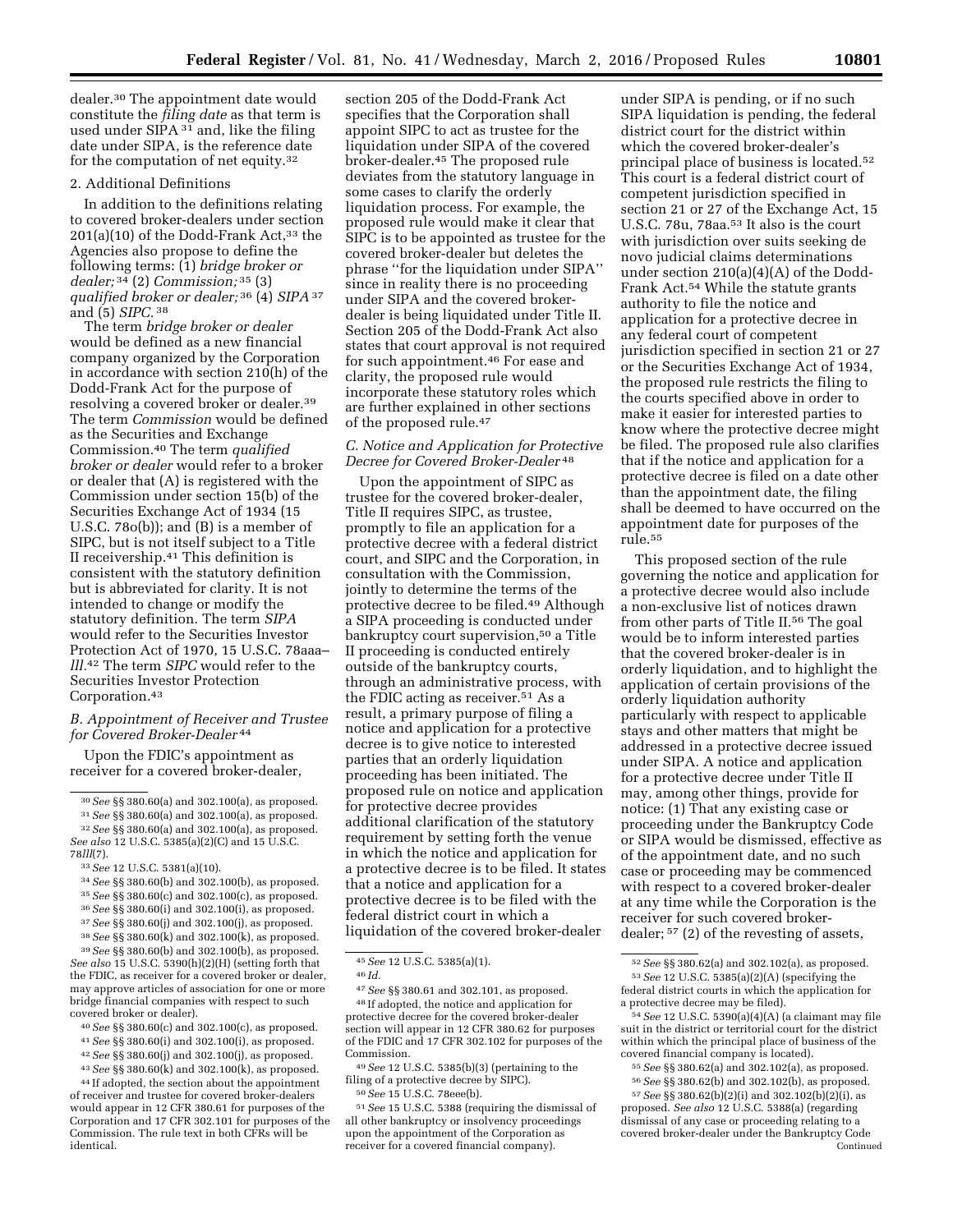dealer.[30] The appointment date would constitute the *filing date* as that term is used under SIPA [31] and, like the filing date under SIPA, is the reference date for the computation of net equity.[32]

### 2. Additional Definitions

In addition to the definitions relating to covered broker-dealers under section 201(a)(10) of the Dodd-Frank Act,[33] the Agencies also propose to define the following terms: (1) *bridge broker or dealer;* [34] (2) *Commission;* [35] (3) *qualified broker or dealer;* [36] (4) *SIPA* [37] and (5) *SIPC.* [38]

The term *bridge broker or dealer* would be defined as a new financial company organized by the Corporation in accordance with section 210(h) of the Dodd-Frank Act for the purpose of resolving a covered broker or dealer.[39] The term *Commission* would be defined as the Securities and Exchange Commission.[40] The term *qualified broker or dealer* would refer to a broker or dealer that (A) is registered with the Commission under section 15(b) of the Securities Exchange Act of 1934 (15 U.S.C. 78o(b)); and (B) is a member of SIPC, but is not itself subject to a Title II receivership.[41] This definition is consistent with the statutory definition but is abbreviated for clarity. It is not intended to change or modify the statutory definition. The term *SIPA* would refer to the Securities Investor Protection Act of 1970, 15 U.S.C. 78aaa–*lll*.[42] The term *SIPC* would refer to the Securities Investor Protection Corporation.[43]

### B. Appointment of Receiver and Trustee for Covered Broker-Dealer [44]

Upon the FDIC's appointment as receiver for a covered broker-dealer, section 205 of the Dodd-Frank Act specifies that the Corporation shall appoint SIPC to act as trustee for the liquidation under SIPA of the covered broker-dealer.[45] The proposed rule deviates from the statutory language in some cases to clarify the orderly liquidation process. For example, the proposed rule would make it clear that SIPC is to be appointed as trustee for the covered broker-dealer but deletes the phrase ''for the liquidation under SIPA'' since in reality there is no proceeding under SIPA and the covered broker-dealer is being liquidated under Title II. Section 205 of the Dodd-Frank Act also states that court approval is not required for such appointment.[46] For ease and clarity, the proposed rule would incorporate these statutory roles which are further explained in other sections of the proposed rule.[47]

### C. Notice and Application for Protective Decree for Covered Broker-Dealer [48]

Upon the appointment of SIPC as trustee for the covered broker-dealer, Title II requires SIPC, as trustee, promptly to file an application for a protective decree with a federal district court, and SIPC and the Corporation, in consultation with the Commission, jointly to determine the terms of the protective decree to be filed.[49] Although a SIPA proceeding is conducted under bankruptcy court supervision,[50] a Title II proceeding is conducted entirely outside of the bankruptcy courts, through an administrative process, with the FDIC acting as receiver.[51] As a result, a primary purpose of filing a notice and application for a protective decree is to give notice to interested parties that an orderly liquidation proceeding has been initiated. The proposed rule on notice and application for protective decree provides additional clarification of the statutory requirement by setting forth the venue in which the notice and application for a protective decree is to be filed. It states that a notice and application for a protective decree is to be filed with the federal district court in which a liquidation of the covered broker-dealer under SIPA is pending, or if no such SIPA liquidation is pending, the federal district court for the district within which the covered broker-dealer's principal place of business is located.[52] This court is a federal district court of competent jurisdiction specified in section 21 or 27 of the Exchange Act, 15 U.S.C. 78u, 78aa.[53] It also is the court with jurisdiction over suits seeking de novo judicial claims determinations under section 210(a)(4)(A) of the Dodd-Frank Act.[54] While the statute grants authority to file the notice and application for a protective decree in any federal court of competent jurisdiction specified in section 21 or 27 or the Securities Exchange Act of 1934, the proposed rule restricts the filing to the courts specified above in order to make it easier for interested parties to know where the protective decree might be filed. The proposed rule also clarifies that if the notice and application for a protective decree is filed on a date other than the appointment date, the filing shall be deemed to have occurred on the appointment date for purposes of the rule.[55]

This proposed section of the rule governing the notice and application for a protective decree would also include a non-exclusive list of notices drawn from other parts of Title II.[56] The goal would be to inform interested parties that the covered broker-dealer is in orderly liquidation, and to highlight the application of certain provisions of the orderly liquidation authority particularly with respect to applicable stays and other matters that might be addressed in a protective decree issued under SIPA. A notice and application for a protective decree under Title II may, among other things, provide for notice: (1) That any existing case or proceeding under the Bankruptcy Code or SIPA would be dismissed, effective as of the appointment date, and no such case or proceeding may be commenced with respect to a covered broker-dealer at any time while the Corporation is the receiver for such covered broker-dealer; [57] (2) of the revesting of assets,

---

[30] *See* §§ 380.60(a) and 302.100(a), as proposed.

[31] *See* §§ 380.60(a) and 302.100(a), as proposed.

[32] *See* §§ 380.60(a) and 302.100(a), as proposed. *See also* 12 U.S.C. 5385(a)(2)(C) and 15 U.S.C. 78*lll*(7).

[33] *See* 12 U.S.C. 5381(a)(10).

[34] *See* §§ 380.60(b) and 302.100(b), as proposed.

[35] *See* §§ 380.60(c) and 302.100(c), as proposed.

[36] *See* §§ 380.60(i) and 302.100(i), as proposed.

[37] *See* §§ 380.60(j) and 302.100(j), as proposed.

[38] *See* §§ 380.60(k) and 302.100(k), as proposed.

[39] *See* §§ 380.60(b) and 302.100(b), as proposed. *See also* 15 U.S.C. 5390(h)(2)(H) (setting forth that the FDIC, as receiver for a covered broker or dealer, may approve articles of association for one or more bridge financial companies with respect to such covered broker or dealer).

[40] *See* §§ 380.60(c) and 302.100(c), as proposed.

[41] *See* §§ 380.60(i) and 302.100(i), as proposed.

[42] *See* §§ 380.60(j) and 302.100(j), as proposed.

[43] *See* §§ 380.60(k) and 302.100(k), as proposed.

[44] If adopted, the section about the appointment of receiver and trustee for covered broker-dealers would appear in 12 CFR 380.61 for purposes of the Corporation and 17 CFR 302.101 for purposes of the Commission. The rule text in both CFRs will be identical.

[45] *See* 12 U.S.C. 5385(a)(1).

[46] *Id.*

[47] *See* §§ 380.61 and 302.101, as proposed.

[48] If adopted, the notice and application for protective decree for the covered broker-dealer section will appear in 12 CFR 380.62 for purposes of the FDIC and 17 CFR 302.102 for purposes of the Commission.

[49] *See* 12 U.S.C. 5385(b)(3) (pertaining to the filing of a protective decree by SIPC).

[50] *See* 15 U.S.C. 78eee(b).

[51] *See* 12 U.S.C. 5388 (requiring the dismissal of all other bankruptcy or insolvency proceedings upon the appointment of the Corporation as receiver for a covered financial company).

[52] *See* §§ 380.62(a) and 302.102(a), as proposed.

[53] *See* 12 U.S.C. 5385(a)(2)(A) (specifying the federal district courts in which the application for a protective decree may be filed).

[54] *See* 12 U.S.C. 5390(a)(4)(A) (a claimant may file suit in the district or territorial court for the district within which the principal place of business of the covered financial company is located).

[55] *See* §§ 380.62(a) and 302.102(a), as proposed.

[56] *See* §§ 380.62(b) and 302.102(b), as proposed.

[57] *See* §§ 380.62(b)(2)(i) and 302.102(b)(2)(i), as proposed. *See also* 12 U.S.C. 5388(a) (regarding dismissal of any case or proceeding relating to a covered broker-dealer under the Bankruptcy Code

Continued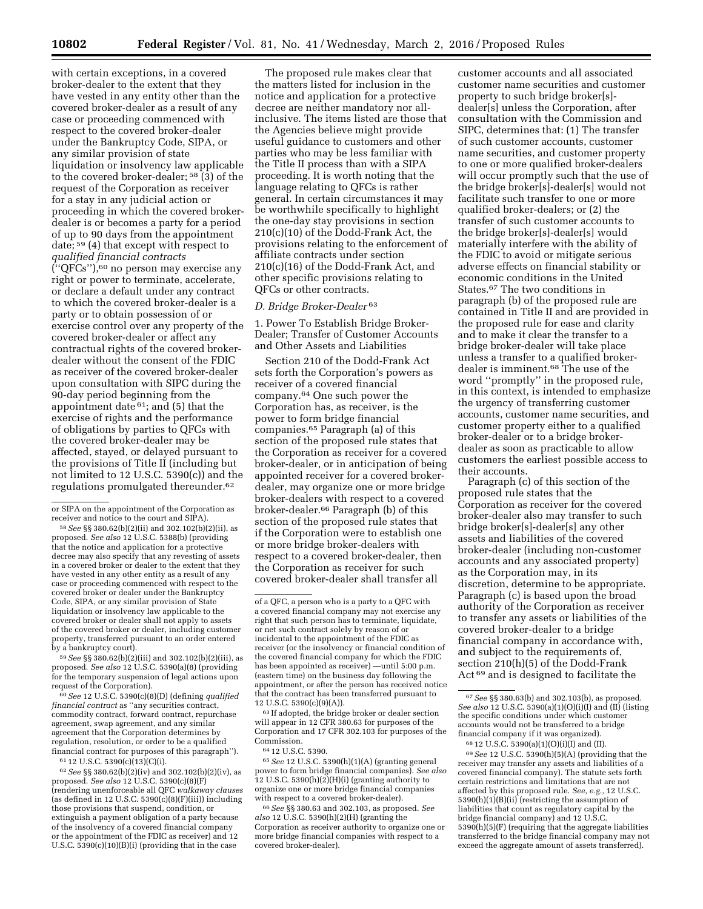with certain exceptions, in a covered broker-dealer to the extent that they have vested in any entity other than the covered broker-dealer as a result of any case or proceeding commenced with respect to the covered broker-dealer under the Bankruptcy Code, SIPA, or any similar provision of state liquidation or insolvency law applicable to the covered broker-dealer; [58] (3) of the request of the Corporation as receiver for a stay in any judicial action or proceeding in which the covered broker-dealer is or becomes a party for a period of up to 90 days from the appointment date; [59] (4) that except with respect to *qualified financial contracts* (''QFCs''),[60] no person may exercise any right or power to terminate, accelerate, or declare a default under any contract to which the covered broker-dealer is a party or to obtain possession of or exercise control over any property of the covered broker-dealer or affect any contractual rights of the covered broker-dealer without the consent of the FDIC as receiver of the covered broker-dealer upon consultation with SIPC during the 90-day period beginning from the appointment date [61]; and (5) that the exercise of rights and the performance of obligations by parties to QFCs with the covered broker-dealer may be affected, stayed, or delayed pursuant to the provisions of Title II (including but not limited to 12 U.S.C. 5390(c)) and the regulations promulgated thereunder.[62]

The proposed rule makes clear that the matters listed for inclusion in the notice and application for a protective decree are neither mandatory nor all-inclusive. The items listed are those that the Agencies believe might provide useful guidance to customers and other parties who may be less familiar with the Title II process than with a SIPA proceeding. It is worth noting that the language relating to QFCs is rather general. In certain circumstances it may be worthwhile specifically to highlight the one-day stay provisions in section 210(c)(10) of the Dodd-Frank Act, the provisions relating to the enforcement of affiliate contracts under section 210(c)(16) of the Dodd-Frank Act, and other specific provisions relating to QFCs or other contracts.

### *D. Bridge Broker-Dealer* [63]

1. Power To Establish Bridge Broker-Dealer; Transfer of Customer Accounts and Other Assets and Liabilities

Section 210 of the Dodd-Frank Act sets forth the Corporation's powers as receiver of a covered financial company.[64] One such power the Corporation has, as receiver, is the power to form bridge financial companies.[65] Paragraph (a) of this section of the proposed rule states that the Corporation as receiver for a covered broker-dealer, or in anticipation of being appointed receiver for a covered broker-dealer, may organize one or more bridge broker-dealers with respect to a covered broker-dealer.[66] Paragraph (b) of this section of the proposed rule states that if the Corporation were to establish one or more bridge broker-dealers with respect to a covered broker-dealer, then the Corporation as receiver for such covered broker-dealer shall transfer all customer accounts and all associated customer name securities and customer property to such bridge broker[s]-dealer[s] unless the Corporation, after consultation with the Commission and SIPC, determines that: (1) The transfer of such customer accounts, customer name securities, and customer property to one or more qualified broker-dealers will occur promptly such that the use of the bridge broker[s]-dealer[s] would not facilitate such transfer to one or more qualified broker-dealers; or (2) the transfer of such customer accounts to the bridge broker[s]-dealer[s] would materially interfere with the ability of the FDIC to avoid or mitigate serious adverse effects on financial stability or economic conditions in the United States.[67] The two conditions in paragraph (b) of the proposed rule are contained in Title II and are provided in the proposed rule for ease and clarity and to make it clear the transfer to a bridge broker-dealer will take place unless a transfer to a qualified broker-dealer is imminent.[68] The use of the word ''promptly'' in the proposed rule, in this context, is intended to emphasize the urgency of transferring customer accounts, customer name securities, and customer property either to a qualified broker-dealer or to a bridge broker-dealer as soon as practicable to allow customers the earliest possible access to their accounts.

Paragraph (c) of this section of the proposed rule states that the Corporation as receiver for the covered broker-dealer also may transfer to such bridge broker[s]-dealer[s] any other assets and liabilities of the covered broker-dealer (including non-customer accounts and any associated property) as the Corporation may, in its discretion, determine to be appropriate. Paragraph (c) is based upon the broad authority of the Corporation as receiver to transfer any assets or liabilities of the covered broker-dealer to a bridge financial company in accordance with, and subject to the requirements of, section 210(h)(5) of the Dodd-Frank Act [69] and is designed to facilitate the

---

or SIPA on the appointment of the Corporation as receiver and notice to the court and SIPA).

[58] *See* §§ 380.62(b)(2)(ii) and 302.102(b)(2)(ii), as proposed. *See also* 12 U.S.C. 5388(b) (providing that the notice and application for a protective decree may also specify that any revesting of assets in a covered broker or dealer to the extent that they have vested in any other entity as a result of any case or proceeding commenced with respect to the covered broker or dealer under the Bankruptcy Code, SIPA, or any similar provision of State liquidation or insolvency law applicable to the covered broker or dealer shall not apply to assets of the covered broker or dealer, including customer property, transferred pursuant to an order entered by a bankruptcy court).

[59] *See* §§ 380.62(b)(2)(iii) and 302.102(b)(2)(iii), as proposed. *See also* 12 U.S.C. 5390(a)(8) (providing for the temporary suspension of legal actions upon request of the Corporation).

[60] *See* 12 U.S.C. 5390(c)(8)(D) (defining *qualified financial contract* as ''any securities contract, commodity contract, forward contract, repurchase agreement, swap agreement, and any similar agreement that the Corporation determines by regulation, resolution, or order to be a qualified financial contract for purposes of this paragraph'').

[61] 12 U.S.C. 5390(c)(13)(C)(i).

[62] *See* §§ 380.62(b)(2)(iv) and 302.102(b)(2)(iv), as proposed. *See also* 12 U.S.C. 5390(c)(8)(F) (rendering unenforceable all QFC *walkaway clauses* (as defined in 12 U.S.C. 5390(c)(8)(F)(iii)) including those provisions that suspend, condition, or extinguish a payment obligation of a party because of the insolvency of a covered financial company or the appointment of the FDIC as receiver) and 12 U.S.C. 5390(c)(10)(B)(i) (providing that in the case of a QFC, a person who is a party to a QFC with a covered financial company may not exercise any right that such person has to terminate, liquidate, or net such contract solely by reason of or incidental to the appointment of the FDIC as receiver (or the insolvency or financial condition of the covered financial company for which the FDIC has been appointed as receiver) —until 5:00 p.m. (eastern time) on the business day following the appointment, or after the person has received notice that the contract has been transferred pursuant to 12 U.S.C. 5390(c)(9)(A)).

[63] If adopted, the bridge broker or dealer section will appear in 12 CFR 380.63 for purposes of the Corporation and 17 CFR 302.103 for purposes of the Commission.

[64] 12 U.S.C. 5390.

[65] *See* 12 U.S.C. 5390(h)(1)(A) (granting general power to form bridge financial companies). *See also* 12 U.S.C. 5390(h)(2)(H)(i) (granting authority to organize one or more bridge financial companies with respect to a covered broker-dealer).

[66] *See* §§ 380.63 and 302.103, as proposed. *See also* 12 U.S.C. 5390(h)(2)(H) (granting the Corporation as receiver authority to organize one or more bridge financial companies with respect to a covered broker-dealer).

[67] *See* §§ 380.63(b) and 302.103(b), as proposed. *See also* 12 U.S.C. 5390(a)(1)(O)(i)(I) and (II) (listing the specific conditions under which customer accounts would not be transferred to a bridge financial company if it was organized).

[68] 12 U.S.C. 5390(a)(1)(O)(i)(I) and (II).

[69] *See* 12 U.S.C. 5390(h)(5)(A) (providing that the receiver may transfer any assets and liabilities of a covered financial company). The statute sets forth certain restrictions and limitations that are not affected by this proposed rule. *See, e.g.,* 12 U.S.C. 5390(h)(1)(B)(ii) (restricting the assumption of liabilities that count as regulatory capital by the bridge financial company) and 12 U.S.C. 5390(h)(5)(F) (requiring that the aggregate liabilities transferred to the bridge financial company may not exceed the aggregate amount of assets transferred).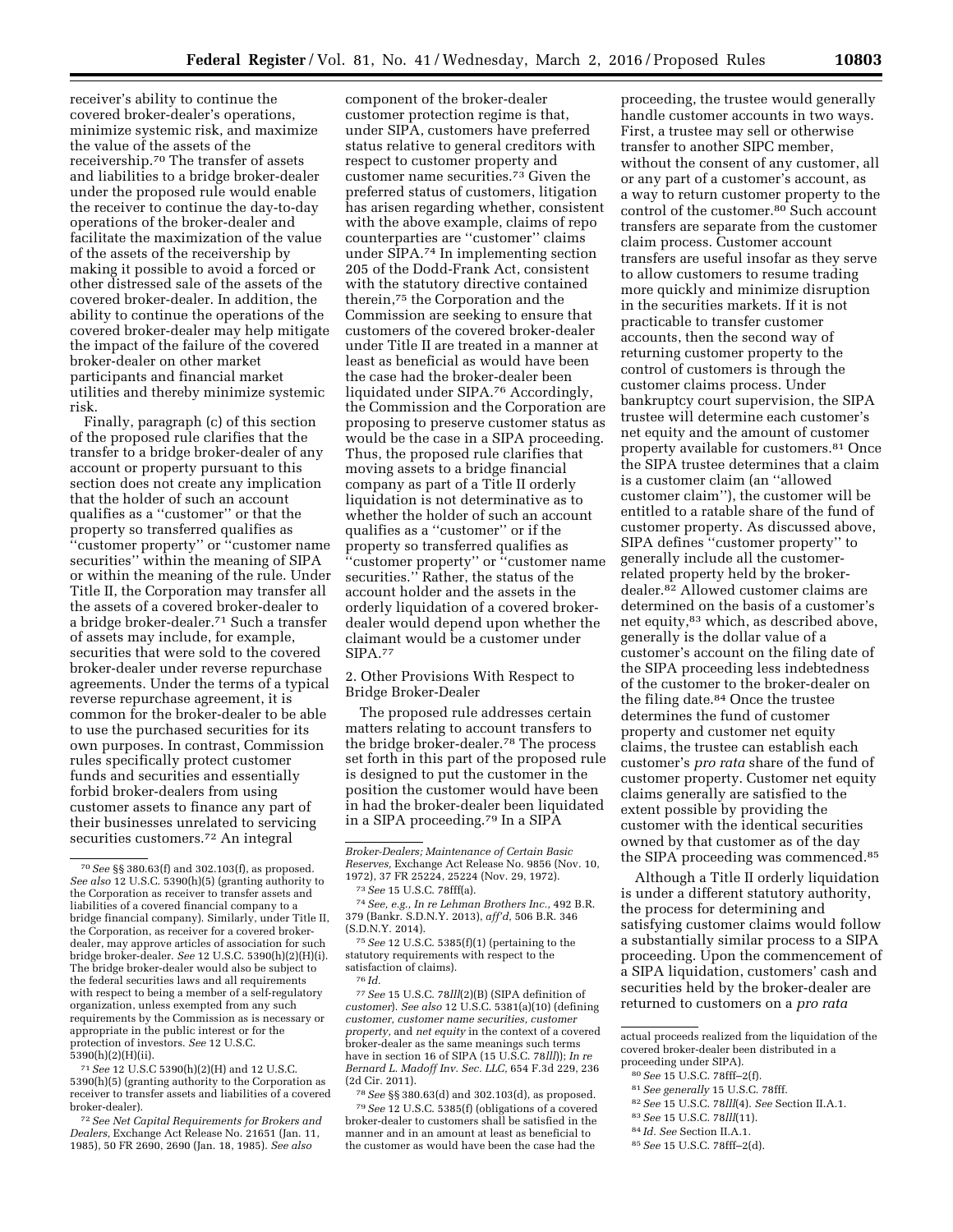receiver's ability to continue the covered broker-dealer's operations, minimize systemic risk, and maximize the value of the assets of the receivership.[70] The transfer of assets and liabilities to a bridge broker-dealer under the proposed rule would enable the receiver to continue the day-to-day operations of the broker-dealer and facilitate the maximization of the value of the assets of the receivership by making it possible to avoid a forced or other distressed sale of the assets of the covered broker-dealer. In addition, the ability to continue the operations of the covered broker-dealer may help mitigate the impact of the failure of the covered broker-dealer on other market participants and financial market utilities and thereby minimize systemic risk.

Finally, paragraph (c) of this section of the proposed rule clarifies that the transfer to a bridge broker-dealer of any account or property pursuant to this section does not create any implication that the holder of such an account qualifies as a "customer" or that the property so transferred qualifies as "customer property" or "customer name securities" within the meaning of SIPA or within the meaning of the rule. Under Title II, the Corporation may transfer all the assets of a covered broker-dealer to a bridge broker-dealer.[71] Such a transfer of assets may include, for example, securities that were sold to the covered broker-dealer under reverse repurchase agreements. Under the terms of a typical reverse repurchase agreement, it is common for the broker-dealer to be able to use the purchased securities for its own purposes. In contrast, Commission rules specifically protect customer funds and securities and essentially forbid broker-dealers from using customer assets to finance any part of their businesses unrelated to servicing securities customers.[72] An integral component of the broker-dealer customer protection regime is that, under SIPA, customers have preferred status relative to general creditors with respect to customer property and customer name securities.[73] Given the preferred status of customers, litigation has arisen regarding whether, consistent with the above example, claims of repo counterparties are "customer" claims under SIPA.[74] In implementing section 205 of the Dodd-Frank Act, consistent with the statutory directive contained therein,[75] the Corporation and the Commission are seeking to ensure that customers of the covered broker-dealer under Title II are treated in a manner at least as beneficial as would have been the case had the broker-dealer been liquidated under SIPA.[76] Accordingly, the Commission and the Corporation are proposing to preserve customer status as would be the case in a SIPA proceeding. Thus, the proposed rule clarifies that moving assets to a bridge financial company as part of a Title II orderly liquidation is not determinative as to whether the holder of such an account qualifies as a "customer" or if the property so transferred qualifies as "customer property" or "customer name securities." Rather, the status of the account holder and the assets in the orderly liquidation of a covered broker-dealer would depend upon whether the claimant would be a customer under SIPA.[77]

2. Other Provisions With Respect to Bridge Broker-Dealer

The proposed rule addresses certain matters relating to account transfers to the bridge broker-dealer.[78] The process set forth in this part of the proposed rule is designed to put the customer in the position the customer would have been in had the broker-dealer been liquidated in a SIPA proceeding.[79] In a SIPA proceeding, the trustee would generally handle customer accounts in two ways. First, a trustee may sell or otherwise transfer to another SIPC member, without the consent of any customer, all or any part of a customer's account, as a way to return customer property to the control of the customer.[80] Such account transfers are separate from the customer claim process. Customer account transfers are useful insofar as they serve to allow customers to resume trading more quickly and minimize disruption in the securities markets. If it is not practicable to transfer customer accounts, then the second way of returning customer property to the control of customers is through the customer claims process. Under bankruptcy court supervision, the SIPA trustee will determine each customer's net equity and the amount of customer property available for customers.[81] Once the SIPA trustee determines that a claim is a customer claim (an "allowed customer claim"), the customer will be entitled to a ratable share of the fund of customer property. As discussed above, SIPA defines "customer property" to generally include all the customer-related property held by the broker-dealer.[82] Allowed customer claims are determined on the basis of a customer's net equity,[83] which, as described above, generally is the dollar value of a customer's account on the filing date of the SIPA proceeding less indebtedness of the customer to the broker-dealer on the filing date.[84] Once the trustee determines the fund of customer property and customer net equity claims, the trustee can establish each customer's *pro rata* share of the fund of customer property. Customer net equity claims generally are satisfied to the extent possible by providing the customer with the identical securities owned by that customer as of the day the SIPA proceeding was commenced.[85]

Although a Title II orderly liquidation is under a different statutory authority, the process for determining and satisfying customer claims would follow a substantially similar process to a SIPA proceeding. Upon the commencement of a SIPA liquidation, customers' cash and securities held by the broker-dealer are returned to customers on a *pro rata*

---

[70] *See* §§ 380.63(f) and 302.103(f), as proposed. *See also* 12 U.S.C. 5390(h)(5) (granting authority to the Corporation as receiver to transfer assets and liabilities of a covered financial company to a bridge financial company). Similarly, under Title II, the Corporation, as receiver for a covered broker-dealer, may approve articles of association for such bridge broker-dealer. *See* 12 U.S.C. 5390(h)(2)(H)(i). The bridge broker-dealer would also be subject to the federal securities laws and all requirements with respect to being a member of a self-regulatory organization, unless exempted from any such requirements by the Commission as is necessary or appropriate in the public interest or for the protection of investors. *See* 12 U.S.C. 5390(h)(2)(H)(ii).

[71] *See* 12 U.S.C 5390(h)(2)(H) and 12 U.S.C. 5390(h)(5) (granting authority to the Corporation as receiver to transfer assets and liabilities of a covered broker-dealer).

[72] *See Net Capital Requirements for Brokers and Dealers,* Exchange Act Release No. 21651 (Jan. 11, 1985), 50 FR 2690, 2690 (Jan. 18, 1985). *See also Broker-Dealers; Maintenance of Certain Basic Reserves,* Exchange Act Release No. 9856 (Nov. 10, 1972), 37 FR 25224, 25224 (Nov. 29, 1972).

[73] *See* 15 U.S.C. 78fff(a).

[74] *See, e.g., In re Lehman Brothers Inc.,* 492 B.R. 379 (Bankr. S.D.N.Y. 2013), *aff'd,* 506 B.R. 346 (S.D.N.Y. 2014).

[75] *See* 12 U.S.C. 5385(f)(1) (pertaining to the statutory requirements with respect to the satisfaction of claims).

[76] *Id.*

[77] *See* 15 U.S.C. 78*lll*(2)(B) (SIPA definition of *customer*). *See also* 12 U.S.C. 5381(a)(10) (defining *customer, customer name securities, customer property,* and *net equity* in the context of a covered broker-dealer as the same meanings such terms have in section 16 of SIPA (15 U.S.C. 78*lll*)); *In re Bernard L. Madoff Inv. Sec. LLC,* 654 F.3d 229, 236 (2d Cir. 2011).

[78] *See* §§ 380.63(d) and 302.103(d), as proposed.

[79] *See* 12 U.S.C. 5385(f) (obligations of a covered broker-dealer to customers shall be satisfied in the manner and in an amount at least as beneficial to the customer as would have been the case had the actual proceeds realized from the liquidation of the covered broker-dealer been distributed in a proceeding under SIPA).

[80] *See* 15 U.S.C. 78fff–2(f).

[81] *See generally* 15 U.S.C. 78fff.

[82] *See* 15 U.S.C. 78*lll*(4). *See* Section II.A.1.

[83] *See* 15 U.S.C. 78*lll*(11).

[84] *Id. See* Section II.A.1.

[85] *See* 15 U.S.C. 78fff–2(d).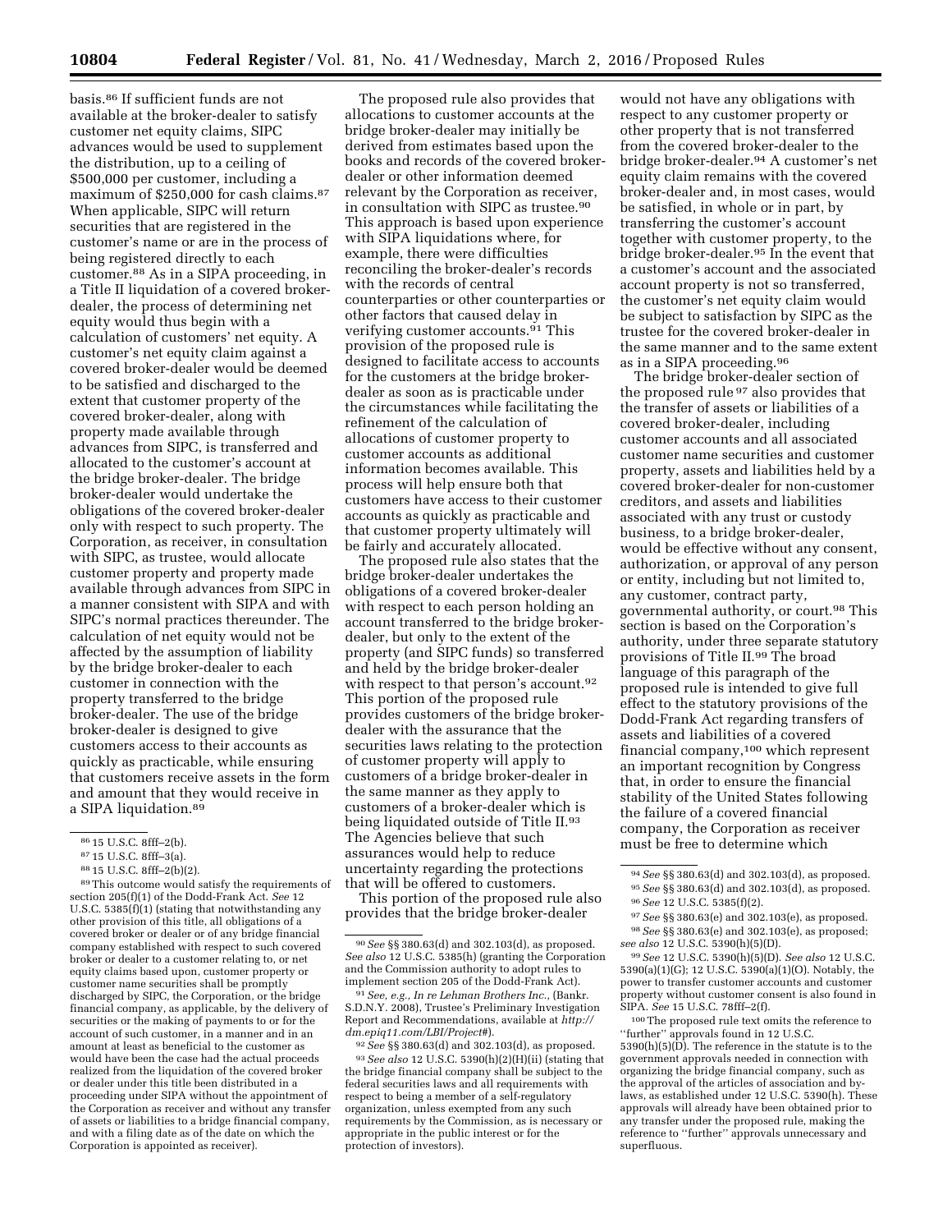basis.[86] If sufficient funds are not available at the broker-dealer to satisfy customer net equity claims, SIPC advances would be used to supplement the distribution, up to a ceiling of $500,000 per customer, including a maximum of $250,000 for cash claims.[87] When applicable, SIPC will return securities that are registered in the customer's name or are in the process of being registered directly to each customer.[88] As in a SIPA proceeding, in a Title II liquidation of a covered broker-dealer, the process of determining net equity would thus begin with a calculation of customers' net equity. A customer's net equity claim against a covered broker-dealer would be deemed to be satisfied and discharged to the extent that customer property of the covered broker-dealer, along with property made available through advances from SIPC, is transferred and allocated to the customer's account at the bridge broker-dealer. The bridge broker-dealer would undertake the obligations of the covered broker-dealer only with respect to such property. The Corporation, as receiver, in consultation with SIPC, as trustee, would allocate customer property and property made available through advances from SIPC in a manner consistent with SIPA and with SIPC's normal practices thereunder. The calculation of net equity would not be affected by the assumption of liability by the bridge broker-dealer to each customer in connection with the property transferred to the bridge broker-dealer. The use of the bridge broker-dealer is designed to give customers access to their accounts as quickly as practicable, while ensuring that customers receive assets in the form and amount that they would receive in a SIPA liquidation.[89]

The proposed rule also provides that allocations to customer accounts at the bridge broker-dealer may initially be derived from estimates based upon the books and records of the covered broker-dealer or other information deemed relevant by the Corporation as receiver, in consultation with SIPC as trustee.[90] This approach is based upon experience with SIPA liquidations where, for example, there were difficulties reconciling the broker-dealer's records with the records of central counterparties or other counterparties or other factors that caused delay in verifying customer accounts.[91] This provision of the proposed rule is designed to facilitate access to accounts for the customers at the bridge broker-dealer as soon as is practicable under the circumstances while facilitating the refinement of the calculation of allocations of customer property to customer accounts as additional information becomes available. This process will help ensure both that customers have access to their customer accounts as quickly as practicable and that customer property ultimately will be fairly and accurately allocated.

The proposed rule also states that the bridge broker-dealer undertakes the obligations of a covered broker-dealer with respect to each person holding an account transferred to the bridge broker-dealer, but only to the extent of the property (and SIPC funds) so transferred and held by the bridge broker-dealer with respect to that person's account.[92] This portion of the proposed rule provides customers of the bridge broker-dealer with the assurance that the securities laws relating to the protection of customer property will apply to customers of a bridge broker-dealer in the same manner as they apply to customers of a broker-dealer which is being liquidated outside of Title II.[93] The Agencies believe that such assurances would help to reduce uncertainty regarding the protections that will be offered to customers.

This portion of the proposed rule also provides that the bridge broker-dealer would not have any obligations with respect to any customer property or other property that is not transferred from the covered broker-dealer to the bridge broker-dealer.[94] A customer's net equity claim remains with the covered broker-dealer and, in most cases, would be satisfied, in whole or in part, by transferring the customer's account together with customer property, to the bridge broker-dealer.[95] In the event that a customer's account and the associated account property is not so transferred, the customer's net equity claim would be subject to satisfaction by SIPC as the trustee for the covered broker-dealer in the same manner and to the same extent as in a SIPA proceeding.[96]

The bridge broker-dealer section of the proposed rule[97] also provides that the transfer of assets or liabilities of a covered broker-dealer, including customer accounts and all associated customer name securities and customer property, assets and liabilities held by a covered broker-dealer for non-customer creditors, and assets and liabilities associated with any trust or custody business, to a bridge broker-dealer, would be effective without any consent, authorization, or approval of any person or entity, including but not limited to, any customer, contract party, governmental authority, or court.[98] This section is based on the Corporation's authority, under three separate statutory provisions of Title II.[99] The broad language of this paragraph of the proposed rule is intended to give full effect to the statutory provisions of the Dodd-Frank Act regarding transfers of assets and liabilities of a covered financial company,[100] which represent an important recognition by Congress that, in order to ensure the financial stability of the United States following the failure of a covered financial company, the Corporation as receiver must be free to determine which

---

[86] 15 U.S.C. 8fff–2(b).

[87] 15 U.S.C. 8fff–3(a).

[88] 15 U.S.C. 8fff–2(b)(2).

[89] This outcome would satisfy the requirements of section 205(f)(1) of the Dodd-Frank Act. *See* 12 U.S.C. 5385(f)(1) (stating that notwithstanding any other provision of this title, all obligations of a covered broker or dealer or of any bridge financial company established with respect to such covered broker or dealer to a customer relating to, or net equity claims based upon, customer property or customer name securities shall be promptly discharged by SIPC, the Corporation, or the bridge financial company, as applicable, by the delivery of securities or the making of payments to or for the account of such customer, in a manner and in an amount at least as beneficial to the customer as would have been the case had the actual proceeds realized from the liquidation of the covered broker or dealer under this title been distributed in a proceeding under SIPA without the appointment of the Corporation as receiver and without any transfer of assets or liabilities to a bridge financial company, and with a filing date as of the date on which the Corporation is appointed as receiver).

[90] *See* §§ 380.63(d) and 302.103(d), as proposed. *See also* 12 U.S.C. 5385(h) (granting the Corporation and the Commission authority to adopt rules to implement section 205 of the Dodd-Frank Act).

[91] *See, e.g., In re Lehman Brothers Inc.,* (Bankr. S.D.N.Y. 2008), Trustee's Preliminary Investigation Report and Recommendations, available at *http://dm.epiq11.com/LBI/Project#*).

[92] *See* §§ 380.63(d) and 302.103(d), as proposed.

[93] *See also* 12 U.S.C. 5390(h)(2)(H)(ii) (stating that the bridge financial company shall be subject to the federal securities laws and all requirements with respect to being a member of a self-regulatory organization, unless exempted from any such requirements by the Commission, as is necessary or appropriate in the public interest or for the protection of investors).

[94] *See* §§ 380.63(d) and 302.103(d), as proposed.

[95] *See* §§ 380.63(d) and 302.103(d), as proposed.

[96] *See* 12 U.S.C. 5385(f)(2).

[97] *See* §§ 380.63(e) and 302.103(e), as proposed.

[98] *See* §§ 380.63(e) and 302.103(e), as proposed; *see also* 12 U.S.C. 5390(h)(5)(D).

[99] *See* 12 U.S.C. 5390(h)(5)(D). *See also* 12 U.S.C. 5390(a)(1)(G); 12 U.S.C. 5390(a)(1)(O). Notably, the power to transfer customer accounts and customer property without customer consent is also found in SIPA. *See* 15 U.S.C. 78fff–2(f).

[100] The proposed rule text omits the reference to "further" approvals found in 12 U.S.C. 5390(h)(5)(D). The reference in the statute is to the government approvals needed in connection with organizing the bridge financial company, such as the approval of the articles of association and by-laws, as established under 12 U.S.C. 5390(h). These approvals will already have been obtained prior to any transfer under the proposed rule, making the reference to "further" approvals unnecessary and superfluous.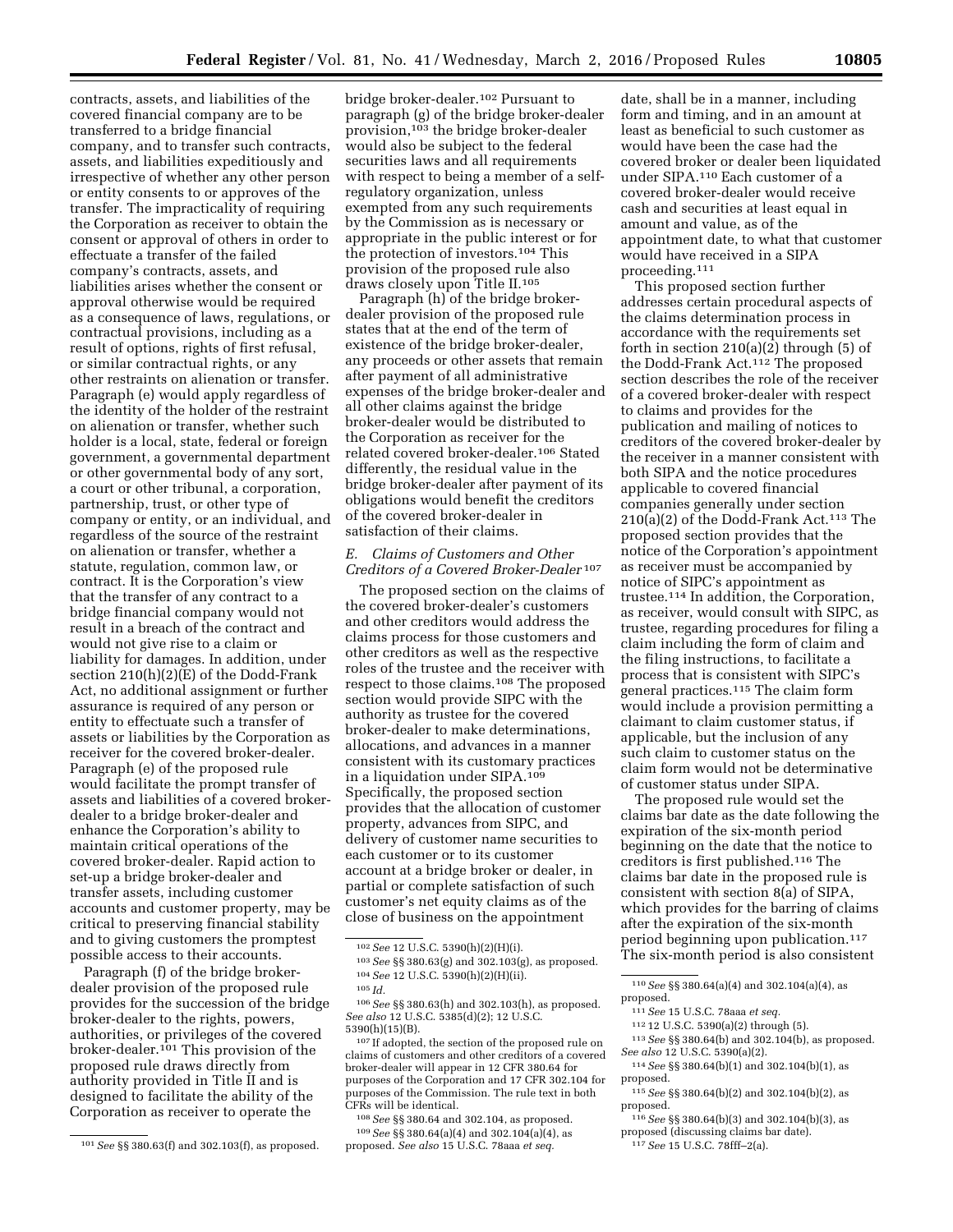contracts, assets, and liabilities of the covered financial company are to be transferred to a bridge financial company, and to transfer such contracts, assets, and liabilities expeditiously and irrespective of whether any other person or entity consents to or approves of the transfer. The impracticality of requiring the Corporation as receiver to obtain the consent or approval of others in order to effectuate a transfer of the failed company's contracts, assets, and liabilities arises whether the consent or approval otherwise would be required as a consequence of laws, regulations, or contractual provisions, including as a result of options, rights of first refusal, or similar contractual rights, or any other restraints on alienation or transfer. Paragraph (e) would apply regardless of the identity of the holder of the restraint on alienation or transfer, whether such holder is a local, state, federal or foreign government, a governmental department or other governmental body of any sort, a court or other tribunal, a corporation, partnership, trust, or other type of company or entity, or an individual, and regardless of the source of the restraint on alienation or transfer, whether a statute, regulation, common law, or contract. It is the Corporation's view that the transfer of any contract to a bridge financial company would not result in a breach of the contract and would not give rise to a claim or liability for damages. In addition, under section 210(h)(2)(E) of the Dodd-Frank Act, no additional assignment or further assurance is required of any person or entity to effectuate such a transfer of assets or liabilities by the Corporation as receiver for the covered broker-dealer. Paragraph (e) of the proposed rule would facilitate the prompt transfer of assets and liabilities of a covered broker-dealer to a bridge broker-dealer and enhance the Corporation's ability to maintain critical operations of the covered broker-dealer. Rapid action to set-up a bridge broker-dealer and transfer assets, including customer accounts and customer property, may be critical to preserving financial stability and to giving customers the promptest possible access to their accounts.

Paragraph (f) of the bridge broker-dealer provision of the proposed rule provides for the succession of the bridge broker-dealer to the rights, powers, authorities, or privileges of the covered broker-dealer.[101] This provision of the proposed rule draws directly from authority provided in Title II and is designed to facilitate the ability of the Corporation as receiver to operate the bridge broker-dealer.[102] Pursuant to paragraph (g) of the bridge broker-dealer provision,[103] the bridge broker-dealer would also be subject to the federal securities laws and all requirements with respect to being a member of a self-regulatory organization, unless exempted from any such requirements by the Commission as is necessary or appropriate in the public interest or for the protection of investors.[104] This provision of the proposed rule also draws closely upon Title II.[105]

Paragraph (h) of the bridge broker-dealer provision of the proposed rule states that at the end of the term of existence of the bridge broker-dealer, any proceeds or other assets that remain after payment of all administrative expenses of the bridge broker-dealer and all other claims against the bridge broker-dealer would be distributed to the Corporation as receiver for the related covered broker-dealer.[106] Stated differently, the residual value in the bridge broker-dealer after payment of its obligations would benefit the creditors of the covered broker-dealer in satisfaction of their claims.

### *E. Claims of Customers and Other Creditors of a Covered Broker-Dealer*[107]

The proposed section on the claims of the covered broker-dealer's customers and other creditors would address the claims process for those customers and other creditors as well as the respective roles of the trustee and the receiver with respect to those claims.[108] The proposed section would provide SIPC with the authority as trustee for the covered broker-dealer to make determinations, allocations, and advances in a manner consistent with its customary practices in a liquidation under SIPA.[109] Specifically, the proposed section provides that the allocation of customer property, advances from SIPC, and delivery of customer name securities to each customer or to its customer account at a bridge broker or dealer, in partial or complete satisfaction of such customer's net equity claims as of the close of business on the appointment date, shall be in a manner, including form and timing, and in an amount at least as beneficial to such customer as would have been the case had the covered broker or dealer been liquidated under SIPA.[110] Each customer of a covered broker-dealer would receive cash and securities at least equal in amount and value, as of the appointment date, to what that customer would have received in a SIPA proceeding.[111]

This proposed section further addresses certain procedural aspects of the claims determination process in accordance with the requirements set forth in section 210(a)(2) through (5) of the Dodd-Frank Act.[112] The proposed section describes the role of the receiver of a covered broker-dealer with respect to claims and provides for the publication and mailing of notices to creditors of the covered broker-dealer by the receiver in a manner consistent with both SIPA and the notice procedures applicable to covered financial companies generally under section 210(a)(2) of the Dodd-Frank Act.[113] The proposed section provides that the notice of the Corporation's appointment as receiver must be accompanied by notice of SIPC's appointment as trustee.[114] In addition, the Corporation, as receiver, would consult with SIPC, as trustee, regarding procedures for filing a claim including the form of claim and the filing instructions, to facilitate a process that is consistent with SIPC's general practices.[115] The claim form would include a provision permitting a claimant to claim customer status, if applicable, but the inclusion of any such claim to customer status on the claim form would not be determinative of customer status under SIPA.

The proposed rule would set the claims bar date as the date following the expiration of the six-month period beginning on the date that the notice to creditors is first published.[116] The claims bar date in the proposed rule is consistent with section 8(a) of SIPA, which provides for the barring of claims after the expiration of the six-month period beginning upon publication.[117] The six-month period is also consistent

---

[101] *See* §§ 380.63(f) and 302.103(f), as proposed.

[102] *See* 12 U.S.C. 5390(h)(2)(H)(i).

[103] *See* §§ 380.63(g) and 302.103(g), as proposed.

[104] *See* 12 U.S.C. 5390(h)(2)(H)(ii).

[105] *Id.*

[106] *See* §§ 380.63(h) and 302.103(h), as proposed. *See also* 12 U.S.C. 5385(d)(2); 12 U.S.C. 5390(h)(15)(B).

[107] If adopted, the section of the proposed rule on claims of customers and other creditors of a covered broker-dealer will appear in 12 CFR 380.64 for purposes of the Corporation and 17 CFR 302.104 for purposes of the Commission. The rule text in both CFRs will be identical.

[108] *See* §§ 380.64 and 302.104, as proposed.

[109] *See* §§ 380.64(a)(4) and 302.104(a)(4), as proposed. *See also* 15 U.S.C. 78aaa *et seq.*

[110] *See* §§ 380.64(a)(4) and 302.104(a)(4), as proposed.

[111] *See* 15 U.S.C. 78aaa *et seq.*

[112] 12 U.S.C. 5390(a)(2) through (5).

[113] *See* §§ 380.64(b) and 302.104(b), as proposed. *See also* 12 U.S.C. 5390(a)(2).

[114] *See* §§ 380.64(b)(1) and 302.104(b)(1), as proposed.

[115] *See* §§ 380.64(b)(2) and 302.104(b)(2), as proposed.

[116] *See* §§ 380.64(b)(3) and 302.104(b)(3), as proposed (discussing claims bar date).

[117] *See* 15 U.S.C. 78fff–2(a).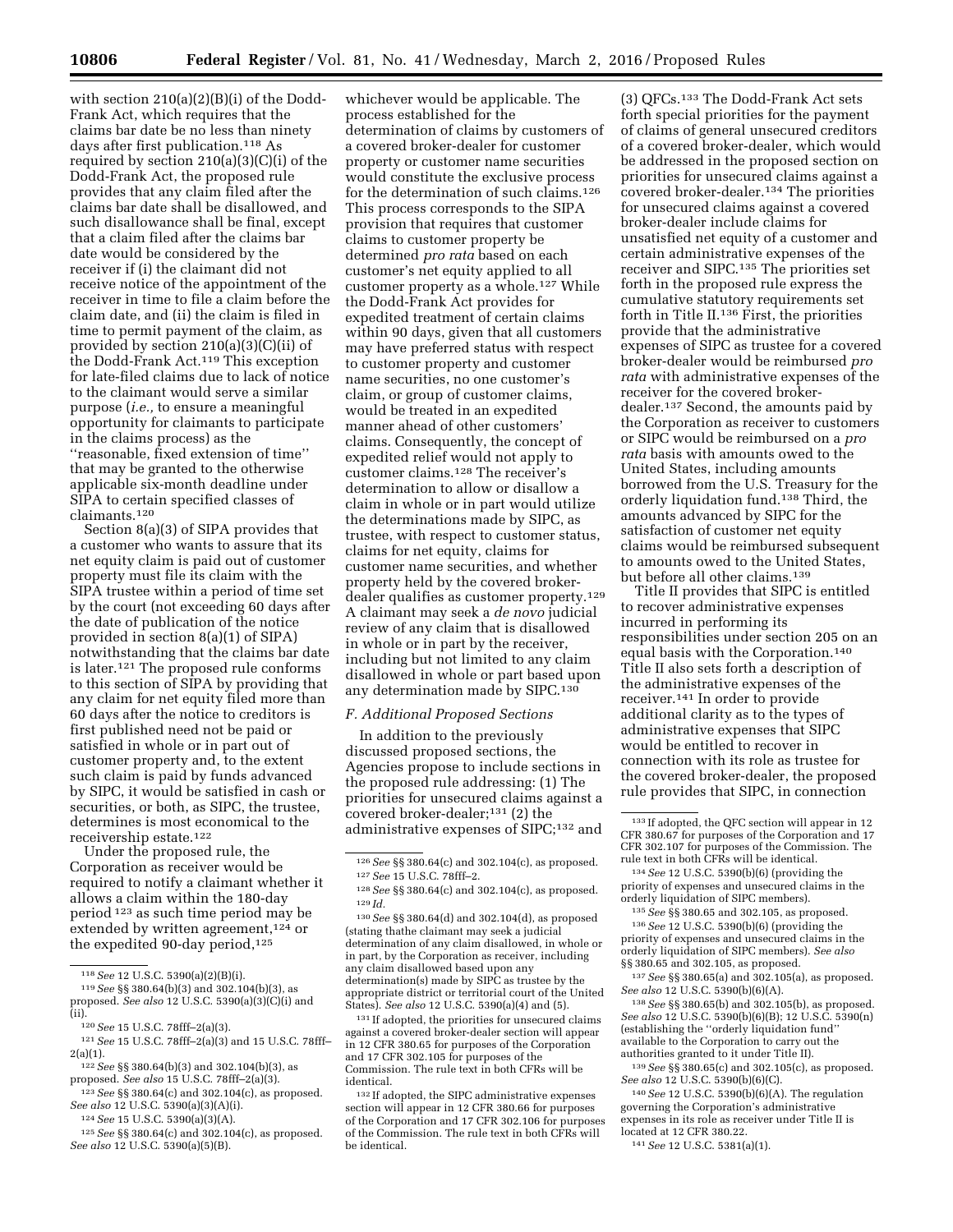with section 210(a)(2)(B)(i) of the Dodd-Frank Act, which requires that the claims bar date be no less than ninety days after first publication.[118] As required by section 210(a)(3)(C)(i) of the Dodd-Frank Act, the proposed rule provides that any claim filed after the claims bar date shall be disallowed, and such disallowance shall be final, except that a claim filed after the claims bar date would be considered by the receiver if (i) the claimant did not receive notice of the appointment of the receiver in time to file a claim before the claim date, and (ii) the claim is filed in time to permit payment of the claim, as provided by section 210(a)(3)(C)(ii) of the Dodd-Frank Act.[119] This exception for late-filed claims due to lack of notice to the claimant would serve a similar purpose (*i.e.,* to ensure a meaningful opportunity for claimants to participate in the claims process) as the ''reasonable, fixed extension of time'' that may be granted to the otherwise applicable six-month deadline under SIPA to certain specified classes of claimants.[120]

Section 8(a)(3) of SIPA provides that a customer who wants to assure that its net equity claim is paid out of customer property must file its claim with the SIPA trustee within a period of time set by the court (not exceeding 60 days after the date of publication of the notice provided in section 8(a)(1) of SIPA) notwithstanding that the claims bar date is later.[121] The proposed rule conforms to this section of SIPA by providing that any claim for net equity filed more than 60 days after the notice to creditors is first published need not be paid or satisfied in whole or in part out of customer property and, to the extent such claim is paid by funds advanced by SIPC, it would be satisfied in cash or securities, or both, as SIPC, the trustee, determines is most economical to the receivership estate.[122]

Under the proposed rule, the Corporation as receiver would be required to notify a claimant whether it allows a claim within the 180-day period[123] as such time period may be extended by written agreement,[124] or the expedited 90-day period,[125] whichever would be applicable. The process established for the determination of claims by customers of a covered broker-dealer for customer property or customer name securities would constitute the exclusive process for the determination of such claims.[126] This process corresponds to the SIPA provision that requires that customer claims to customer property be determined *pro rata* based on each customer's net equity applied to all customer property as a whole.[127] While the Dodd-Frank Act provides for expedited treatment of certain claims within 90 days, given that all customers may have preferred status with respect to customer property and customer name securities, no one customer's claim, or group of customer claims, would be treated in an expedited manner ahead of other customers' claims. Consequently, the concept of expedited relief would not apply to customer claims.[128] The receiver's determination to allow or disallow a claim in whole or in part would utilize the determinations made by SIPC, as trustee, with respect to customer status, claims for net equity, claims for customer name securities, and whether property held by the covered broker-dealer qualifies as customer property.[129] A claimant may seek a *de novo* judicial review of any claim that is disallowed in whole or in part by the receiver, including but not limited to any claim disallowed in whole or in part based upon any determination made by SIPC.[130]

### *F. Additional Proposed Sections*

In addition to the previously discussed proposed sections, the Agencies propose to include sections in the proposed rule addressing: (1) The priorities for unsecured claims against a covered broker-dealer;[131] (2) the administrative expenses of SIPC;[132] and (3) QFCs.[133] The Dodd-Frank Act sets forth special priorities for the payment of claims of general unsecured creditors of a covered broker-dealer, which would be addressed in the proposed section on priorities for unsecured claims against a covered broker-dealer.[134] The priorities for unsecured claims against a covered broker-dealer include claims for unsatisfied net equity of a customer and certain administrative expenses of the receiver and SIPC.[135] The priorities set forth in the proposed rule express the cumulative statutory requirements set forth in Title II.[136] First, the priorities provide that the administrative expenses of SIPC as trustee for a covered broker-dealer would be reimbursed *pro rata* with administrative expenses of the receiver for the covered broker-dealer.[137] Second, the amounts paid by the Corporation as receiver to customers or SIPC would be reimbursed on a *pro rata* basis with amounts owed to the United States, including amounts borrowed from the U.S. Treasury for the orderly liquidation fund.[138] Third, the amounts advanced by SIPC for the satisfaction of customer net equity claims would be reimbursed subsequent to amounts owed to the United States, but before all other claims.[139]

Title II provides that SIPC is entitled to recover administrative expenses incurred in performing its responsibilities under section 205 on an equal basis with the Corporation.[140] Title II also sets forth a description of the administrative expenses of the receiver.[141] In order to provide additional clarity as to the types of administrative expenses that SIPC would be entitled to recover in connection with its role as trustee for the covered broker-dealer, the proposed rule provides that SIPC, in connection

---

[118] *See* 12 U.S.C. 5390(a)(2)(B)(i).

[119] *See* §§ 380.64(b)(3) and 302.104(b)(3), as proposed. *See also* 12 U.S.C. 5390(a)(3)(C)(i) and (ii).

[120] *See* 15 U.S.C. 78fff–2(a)(3).

[121] *See* 15 U.S.C. 78fff–2(a)(3) and 15 U.S.C. 78fff–2(a)(1).

[122] *See* §§ 380.64(b)(3) and 302.104(b)(3), as proposed. *See also* 15 U.S.C. 78fff–2(a)(3).

[123] *See* §§ 380.64(c) and 302.104(c), as proposed. *See also* 12 U.S.C. 5390(a)(3)(A)(i).

[124] *See* 15 U.S.C. 5390(a)(3)(A).

[125] *See* §§ 380.64(c) and 302.104(c), as proposed. *See also* 12 U.S.C. 5390(a)(5)(B).

[126] *See* §§ 380.64(c) and 302.104(c), as proposed.

[127] *See* 15 U.S.C. 78fff–2.

[128] *See* §§ 380.64(c) and 302.104(c), as proposed.

[129] *Id.*

[130] *See* §§ 380.64(d) and 302.104(d), as proposed (stating thathe claimant may seek a judicial determination of any claim disallowed, in whole or in part, by the Corporation as receiver, including any claim disallowed based upon any determination(s) made by SIPC as trustee by the appropriate district or territorial court of the United States). *See also* 12 U.S.C. 5390(a)(4) and (5).

[131] If adopted, the priorities for unsecured claims against a covered broker-dealer section will appear in 12 CFR 380.65 for purposes of the Corporation and 17 CFR 302.105 for purposes of the Commission. The rule text in both CFRs will be identical.

[132] If adopted, the SIPC administrative expenses section will appear in 12 CFR 380.66 for purposes of the Corporation and 17 CFR 302.106 for purposes of the Commission. The rule text in both CFRs will be identical.

[133] If adopted, the QFC section will appear in 12 CFR 380.67 for purposes of the Corporation and 17 CFR 302.107 for purposes of the Commission. The rule text in both CFRs will be identical.

[134] *See* 12 U.S.C. 5390(b)(6) (providing the priority of expenses and unsecured claims in the orderly liquidation of SIPC members).

[135] *See* §§ 380.65 and 302.105, as proposed.

[136] *See* 12 U.S.C. 5390(b)(6) (providing the priority of expenses and unsecured claims in the orderly liquidation of SIPC members). *See also* §§ 380.65 and 302.105, as proposed.

[137] *See* §§ 380.65(a) and 302.105(a), as proposed. *See also* 12 U.S.C. 5390(b)(6)(A).

[138] *See* §§ 380.65(b) and 302.105(b), as proposed. *See also* 12 U.S.C. 5390(b)(6)(B); 12 U.S.C. 5390(n) (establishing the ''orderly liquidation fund'' available to the Corporation to carry out the authorities granted to it under Title II).

[139] *See* §§ 380.65(c) and 302.105(c), as proposed. *See also* 12 U.S.C. 5390(b)(6)(C).

[140] *See* 12 U.S.C. 5390(b)(6)(A). The regulation governing the Corporation's administrative expenses in its role as receiver under Title II is located at 12 CFR 380.22.

[141] *See* 12 U.S.C. 5381(a)(1).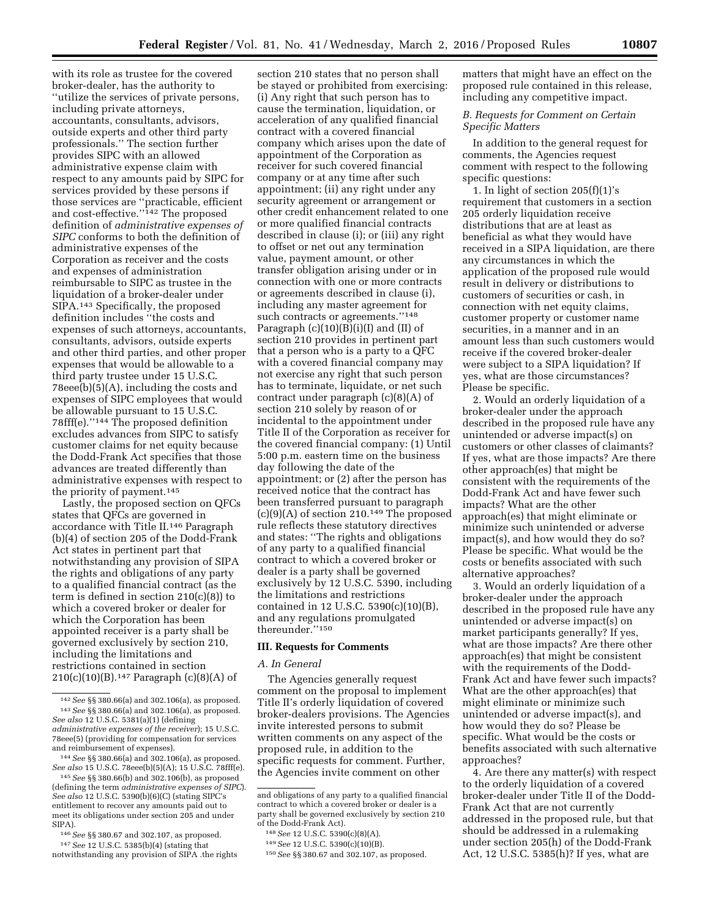with its role as trustee for the covered broker-dealer, has the authority to ''utilize the services of private persons, including private attorneys, accountants, consultants, advisors, outside experts and other third party professionals.'' The section further provides SIPC with an allowed administrative expense claim with respect to any amounts paid by SIPC for services provided by these persons if those services are ''practicable, efficient and cost-effective.''[142] The proposed definition of *administrative expenses of SIPC* conforms to both the definition of administrative expenses of the Corporation as receiver and the costs and expenses of administration reimbursable to SIPC as trustee in the liquidation of a broker-dealer under SIPA.[143] Specifically, the proposed definition includes ''the costs and expenses of such attorneys, accountants, consultants, advisors, outside experts and other third parties, and other proper expenses that would be allowable to a third party trustee under 15 U.S.C. 78eee(b)(5)(A), including the costs and expenses of SIPC employees that would be allowable pursuant to 15 U.S.C. 78fff(e).''[144] The proposed definition excludes advances from SIPC to satisfy customer claims for net equity because the Dodd-Frank Act specifies that those advances are treated differently than administrative expenses with respect to the priority of payment.[145]

Lastly, the proposed section on QFCs states that QFCs are governed in accordance with Title II.[146] Paragraph (b)(4) of section 205 of the Dodd-Frank Act states in pertinent part that notwithstanding any provision of SIPA the rights and obligations of any party to a qualified financial contract (as the term is defined in section 210(c)(8)) to which a covered broker or dealer for which the Corporation has been appointed receiver is a party shall be governed exclusively by section 210, including the limitations and restrictions contained in section 210(c)(10)(B).[147] Paragraph (c)(8)(A) of section 210 states that no person shall be stayed or prohibited from exercising: (i) Any right that such person has to cause the termination, liquidation, or acceleration of any qualified financial contract with a covered financial company which arises upon the date of appointment of the Corporation as receiver for such covered financial company or at any time after such appointment; (ii) any right under any security agreement or arrangement or other credit enhancement related to one or more qualified financial contracts described in clause (i); or (iii) any right to offset or net out any termination value, payment amount, or other transfer obligation arising under or in connection with one or more contracts or agreements described in clause (i), including any master agreement for such contracts or agreements.''[148] Paragraph (c)(10)(B)(i)(I) and (II) of section 210 provides in pertinent part that a person who is a party to a QFC with a covered financial company may not exercise any right that such person has to terminate, liquidate, or net such contract under paragraph (c)(8)(A) of section 210 solely by reason of or incidental to the appointment under Title II of the Corporation as receiver for the covered financial company: (1) Until 5:00 p.m. eastern time on the business day following the date of the appointment; or (2) after the person has received notice that the contract has been transferred pursuant to paragraph (c)(9)(A) of section 210.[149] The proposed rule reflects these statutory directives and states: ''The rights and obligations of any party to a qualified financial contract to which a covered broker or dealer is a party shall be governed exclusively by 12 U.S.C. 5390, including the limitations and restrictions contained in 12 U.S.C. 5390(c)(10)(B), and any regulations promulgated thereunder.''[150]

## III. Requests for Comments

### A. In General

The Agencies generally request comment on the proposal to implement Title II's orderly liquidation of covered broker-dealers provisions. The Agencies invite interested persons to submit written comments on any aspect of the proposed rule, in addition to the specific requests for comment. Further, the Agencies invite comment on other matters that might have an effect on the proposed rule contained in this release, including any competitive impact.

### B. Requests for Comment on Certain Specific Matters

In addition to the general request for comments, the Agencies request comment with respect to the following specific questions:

1. In light of section 205(f)(1)'s requirement that customers in a section 205 orderly liquidation receive distributions that are at least as beneficial as what they would have received in a SIPA liquidation, are there any circumstances in which the application of the proposed rule would result in delivery or distributions to customers of securities or cash, in connection with net equity claims, customer property or customer name securities, in a manner and in an amount less than such customers would receive if the covered broker-dealer were subject to a SIPA liquidation? If yes, what are those circumstances? Please be specific.

2. Would an orderly liquidation of a broker-dealer under the approach described in the proposed rule have any unintended or adverse impact(s) on customers or other classes of claimants? If yes, what are those impacts? Are there other approach(es) that might be consistent with the requirements of the Dodd-Frank Act and have fewer such impacts? What are the other approach(es) that might eliminate or minimize such unintended or adverse impact(s), and how would they do so? Please be specific. What would be the costs or benefits associated with such alternative approaches?

3. Would an orderly liquidation of a broker-dealer under the approach described in the proposed rule have any unintended or adverse impact(s) on market participants generally? If yes, what are those impacts? Are there other approach(es) that might be consistent with the requirements of the Dodd-Frank Act and have fewer such impacts? What are the other approach(es) that might eliminate or minimize such unintended or adverse impact(s), and how would they do so? Please be specific. What would be the costs or benefits associated with such alternative approaches?

4. Are there any matter(s) with respect to the orderly liquidation of a covered broker-dealer under Title II of the Dodd-Frank Act that are not currently addressed in the proposed rule, but that should be addressed in a rulemaking under section 205(h) of the Dodd-Frank Act, 12 U.S.C. 5385(h)? If yes, what are

---

[142] *See* §§ 380.66(a) and 302.106(a), as proposed.

[143] *See* §§ 380.66(a) and 302.106(a), as proposed. *See also* 12 U.S.C. 5381(a)(1) (defining *administrative expenses of the receiver*); 15 U.S.C. 78eee(5) (providing for compensation for services and reimbursement of expenses).

[144] *See* §§ 380.66(a) and 302.106(a), as proposed. *See also* 15 U.S.C. 78eee(b)(5)(A); 15 U.S.C. 78fff(e).

[145] *See* §§ 380.66(b) and 302.106(b), as proposed (defining the term *administrative expenses of SIPC*). *See also* 12 U.S.C. 5390(b)(6)(C) (stating SIPC's entitlement to recover any amounts paid out to meet its obligations under section 205 and under SIPA).

[146] *See* §§ 380.67 and 302.107, as proposed.

[147] *See* 12 U.S.C. 5385(b)(4) (stating that notwithstanding any provision of SIPA .the rights and obligations of any party to a qualified financial contract to which a covered broker or dealer is a party shall be governed exclusively by section 210 of the Dodd-Frank Act).

[148] *See* 12 U.S.C. 5390(c)(8)(A).

[149] *See* 12 U.S.C. 5390(c)(10)(B).

[150] *See* §§ 380.67 and 302.107, as proposed.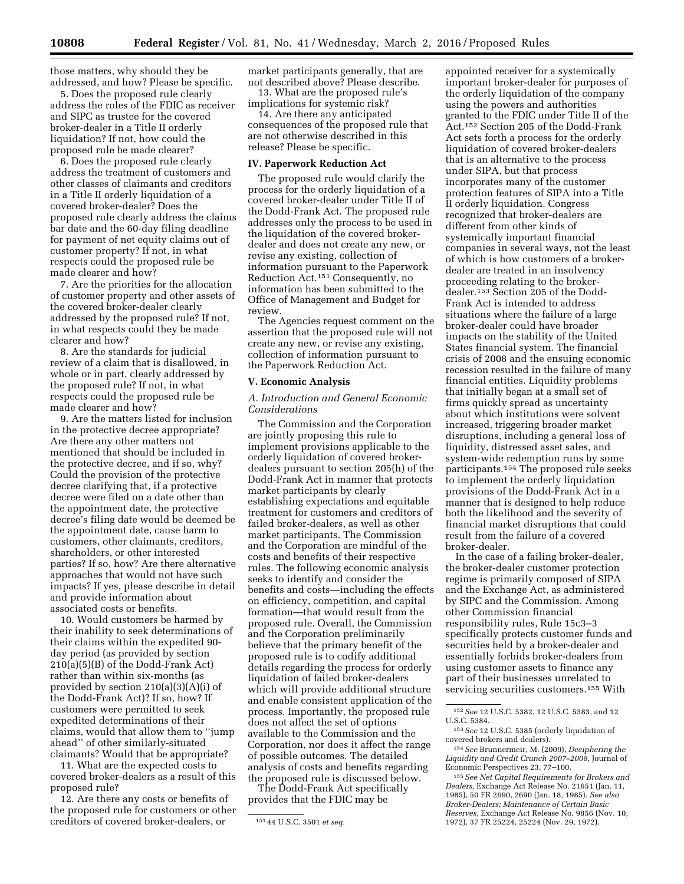those matters, why should they be addressed, and how? Please be specific.

5. Does the proposed rule clearly address the roles of the FDIC as receiver and SIPC as trustee for the covered broker-dealer in a Title II orderly liquidation? If not, how could the proposed rule be made clearer?

6. Does the proposed rule clearly address the treatment of customers and other classes of claimants and creditors in a Title II orderly liquidation of a covered broker-dealer? Does the proposed rule clearly address the claims bar date and the 60-day filing deadline for payment of net equity claims out of customer property? If not, in what respects could the proposed rule be made clearer and how?

7. Are the priorities for the allocation of customer property and other assets of the covered broker-dealer clearly addressed by the proposed rule? If not, in what respects could they be made clearer and how?

8. Are the standards for judicial review of a claim that is disallowed, in whole or in part, clearly addressed by the proposed rule? If not, in what respects could the proposed rule be made clearer and how?

9. Are the matters listed for inclusion in the protective decree appropriate? Are there any other matters not mentioned that should be included in the protective decree, and if so, why? Could the provision of the protective decree clarifying that, if a protective decree were filed on a date other than the appointment date, the protective decree's filing date would be deemed be the appointment date, cause harm to customers, other claimants, creditors, shareholders, or other interested parties? If so, how? Are there alternative approaches that would not have such impacts? If yes, please describe in detail and provide information about associated costs or benefits.

10. Would customers be harmed by their inability to seek determinations of their claims within the expedited 90-day period (as provided by section 210(a)(5)(B) of the Dodd-Frank Act) rather than within six-months (as provided by section 210(a)(3)(A)(i) of the Dodd-Frank Act)? If so, how? If customers were permitted to seek expedited determinations of their claims, would that allow them to "jump ahead" of other similarly-situated claimants? Would that be appropriate?

11. What are the expected costs to covered broker-dealers as a result of this proposed rule?

12. Are there any costs or benefits of the proposed rule for customers or other creditors of covered broker-dealers, or market participants generally, that are not described above? Please describe.

13. What are the proposed rule's implications for systemic risk?

14. Are there any anticipated consequences of the proposed rule that are not otherwise described in this release? Please be specific.

## IV. Paperwork Reduction Act

The proposed rule would clarify the process for the orderly liquidation of a covered broker-dealer under Title II of the Dodd-Frank Act. The proposed rule addresses only the process to be used in the liquidation of the covered broker-dealer and does not create any new, or revise any existing, collection of information pursuant to the Paperwork Reduction Act.[151] Consequently, no information has been submitted to the Office of Management and Budget for review.

The Agencies request comment on the assertion that the proposed rule will not create any new, or revise any existing, collection of information pursuant to the Paperwork Reduction Act.

## V. Economic Analysis

### A. Introduction and General Economic Considerations

The Commission and the Corporation are jointly proposing this rule to implement provisions applicable to the orderly liquidation of covered broker-dealers pursuant to section 205(h) of the Dodd-Frank Act in manner that protects market participants by clearly establishing expectations and equitable treatment for customers and creditors of failed broker-dealers, as well as other market participants. The Commission and the Corporation are mindful of the costs and benefits of their respective rules. The following economic analysis seeks to identify and consider the benefits and costs—including the effects on efficiency, competition, and capital formation—that would result from the proposed rule. Overall, the Commission and the Corporation preliminarily believe that the primary benefit of the proposed rule is to codify additional details regarding the process for orderly liquidation of failed broker-dealers which will provide additional structure and enable consistent application of the process. Importantly, the proposed rule does not affect the set of options available to the Commission and the Corporation, nor does it affect the range of possible outcomes. The detailed analysis of costs and benefits regarding the proposed rule is discussed below.

The Dodd-Frank Act specifically provides that the FDIC may be appointed receiver for a systemically important broker-dealer for purposes of the orderly liquidation of the company using the powers and authorities granted to the FDIC under Title II of the Act.[152] Section 205 of the Dodd-Frank Act sets forth a process for the orderly liquidation of covered broker-dealers that is an alternative to the process under SIPA, but that process incorporates many of the customer protection features of SIPA into a Title II orderly liquidation. Congress recognized that broker-dealers are different from other kinds of systemically important financial companies in several ways, not the least of which is how customers of a broker-dealer are treated in an insolvency proceeding relating to the broker-dealer.[153] Section 205 of the Dodd-Frank Act is intended to address situations where the failure of a large broker-dealer could have broader impacts on the stability of the United States financial system. The financial crisis of 2008 and the ensuing economic recession resulted in the failure of many financial entities. Liquidity problems that initially began at a small set of firms quickly spread as uncertainty about which institutions were solvent increased, triggering broader market disruptions, including a general loss of liquidity, distressed asset sales, and system-wide redemption runs by some participants.[154] The proposed rule seeks to implement the orderly liquidation provisions of the Dodd-Frank Act in a manner that is designed to help reduce both the likelihood and the severity of financial market disruptions that could result from the failure of a covered broker-dealer.

In the case of a failing broker-dealer, the broker-dealer customer protection regime is primarily composed of SIPA and the Exchange Act, as administered by SIPC and the Commission. Among other Commission financial responsibility rules, Rule 15c3–3 specifically protects customer funds and securities held by a broker-dealer and essentially forbids broker-dealers from using customer assets to finance any part of their businesses unrelated to servicing securities customers.[155] With

---

[151] 44 U.S.C. 3501 *et seq.*

[152] *See* 12 U.S.C. 5382, 12 U.S.C. 5383, and 12 U.S.C. 5384.

[153] *See* 12 U.S.C. 5385 (orderly liquidation of covered brokers and dealers).

[154] *See* Brunnermeir, M. (2009), *Deciphering the Liquidity and Credit Crunch 2007–2008,* Journal of Economic Perspectives 23, 77–100.

[155] *See Net Capital Requirements for Brokers and Dealers,* Exchange Act Release No. 21651 (Jan. 11, 1985), 50 FR 2690, 2690 (Jan. 18, 1985). *See also Broker-Dealers; Maintenance of Certain Basic Reserves,* Exchange Act Release No. 9856 (Nov. 10, 1972), 37 FR 25224, 25224 (Nov. 29, 1972).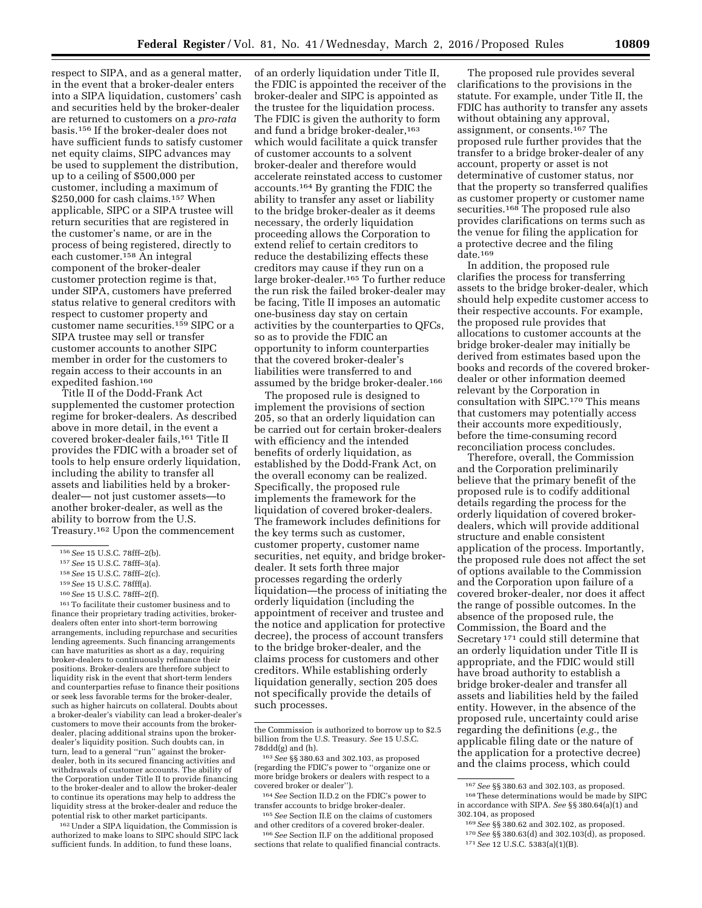respect to SIPA, and as a general matter, in the event that a broker-dealer enters into a SIPA liquidation, customers' cash and securities held by the broker-dealer are returned to customers on a *pro-rata* basis.[156] If the broker-dealer does not have sufficient funds to satisfy customer net equity claims, SIPC advances may be used to supplement the distribution, up to a ceiling of $500,000 per customer, including a maximum of $250,000 for cash claims.[157] When applicable, SIPC or a SIPA trustee will return securities that are registered in the customer's name, or are in the process of being registered, directly to each customer.[158] An integral component of the broker-dealer customer protection regime is that, under SIPA, customers have preferred status relative to general creditors with respect to customer property and customer name securities.[159] SIPC or a SIPA trustee may sell or transfer customer accounts to another SIPC member in order for the customers to regain access to their accounts in an expedited fashion.[160]

Title II of the Dodd-Frank Act supplemented the customer protection regime for broker-dealers. As described above in more detail, in the event a covered broker-dealer fails,[161] Title II provides the FDIC with a broader set of tools to help ensure orderly liquidation, including the ability to transfer all assets and liabilities held by a broker-dealer— not just customer assets—to another broker-dealer, as well as the ability to borrow from the U.S. Treasury.[162] Upon the commencement of an orderly liquidation under Title II, the FDIC is appointed the receiver of the broker-dealer and SIPC is appointed as the trustee for the liquidation process. The FDIC is given the authority to form and fund a bridge broker-dealer,[163] which would facilitate a quick transfer of customer accounts to a solvent broker-dealer and therefore would accelerate reinstated access to customer accounts.[164] By granting the FDIC the ability to transfer any asset or liability to the bridge broker-dealer as it deems necessary, the orderly liquidation proceeding allows the Corporation to extend relief to certain creditors to reduce the destabilizing effects these creditors may cause if they run on a large broker-dealer.[165] To further reduce the run risk the failed broker-dealer may be facing, Title II imposes an automatic one-business day stay on certain activities by the counterparties to QFCs, so as to provide the FDIC an opportunity to inform counterparties that the covered broker-dealer's liabilities were transferred to and assumed by the bridge broker-dealer.[166]

The proposed rule is designed to implement the provisions of section 205, so that an orderly liquidation can be carried out for certain broker-dealers with efficiency and the intended benefits of orderly liquidation, as established by the Dodd-Frank Act, on the overall economy can be realized. Specifically, the proposed rule implements the framework for the liquidation of covered broker-dealers. The framework includes definitions for the key terms such as customer, customer property, customer name securities, net equity, and bridge broker-dealer. It sets forth three major processes regarding the orderly liquidation—the process of initiating the orderly liquidation (including the appointment of receiver and trustee and the notice and application for protective decree), the process of account transfers to the bridge broker-dealer, and the claims process for customers and other creditors. While establishing orderly liquidation generally, section 205 does not specifically provide the details of such processes.

The proposed rule provides several clarifications to the provisions in the statute. For example, under Title II, the FDIC has authority to transfer any assets without obtaining any approval, assignment, or consents.[167] The proposed rule further provides that the transfer to a bridge broker-dealer of any account, property or asset is not determinative of customer status, nor that the property so transferred qualifies as customer property or customer name securities.[168] The proposed rule also provides clarifications on terms such as the venue for filing the application for a protective decree and the filing date.[169]

In addition, the proposed rule clarifies the process for transferring assets to the bridge broker-dealer, which should help expedite customer access to their respective accounts. For example, the proposed rule provides that allocations to customer accounts at the bridge broker-dealer may initially be derived from estimates based upon the books and records of the covered broker-dealer or other information deemed relevant by the Corporation in consultation with SIPC.[170] This means that customers may potentially access their accounts more expeditiously, before the time-consuming record reconciliation process concludes.

Therefore, overall, the Commission and the Corporation preliminarily believe that the primary benefit of the proposed rule is to codify additional details regarding the process for the orderly liquidation of covered broker-dealers, which will provide additional structure and enable consistent application of the process. Importantly, the proposed rule does not affect the set of options available to the Commission and the Corporation upon failure of a covered broker-dealer, nor does it affect the range of possible outcomes. In the absence of the proposed rule, the Commission, the Board and the Secretary[171] could still determine that an orderly liquidation under Title II is appropriate, and the FDIC would still have broad authority to establish a bridge broker-dealer and transfer all assets and liabilities held by the failed entity. However, in the absence of the proposed rule, uncertainty could arise regarding the definitions (*e.g.,* the applicable filing date or the nature of the application for a protective decree) and the claims process, which could

---

[156] *See* 15 U.S.C. 78fff–2(b).

[157] *See* 15 U.S.C. 78fff–3(a).

[158] *See* 15 U.S.C. 78fff–2(c).

[159] *See* 15 U.S.C. 78fff(a).

[160] *See* 15 U.S.C. 78fff–2(f).

[161] To facilitate their customer business and to finance their proprietary trading activities, broker-dealers often enter into short-term borrowing arrangements, including repurchase and securities lending agreements. Such financing arrangements can have maturities as short as a day, requiring broker-dealers to continuously refinance their positions. Broker-dealers are therefore subject to liquidity risk in the event that short-term lenders and counterparties refuse to finance their positions or seek less favorable terms for the broker-dealer, such as higher haircuts on collateral. Doubts about a broker-dealer's viability can lead a broker-dealer's customers to move their accounts from the broker-dealer, placing additional strains upon the broker-dealer's liquidity position. Such doubts can, in turn, lead to a general "run" against the broker-dealer, both in its secured financing activities and withdrawals of customer accounts. The ability of the Corporation under Title II to provide financing to the broker-dealer and to allow the broker-dealer to continue its operations may help to address the liquidity stress at the broker-dealer and reduce the potential risk to other market participants.

[162] Under a SIPA liquidation, the Commission is authorized to make loans to SIPC should SIPC lack sufficient funds. In addition, to fund these loans, the Commission is authorized to borrow up to $2.5 billion from the U.S. Treasury. *See* 15 U.S.C. 78ddd(g) and (h).

[163] *See* §§ 380.63 and 302.103, as proposed (regarding the FDIC's power to "organize one or more bridge brokers or dealers with respect to a covered broker or dealer").

[164] *See* Section II.D.2 on the FDIC's power to transfer accounts to bridge broker-dealer.

[165] *See* Section II.E on the claims of customers and other creditors of a covered broker-dealer.

[166] *See* Section II.F on the additional proposed sections that relate to qualified financial contracts.

[167] *See* §§ 380.63 and 302.103, as proposed.

[168] These determinations would be made by SIPC in accordance with SIPA. *See* §§ 380.64(a)(1) and 302.104, as proposed

[169] *See* §§ 380.62 and 302.102, as proposed.

[170] *See* §§ 380.63(d) and 302.103(d), as proposed.

[171] *See* 12 U.S.C. 5383(a)(1)(B).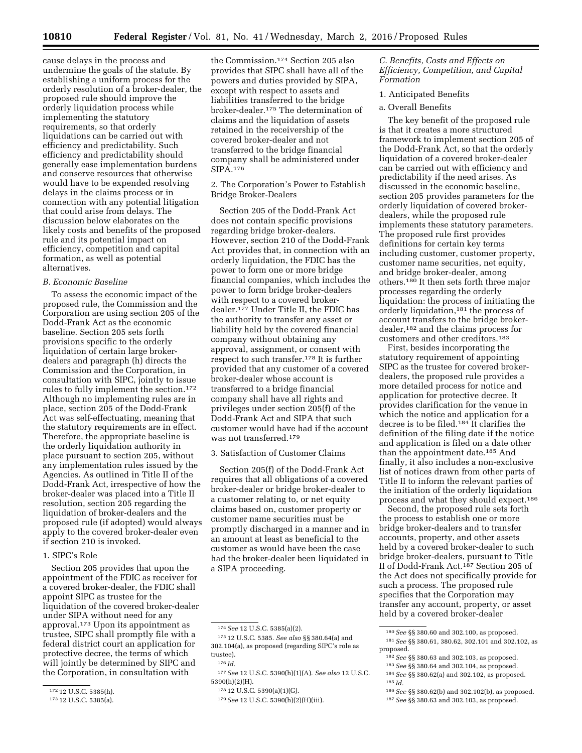cause delays in the process and undermine the goals of the statute. By establishing a uniform process for the orderly resolution of a broker-dealer, the proposed rule should improve the orderly liquidation process while implementing the statutory requirements, so that orderly liquidations can be carried out with efficiency and predictability. Such efficiency and predictability should generally ease implementation burdens and conserve resources that otherwise would have to be expended resolving delays in the claims process or in connection with any potential litigation that could arise from delays. The discussion below elaborates on the likely costs and benefits of the proposed rule and its potential impact on efficiency, competition and capital formation, as well as potential alternatives.

### *B. Economic Baseline*

To assess the economic impact of the proposed rule, the Commission and the Corporation are using section 205 of the Dodd-Frank Act as the economic baseline. Section 205 sets forth provisions specific to the orderly liquidation of certain large broker-dealers and paragraph (h) directs the Commission and the Corporation, in consultation with SIPC, jointly to issue rules to fully implement the section.[172] Although no implementing rules are in place, section 205 of the Dodd-Frank Act was self-effectuating, meaning that the statutory requirements are in effect. Therefore, the appropriate baseline is the orderly liquidation authority in place pursuant to section 205, without any implementation rules issued by the Agencies. As outlined in Title II of the Dodd-Frank Act, irrespective of how the broker-dealer was placed into a Title II resolution, section 205 regarding the liquidation of broker-dealers and the proposed rule (if adopted) would always apply to the covered broker-dealer even if section 210 is invoked.

#### 1. SIPC's Role

Section 205 provides that upon the appointment of the FDIC as receiver for a covered broker-dealer, the FDIC shall appoint SIPC as trustee for the liquidation of the covered broker-dealer under SIPA without need for any approval.[173] Upon its appointment as trustee, SIPC shall promptly file with a federal district court an application for protective decree, the terms of which will jointly be determined by SIPC and the Corporation, in consultation with the Commission.[174] Section 205 also provides that SIPC shall have all of the powers and duties provided by SIPA, except with respect to assets and liabilities transferred to the bridge broker-dealer.[175] The determination of claims and the liquidation of assets retained in the receivership of the covered broker-dealer and not transferred to the bridge financial company shall be administered under SIPA.[176]

#### 2. The Corporation's Power to Establish Bridge Broker-Dealers

Section 205 of the Dodd-Frank Act does not contain specific provisions regarding bridge broker-dealers. However, section 210 of the Dodd-Frank Act provides that, in connection with an orderly liquidation, the FDIC has the power to form one or more bridge financial companies, which includes the power to form bridge broker-dealers with respect to a covered broker-dealer.[177] Under Title II, the FDIC has the authority to transfer any asset or liability held by the covered financial company without obtaining any approval, assignment, or consent with respect to such transfer.[178] It is further provided that any customer of a covered broker-dealer whose account is transferred to a bridge financial company shall have all rights and privileges under section 205(f) of the Dodd-Frank Act and SIPA that such customer would have had if the account was not transferred.[179]

#### 3. Satisfaction of Customer Claims

Section 205(f) of the Dodd-Frank Act requires that all obligations of a covered broker-dealer or bridge broker-dealer to a customer relating to, or net equity claims based on, customer property or customer name securities must be promptly discharged in a manner and in an amount at least as beneficial to the customer as would have been the case had the broker-dealer been liquidated in a SIPA proceeding.

### *C. Benefits, Costs and Effects on Efficiency, Competition, and Capital Formation*

#### 1. Anticipated Benefits

##### a. Overall Benefits

The key benefit of the proposed rule is that it creates a more structured framework to implement section 205 of the Dodd-Frank Act, so that the orderly liquidation of a covered broker-dealer can be carried out with efficiency and predictability if the need arises. As discussed in the economic baseline, section 205 provides parameters for the orderly liquidation of covered broker-dealers, while the proposed rule implements these statutory parameters. The proposed rule first provides definitions for certain key terms including customer, customer property, customer name securities, net equity, and bridge broker-dealer, among others.[180] It then sets forth three major processes regarding the orderly liquidation: the process of initiating the orderly liquidation,[181] the process of account transfers to the bridge broker-dealer,[182] and the claims process for customers and other creditors.[183]

First, besides incorporating the statutory requirement of appointing SIPC as the trustee for covered broker-dealers, the proposed rule provides a more detailed process for notice and application for protective decree. It provides clarification for the venue in which the notice and application for a decree is to be filed.[184] It clarifies the definition of the filing date if the notice and application is filed on a date other than the appointment date.[185] And finally, it also includes a non-exclusive list of notices drawn from other parts of Title II to inform the relevant parties of the initiation of the orderly liquidation process and what they should expect.[186]

Second, the proposed rule sets forth the process to establish one or more bridge broker-dealers and to transfer accounts, property, and other assets held by a covered broker-dealer to such bridge broker-dealers, pursuant to Title II of Dodd-Frank Act.[187] Section 205 of the Act does not specifically provide for such a process. The proposed rule specifies that the Corporation may transfer any account, property, or asset held by a covered broker-dealer

---

[172] 12 U.S.C. 5385(h).

[173] 12 U.S.C. 5385(a).

[174] *See* 12 U.S.C. 5385(a)(2).

[175] 12 U.S.C. 5385. *See also* §§ 380.64(a) and 302.104(a), as proposed (regarding SIPC's role as trustee).

[176] *Id.*

[177] *See* 12 U.S.C. 5390(h)(1)(A). *See also* 12 U.S.C. 5390(h)(2)(H).

[178] 12 U.S.C. 5390(a)(1)(G).

[179] *See* 12 U.S.C. 5390(h)(2)(H)(iii).

[180] *See* §§ 380.60 and 302.100, as proposed.

[181] *See* §§ 380.61, 380.62, 302.101 and 302.102, as proposed.

[182] *See* §§ 380.63 and 302.103, as proposed.

[183] *See* §§ 380.64 and 302.104, as proposed.

[184] *See* §§ 380.62(a) and 302.102, as proposed.

[185] *Id.*

[186] *See* §§ 380.62(b) and 302.102(b), as proposed.

[187] *See* §§ 380.63 and 302.103, as proposed.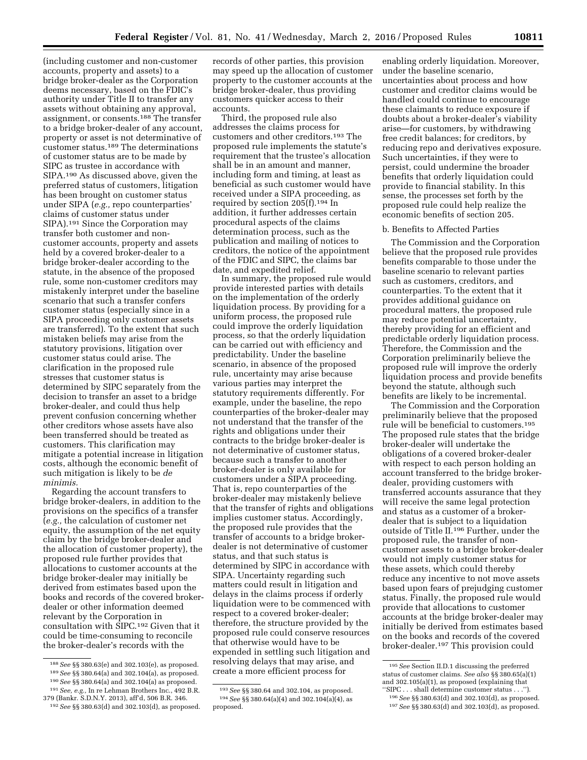(including customer and non-customer accounts, property and assets) to a bridge broker-dealer as the Corporation deems necessary, based on the FDIC's authority under Title II to transfer any assets without obtaining any approval, assignment, or consents.[188] The transfer to a bridge broker-dealer of any account, property or asset is not determinative of customer status.[189] The determinations of customer status are to be made by SIPC as trustee in accordance with SIPA.[190] As discussed above, given the preferred status of customers, litigation has been brought on customer status under SIPA (*e.g.,* repo counterparties' claims of customer status under SIPA).[191] Since the Corporation may transfer both customer and non-customer accounts, property and assets held by a covered broker-dealer to a bridge broker-dealer according to the statute, in the absence of the proposed rule, some non-customer creditors may mistakenly interpret under the baseline scenario that such a transfer confers customer status (especially since in a SIPA proceeding only customer assets are transferred). To the extent that such mistaken beliefs may arise from the statutory provisions, litigation over customer status could arise. The clarification in the proposed rule stresses that customer status is determined by SIPC separately from the decision to transfer an asset to a bridge broker-dealer, and could thus help prevent confusion concerning whether other creditors whose assets have also been transferred should be treated as customers. This clarification may mitigate a potential increase in litigation costs, although the economic benefit of such mitigation is likely to be *de minimis.*

Regarding the account transfers to bridge broker-dealers, in addition to the provisions on the specifics of a transfer (*e.g.,* the calculation of customer net equity, the assumption of the net equity claim by the bridge broker-dealer and the allocation of customer property), the proposed rule further provides that allocations to customer accounts at the bridge broker-dealer may initially be derived from estimates based upon the books and records of the covered broker-dealer or other information deemed relevant by the Corporation in consultation with SIPC.[192] Given that it could be time-consuming to reconcile the broker-dealer's records with the records of other parties, this provision may speed up the allocation of customer property to the customer accounts at the bridge broker-dealer, thus providing customers quicker access to their accounts.

Third, the proposed rule also addresses the claims process for customers and other creditors.[193] The proposed rule implements the statute's requirement that the trustee's allocation shall be in an amount and manner, including form and timing, at least as beneficial as such customer would have received under a SIPA proceeding, as required by section 205(f).[194] In addition, it further addresses certain procedural aspects of the claims determination process, such as the publication and mailing of notices to creditors, the notice of the appointment of the FDIC and SIPC, the claims bar date, and expedited relief.

In summary, the proposed rule would provide interested parties with details on the implementation of the orderly liquidation process. By providing for a uniform process, the proposed rule could improve the orderly liquidation process, so that the orderly liquidation can be carried out with efficiency and predictability. Under the baseline scenario, in absence of the proposed rule, uncertainty may arise because various parties may interpret the statutory requirements differently. For example, under the baseline, the repo counterparties of the broker-dealer may not understand that the transfer of the rights and obligations under their contracts to the bridge broker-dealer is not determinative of customer status, because such a transfer to another broker-dealer is only available for customers under a SIPA proceeding. That is, repo counterparties of the broker-dealer may mistakenly believe that the transfer of rights and obligations implies customer status. Accordingly, the proposed rule provides that the transfer of accounts to a bridge broker-dealer is not determinative of customer status, and that such status is determined by SIPC in accordance with SIPA. Uncertainty regarding such matters could result in litigation and delays in the claims process if orderly liquidation were to be commenced with respect to a covered broker-dealer; therefore, the structure provided by the proposed rule could conserve resources that otherwise would have to be expended in settling such litigation and resolving delays that may arise, and create a more efficient process for enabling orderly liquidation. Moreover, under the baseline scenario, uncertainties about process and how customer and creditor claims would be handled could continue to encourage these claimants to reduce exposure if doubts about a broker-dealer's viability arise—for customers, by withdrawing free credit balances; for creditors, by reducing repo and derivatives exposure. Such uncertainties, if they were to persist, could undermine the broader benefits that orderly liquidation could provide to financial stability. In this sense, the processes set forth by the proposed rule could help realize the economic benefits of section 205.

### b. Benefits to Affected Parties

The Commission and the Corporation believe that the proposed rule provides benefits comparable to those under the baseline scenario to relevant parties such as customers, creditors, and counterparties. To the extent that it provides additional guidance on procedural matters, the proposed rule may reduce potential uncertainty, thereby providing for an efficient and predictable orderly liquidation process. Therefore, the Commission and the Corporation preliminarily believe the proposed rule will improve the orderly liquidation process and provide benefits beyond the statute, although such benefits are likely to be incremental.

The Commission and the Corporation preliminarily believe that the proposed rule will be beneficial to customers.[195] The proposed rule states that the bridge broker-dealer will undertake the obligations of a covered broker-dealer with respect to each person holding an account transferred to the bridge broker-dealer, providing customers with transferred accounts assurance that they will receive the same legal protection and status as a customer of a broker-dealer that is subject to a liquidation outside of Title II.[196] Further, under the proposed rule, the transfer of non-customer assets to a bridge broker-dealer would not imply customer status for these assets, which could thereby reduce any incentive to not move assets based upon fears of prejudging customer status. Finally, the proposed rule would provide that allocations to customer accounts at the bridge broker-dealer may initially be derived from estimates based on the books and records of the covered broker-dealer.[197] This provision could

---

[188] *See* §§ 380.63(e) and 302.103(e), as proposed.

[189] *See* §§ 380.64(a) and 302.104(a), as proposed.

[190] *See* §§ 380.64(a) and 302.104(a) as proposed.

[191] *See, e.g.,* In re Lehman Brothers Inc., 492 B.R. 379 (Bankr. S.D.N.Y. 2013), aff'd, 506 B.R. 346.

[192] *See* §§ 380.63(d) and 302.103(d), as proposed.

[193] *See* §§ 380.64 and 302.104, as proposed.

[194] *See* §§ 380.64(a)(4) and 302.104(a)(4), as proposed.

[195] *See* Section II.D.1 discussing the preferred status of customer claims. *See also* §§ 380.65(a)(1) and 302.105(a)(1), as proposed (explaining that "SIPC . . . shall determine customer status . . .").

[196] *See* §§ 380.63(d) and 302.103(d), as proposed.

[197] *See* §§ 380.63(d) and 302.103(d), as proposed.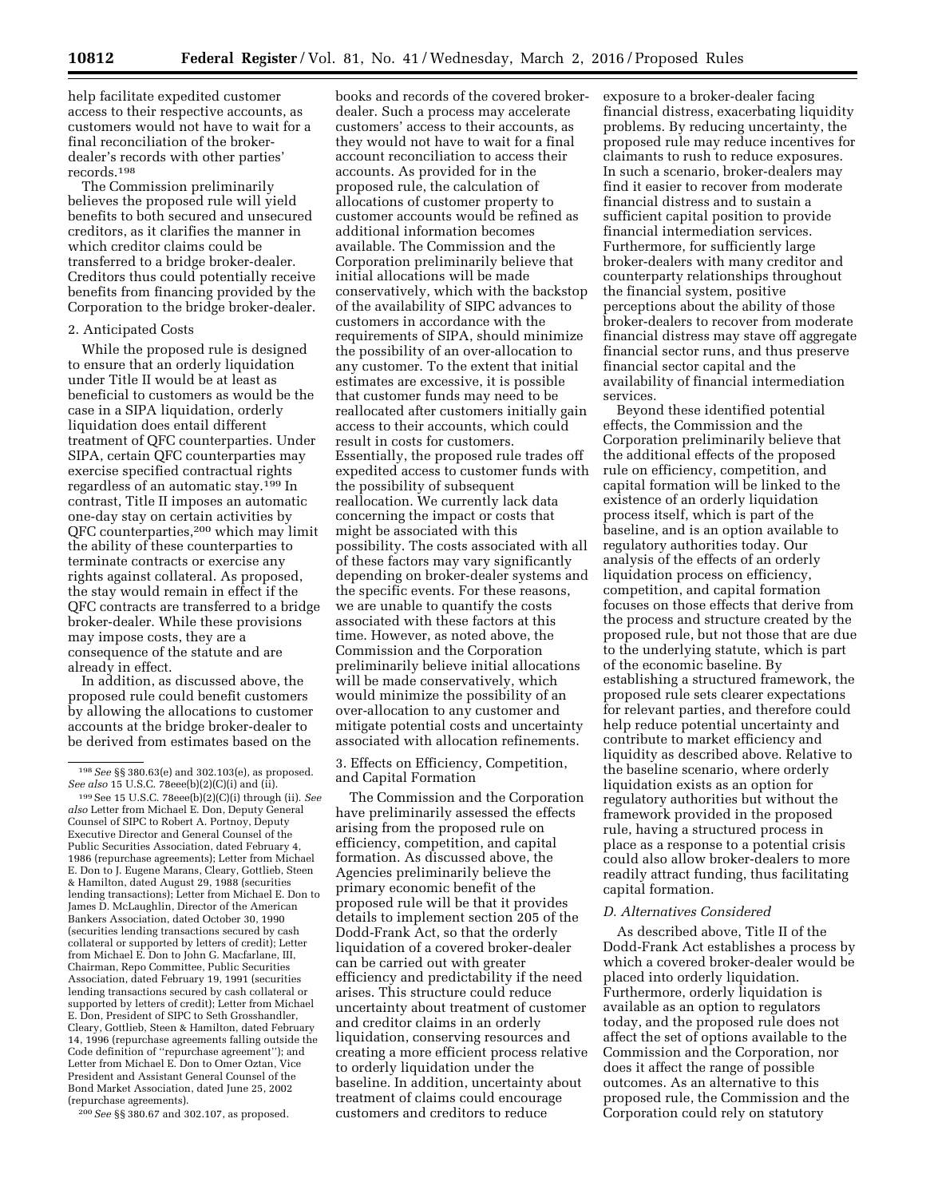help facilitate expedited customer access to their respective accounts, as customers would not have to wait for a final reconciliation of the broker-dealer's records with other parties' records.[198]

The Commission preliminarily believes the proposed rule will yield benefits to both secured and unsecured creditors, as it clarifies the manner in which creditor claims could be transferred to a bridge broker-dealer. Creditors thus could potentially receive benefits from financing provided by the Corporation to the bridge broker-dealer.

2. Anticipated Costs

While the proposed rule is designed to ensure that an orderly liquidation under Title II would be at least as beneficial to customers as would be the case in a SIPA liquidation, orderly liquidation does entail different treatment of QFC counterparties. Under SIPA, certain QFC counterparties may exercise specified contractual rights regardless of an automatic stay.[199] In contrast, Title II imposes an automatic one-day stay on certain activities by QFC counterparties,[200] which may limit the ability of these counterparties to terminate contracts or exercise any rights against collateral. As proposed, the stay would remain in effect if the QFC contracts are transferred to a bridge broker-dealer. While these provisions may impose costs, they are a consequence of the statute and are already in effect.

In addition, as discussed above, the proposed rule could benefit customers by allowing the allocations to customer accounts at the bridge broker-dealer to be derived from estimates based on the books and records of the covered broker-dealer. Such a process may accelerate customers' access to their accounts, as they would not have to wait for a final account reconciliation to access their accounts. As provided for in the proposed rule, the calculation of allocations of customer property to customer accounts would be refined as additional information becomes available. The Commission and the Corporation preliminarily believe that initial allocations will be made conservatively, which with the backstop of the availability of SIPC advances to customers in accordance with the requirements of SIPA, should minimize the possibility of an over-allocation to any customer. To the extent that initial estimates are excessive, it is possible that customer funds may need to be reallocated after customers initially gain access to their accounts, which could result in costs for customers. Essentially, the proposed rule trades off expedited access to customer funds with the possibility of subsequent reallocation. We currently lack data concerning the impact or costs that might be associated with this possibility. The costs associated with all of these factors may vary significantly depending on broker-dealer systems and the specific events. For these reasons, we are unable to quantify the costs associated with these factors at this time. However, as noted above, the Commission and the Corporation preliminarily believe initial allocations will be made conservatively, which would minimize the possibility of an over-allocation to any customer and mitigate potential costs and uncertainty associated with allocation refinements.

3. Effects on Efficiency, Competition, and Capital Formation

The Commission and the Corporation have preliminarily assessed the effects arising from the proposed rule on efficiency, competition, and capital formation. As discussed above, the Agencies preliminarily believe the primary economic benefit of the proposed rule will be that it provides details to implement section 205 of the Dodd-Frank Act, so that the orderly liquidation of a covered broker-dealer can be carried out with greater efficiency and predictability if the need arises. This structure could reduce uncertainty about treatment of customer and creditor claims in an orderly liquidation, conserving resources and creating a more efficient process relative to orderly liquidation under the baseline. In addition, uncertainty about treatment of claims could encourage customers and creditors to reduce exposure to a broker-dealer facing financial distress, exacerbating liquidity problems. By reducing uncertainty, the proposed rule may reduce incentives for claimants to rush to reduce exposures. In such a scenario, broker-dealers may find it easier to recover from moderate financial distress and to sustain a sufficient capital position to provide financial intermediation services. Furthermore, for sufficiently large broker-dealers with many creditor and counterparty relationships throughout the financial system, positive perceptions about the ability of those broker-dealers to recover from moderate financial distress may stave off aggregate financial sector runs, and thus preserve financial sector capital and the availability of financial intermediation services.

Beyond these identified potential effects, the Commission and the Corporation preliminarily believe that the additional effects of the proposed rule on efficiency, competition, and capital formation will be linked to the existence of an orderly liquidation process itself, which is part of the baseline, and is an option available to regulatory authorities today. Our analysis of the effects of an orderly liquidation process on efficiency, competition, and capital formation focuses on those effects that derive from the process and structure created by the proposed rule, but not those that are due to the underlying statute, which is part of the economic baseline. By establishing a structured framework, the proposed rule sets clearer expectations for relevant parties, and therefore could help reduce potential uncertainty and contribute to market efficiency and liquidity as described above. Relative to the baseline scenario, where orderly liquidation exists as an option for regulatory authorities but without the framework provided in the proposed rule, having a structured process in place as a response to a potential crisis could also allow broker-dealers to more readily attract funding, thus facilitating capital formation.

### *D. Alternatives Considered*

As described above, Title II of the Dodd-Frank Act establishes a process by which a covered broker-dealer would be placed into orderly liquidation. Furthermore, orderly liquidation is available as an option to regulators today, and the proposed rule does not affect the set of options available to the Commission and the Corporation, nor does it affect the range of possible outcomes. As an alternative to this proposed rule, the Commission and the Corporation could rely on statutory

---

[198] *See* §§ 380.63(e) and 302.103(e), as proposed. *See also* 15 U.S.C. 78eee(b)(2)(C)(i) and (ii).

[199] See 15 U.S.C. 78eee(b)(2)(C)(i) through (ii). *See also* Letter from Michael E. Don, Deputy General Counsel of SIPC to Robert A. Portnoy, Deputy Executive Director and General Counsel of the Public Securities Association, dated February 4, 1986 (repurchase agreements); Letter from Michael E. Don to J. Eugene Marans, Cleary, Gottlieb, Steen & Hamilton, dated August 29, 1988 (securities lending transactions); Letter from Michael E. Don to James D. McLaughlin, Director of the American Bankers Association, dated October 30, 1990 (securities lending transactions secured by cash collateral or supported by letters of credit); Letter from Michael E. Don to John G. Macfarlane, III, Chairman, Repo Committee, Public Securities Association, dated February 19, 1991 (securities lending transactions secured by cash collateral or supported by letters of credit); Letter from Michael E. Don, President of SIPC to Seth Grosshandler, Cleary, Gottlieb, Steen & Hamilton, dated February 14, 1996 (repurchase agreements falling outside the Code definition of "repurchase agreement"); and Letter from Michael E. Don to Omer Oztan, Vice President and Assistant General Counsel of the Bond Market Association, dated June 25, 2002 (repurchase agreements).

[200] *See* §§ 380.67 and 302.107, as proposed.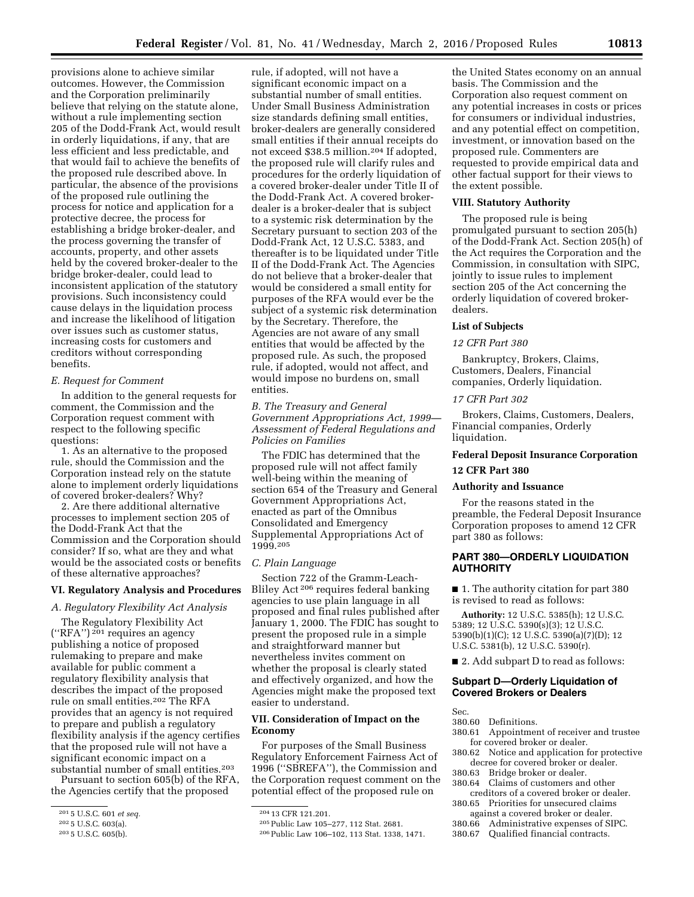provisions alone to achieve similar outcomes. However, the Commission and the Corporation preliminarily believe that relying on the statute alone, without a rule implementing section 205 of the Dodd-Frank Act, would result in orderly liquidations, if any, that are less efficient and less predictable, and that would fail to achieve the benefits of the proposed rule described above. In particular, the absence of the provisions of the proposed rule outlining the process for notice and application for a protective decree, the process for establishing a bridge broker-dealer, and the process governing the transfer of accounts, property, and other assets held by the covered broker-dealer to the bridge broker-dealer, could lead to inconsistent application of the statutory provisions. Such inconsistency could cause delays in the liquidation process and increase the likelihood of litigation over issues such as customer status, increasing costs for customers and creditors without corresponding benefits.

### *E. Request for Comment*

In addition to the general requests for comment, the Commission and the Corporation request comment with respect to the following specific questions:

1. As an alternative to the proposed rule, should the Commission and the Corporation instead rely on the statute alone to implement orderly liquidations of covered broker-dealers? Why?

2. Are there additional alternative processes to implement section 205 of the Dodd-Frank Act that the Commission and the Corporation should consider? If so, what are they and what would be the associated costs or benefits of these alternative approaches?

## VI. Regulatory Analysis and Procedures

### *A. Regulatory Flexibility Act Analysis*

The Regulatory Flexibility Act (''RFA'')[201] requires an agency publishing a notice of proposed rulemaking to prepare and make available for public comment a regulatory flexibility analysis that describes the impact of the proposed rule on small entities.[202] The RFA provides that an agency is not required to prepare and publish a regulatory flexibility analysis if the agency certifies that the proposed rule will not have a significant economic impact on a substantial number of small entities.[203]

Pursuant to section 605(b) of the RFA, the Agencies certify that the proposed rule, if adopted, will not have a significant economic impact on a substantial number of small entities. Under Small Business Administration size standards defining small entities, broker-dealers are generally considered small entities if their annual receipts do not exceed $38.5 million.[204] If adopted, the proposed rule will clarify rules and procedures for the orderly liquidation of a covered broker-dealer under Title II of the Dodd-Frank Act. A covered broker-dealer is a broker-dealer that is subject to a systemic risk determination by the Secretary pursuant to section 203 of the Dodd-Frank Act, 12 U.S.C. 5383, and thereafter is to be liquidated under Title II of the Dodd-Frank Act. The Agencies do not believe that a broker-dealer that would be considered a small entity for purposes of the RFA would ever be the subject of a systemic risk determination by the Secretary. Therefore, the Agencies are not aware of any small entities that would be affected by the proposed rule. As such, the proposed rule, if adopted, would not affect, and would impose no burdens on, small entities.

### *B. The Treasury and General Government Appropriations Act, 1999—Assessment of Federal Regulations and Policies on Families*

The FDIC has determined that the proposed rule will not affect family well-being within the meaning of section 654 of the Treasury and General Government Appropriations Act, enacted as part of the Omnibus Consolidated and Emergency Supplemental Appropriations Act of 1999.[205]

### *C. Plain Language*

Section 722 of the Gramm-Leach-Bliley Act[206] requires federal banking agencies to use plain language in all proposed and final rules published after January 1, 2000. The FDIC has sought to present the proposed rule in a simple and straightforward manner but nevertheless invites comment on whether the proposal is clearly stated and effectively organized, and how the Agencies might make the proposed text easier to understand.

## VII. Consideration of Impact on the Economy

For purposes of the Small Business Regulatory Enforcement Fairness Act of 1996 (''SBREFA''), the Commission and the Corporation request comment on the potential effect of the proposed rule on the United States economy on an annual basis. The Commission and the Corporation also request comment on any potential increases in costs or prices for consumers or individual industries, and any potential effect on competition, investment, or innovation based on the proposed rule. Commenters are requested to provide empirical data and other factual support for their views to the extent possible.

## VIII. Statutory Authority

The proposed rule is being promulgated pursuant to section 205(h) of the Dodd-Frank Act. Section 205(h) of the Act requires the Corporation and the Commission, in consultation with SIPC, jointly to issue rules to implement section 205 of the Act concerning the orderly liquidation of covered broker-dealers.

## List of Subjects

### *12 CFR Part 380*

Bankruptcy, Brokers, Claims, Customers, Dealers, Financial companies, Orderly liquidation.

### *17 CFR Part 302*

Brokers, Claims, Customers, Dealers, Financial companies, Orderly liquidation.

## Federal Deposit Insurance Corporation

## 12 CFR Part 380

## Authority and Issuance

For the reasons stated in the preamble, the Federal Deposit Insurance Corporation proposes to amend 12 CFR part 380 as follows:

## PART 380—ORDERLY LIQUIDATION AUTHORITY

■ 1. The authority citation for part 380 is revised to read as follows:

**Authority:** 12 U.S.C. 5385(h); 12 U.S.C. 5389; 12 U.S.C. 5390(s)(3); 12 U.S.C. 5390(b)(1)(C); 12 U.S.C. 5390(a)(7)(D); 12 U.S.C. 5381(b), 12 U.S.C. 5390(r).

■ 2. Add subpart D to read as follows:

## Subpart D—Orderly Liquidation of Covered Brokers or Dealers

Sec.
380.60 Definitions.
380.61 Appointment of receiver and trustee for covered broker or dealer.
380.62 Notice and application for protective decree for covered broker or dealer.
380.63 Bridge broker or dealer.
380.64 Claims of customers and other creditors of a covered broker or dealer.
380.65 Priorities for unsecured claims against a covered broker or dealer.
380.66 Administrative expenses of SIPC.
380.67 Qualified financial contracts.

---

[201] 5 U.S.C. 601 *et seq.*

[202] 5 U.S.C. 603(a).

[203] 5 U.S.C. 605(b).

[204] 13 CFR 121.201.

[205] Public Law 105–277, 112 Stat. 2681.

[206] Public Law 106–102, 113 Stat. 1338, 1471.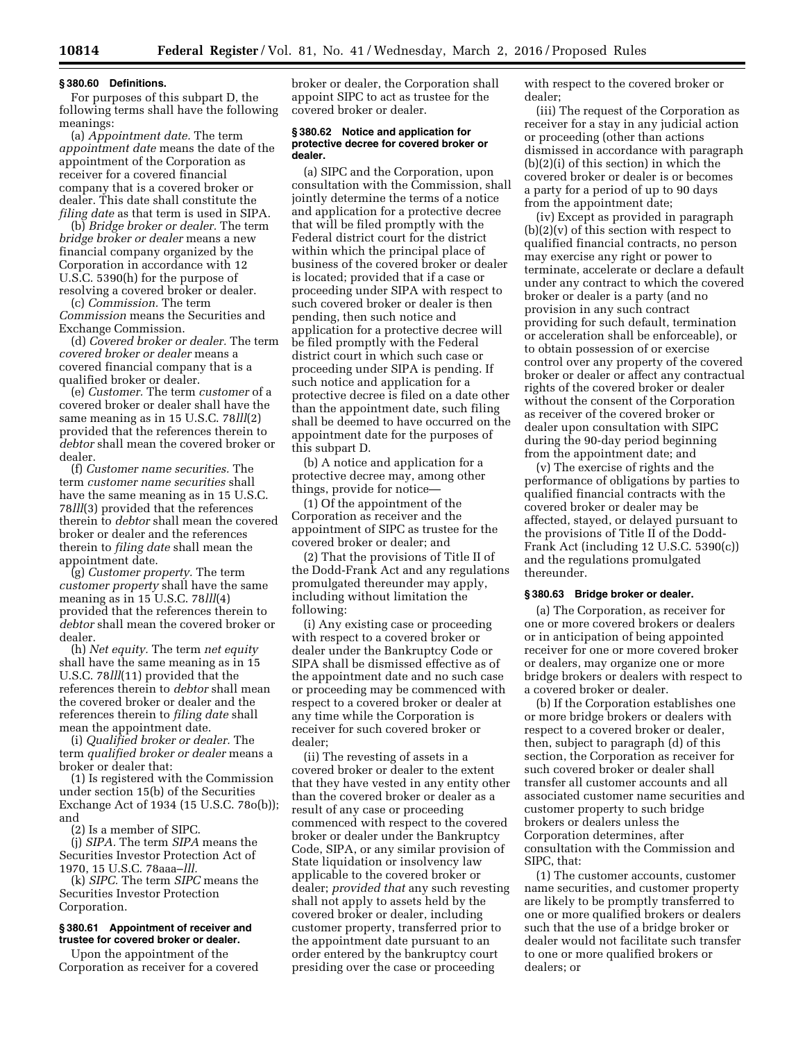### § 380.60 Definitions.

For purposes of this subpart D, the following terms shall have the following meanings:

(a) *Appointment date.* The term *appointment date* means the date of the appointment of the Corporation as receiver for a covered financial company that is a covered broker or dealer. This date shall constitute the *filing date* as that term is used in SIPA.

(b) *Bridge broker or dealer.* The term *bridge broker or dealer* means a new financial company organized by the Corporation in accordance with 12 U.S.C. 5390(h) for the purpose of resolving a covered broker or dealer.

(c) *Commission.* The term *Commission* means the Securities and Exchange Commission.

(d) *Covered broker or dealer.* The term *covered broker or dealer* means a covered financial company that is a qualified broker or dealer.

(e) *Customer.* The term *customer* of a covered broker or dealer shall have the same meaning as in 15 U.S.C. 78*lll*(2) provided that the references therein to *debtor* shall mean the covered broker or dealer.

(f) *Customer name securities.* The term *customer name securities* shall have the same meaning as in 15 U.S.C. 78*lll*(3) provided that the references therein to *debtor* shall mean the covered broker or dealer and the references therein to *filing date* shall mean the appointment date.

(g) *Customer property.* The term *customer property* shall have the same meaning as in 15 U.S.C. 78*lll*(4) provided that the references therein to *debtor* shall mean the covered broker or dealer.

(h) *Net equity.* The term *net equity* shall have the same meaning as in 15 U.S.C. 78*lll*(11) provided that the references therein to *debtor* shall mean the covered broker or dealer and the references therein to *filing date* shall mean the appointment date.

(i) *Qualified broker or dealer.* The term *qualified broker or dealer* means a broker or dealer that:

(1) Is registered with the Commission under section 15(b) of the Securities Exchange Act of 1934 (15 U.S.C. 78o(b)); and

(2) Is a member of SIPC.

(j) *SIPA.* The term *SIPA* means the Securities Investor Protection Act of 1970, 15 U.S.C. 78aaa–*lll.*

(k) *SIPC.* The term *SIPC* means the Securities Investor Protection Corporation.

### § 380.61 Appointment of receiver and trustee for covered broker or dealer.

Upon the appointment of the Corporation as receiver for a covered broker or dealer, the Corporation shall appoint SIPC to act as trustee for the covered broker or dealer.

### § 380.62 Notice and application for protective decree for covered broker or dealer.

(a) SIPC and the Corporation, upon consultation with the Commission, shall jointly determine the terms of a notice and application for a protective decree that will be filed promptly with the Federal district court for the district within which the principal place of business of the covered broker or dealer is located; provided that if a case or proceeding under SIPA with respect to such covered broker or dealer is then pending, then such notice and application for a protective decree will be filed promptly with the Federal district court in which such case or proceeding under SIPA is pending. If such notice and application for a protective decree is filed on a date other than the appointment date, such filing shall be deemed to have occurred on the appointment date for the purposes of this subpart D.

(b) A notice and application for a protective decree may, among other things, provide for notice—

(1) Of the appointment of the Corporation as receiver and the appointment of SIPC as trustee for the covered broker or dealer; and

(2) That the provisions of Title II of the Dodd-Frank Act and any regulations promulgated thereunder may apply, including without limitation the following:

(i) Any existing case or proceeding with respect to a covered broker or dealer under the Bankruptcy Code or SIPA shall be dismissed effective as of the appointment date and no such case or proceeding may be commenced with respect to a covered broker or dealer at any time while the Corporation is receiver for such covered broker or dealer;

(ii) The revesting of assets in a covered broker or dealer to the extent that they have vested in any entity other than the covered broker or dealer as a result of any case or proceeding commenced with respect to the covered broker or dealer under the Bankruptcy Code, SIPA, or any similar provision of State liquidation or insolvency law applicable to the covered broker or dealer; *provided that* any such revesting shall not apply to assets held by the covered broker or dealer, including customer property, transferred prior to the appointment date pursuant to an order entered by the bankruptcy court presiding over the case or proceeding with respect to the covered broker or dealer;

(iii) The request of the Corporation as receiver for a stay in any judicial action or proceeding (other than actions dismissed in accordance with paragraph (b)(2)(i) of this section) in which the covered broker or dealer is or becomes a party for a period of up to 90 days from the appointment date;

(iv) Except as provided in paragraph (b)(2)(v) of this section with respect to qualified financial contracts, no person may exercise any right or power to terminate, accelerate or declare a default under any contract to which the covered broker or dealer is a party (and no provision in any such contract providing for such default, termination or acceleration shall be enforceable), or to obtain possession of or exercise control over any property of the covered broker or dealer or affect any contractual rights of the covered broker or dealer without the consent of the Corporation as receiver of the covered broker or dealer upon consultation with SIPC during the 90-day period beginning from the appointment date; and

(v) The exercise of rights and the performance of obligations by parties to qualified financial contracts with the covered broker or dealer may be affected, stayed, or delayed pursuant to the provisions of Title II of the Dodd-Frank Act (including 12 U.S.C. 5390(c)) and the regulations promulgated thereunder.

### § 380.63 Bridge broker or dealer.

(a) The Corporation, as receiver for one or more covered brokers or dealers or in anticipation of being appointed receiver for one or more covered broker or dealers, may organize one or more bridge brokers or dealers with respect to a covered broker or dealer.

(b) If the Corporation establishes one or more bridge brokers or dealers with respect to a covered broker or dealer, then, subject to paragraph (d) of this section, the Corporation as receiver for such covered broker or dealer shall transfer all customer accounts and all associated customer name securities and customer property to such bridge brokers or dealers unless the Corporation determines, after consultation with the Commission and SIPC, that:

(1) The customer accounts, customer name securities, and customer property are likely to be promptly transferred to one or more qualified brokers or dealers such that the use of a bridge broker or dealer would not facilitate such transfer to one or more qualified brokers or dealers; or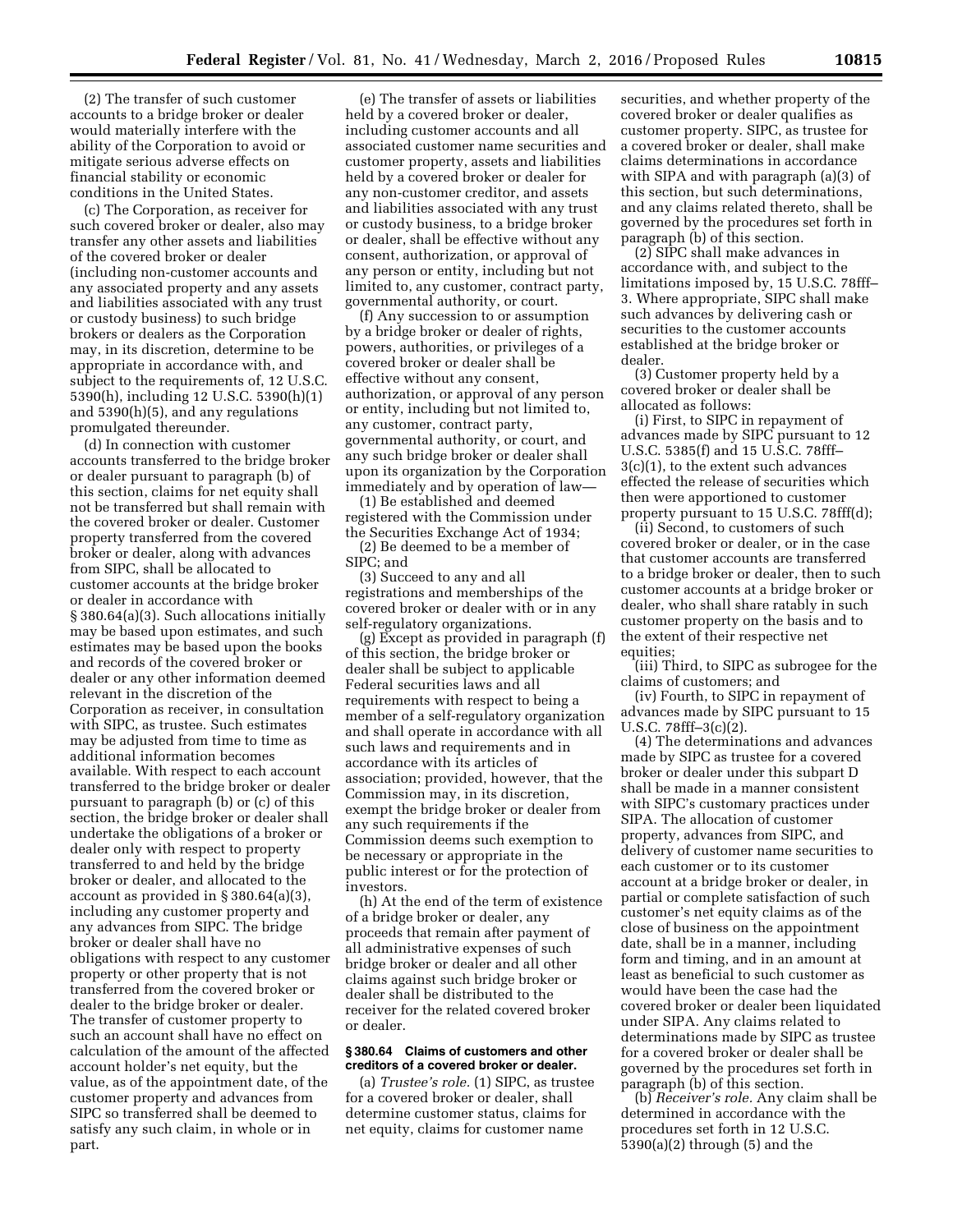(2) The transfer of such customer accounts to a bridge broker or dealer would materially interfere with the ability of the Corporation to avoid or mitigate serious adverse effects on financial stability or economic conditions in the United States.

(c) The Corporation, as receiver for such covered broker or dealer, also may transfer any other assets and liabilities of the covered broker or dealer (including non-customer accounts and any associated property and any assets and liabilities associated with any trust or custody business) to such bridge brokers or dealers as the Corporation may, in its discretion, determine to be appropriate in accordance with, and subject to the requirements of, 12 U.S.C. 5390(h), including 12 U.S.C. 5390(h)(1) and 5390(h)(5), and any regulations promulgated thereunder.

(d) In connection with customer accounts transferred to the bridge broker or dealer pursuant to paragraph (b) of this section, claims for net equity shall not be transferred but shall remain with the covered broker or dealer. Customer property transferred from the covered broker or dealer, along with advances from SIPC, shall be allocated to customer accounts at the bridge broker or dealer in accordance with § 380.64(a)(3). Such allocations initially may be based upon estimates, and such estimates may be based upon the books and records of the covered broker or dealer or any other information deemed relevant in the discretion of the Corporation as receiver, in consultation with SIPC, as trustee. Such estimates may be adjusted from time to time as additional information becomes available. With respect to each account transferred to the bridge broker or dealer pursuant to paragraph (b) or (c) of this section, the bridge broker or dealer shall undertake the obligations of a broker or dealer only with respect to property transferred to and held by the bridge broker or dealer, and allocated to the account as provided in § 380.64(a)(3), including any customer property and any advances from SIPC. The bridge broker or dealer shall have no obligations with respect to any customer property or other property that is not transferred from the covered broker or dealer to the bridge broker or dealer. The transfer of customer property to such an account shall have no effect on calculation of the amount of the affected account holder's net equity, but the value, as of the appointment date, of the customer property and advances from SIPC so transferred shall be deemed to satisfy any such claim, in whole or in part.

(e) The transfer of assets or liabilities held by a covered broker or dealer, including customer accounts and all associated customer name securities and customer property, assets and liabilities held by a covered broker or dealer for any non-customer creditor, and assets and liabilities associated with any trust or custody business, to a bridge broker or dealer, shall be effective without any consent, authorization, or approval of any person or entity, including but not limited to, any customer, contract party, governmental authority, or court.

(f) Any succession to or assumption by a bridge broker or dealer of rights, powers, authorities, or privileges of a covered broker or dealer shall be effective without any consent, authorization, or approval of any person or entity, including but not limited to, any customer, contract party, governmental authority, or court, and any such bridge broker or dealer shall upon its organization by the Corporation immediately and by operation of law—

(1) Be established and deemed registered with the Commission under the Securities Exchange Act of 1934;

(2) Be deemed to be a member of SIPC; and

(3) Succeed to any and all registrations and memberships of the covered broker or dealer with or in any self-regulatory organizations.

(g) Except as provided in paragraph (f) of this section, the bridge broker or dealer shall be subject to applicable Federal securities laws and all requirements with respect to being a member of a self-regulatory organization and shall operate in accordance with all such laws and requirements and in accordance with its articles of association; provided, however, that the Commission may, in its discretion, exempt the bridge broker or dealer from any such requirements if the Commission deems such exemption to be necessary or appropriate in the public interest or for the protection of investors.

(h) At the end of the term of existence of a bridge broker or dealer, any proceeds that remain after payment of all administrative expenses of such bridge broker or dealer and all other claims against such bridge broker or dealer shall be distributed to the receiver for the related covered broker or dealer.

#### § 380.64 Claims of customers and other creditors of a covered broker or dealer.

(a) *Trustee's role.* (1) SIPC, as trustee for a covered broker or dealer, shall determine customer status, claims for net equity, claims for customer name securities, and whether property of the covered broker or dealer qualifies as customer property. SIPC, as trustee for a covered broker or dealer, shall make claims determinations in accordance with SIPA and with paragraph (a)(3) of this section, but such determinations, and any claims related thereto, shall be governed by the procedures set forth in paragraph (b) of this section.

(2) SIPC shall make advances in accordance with, and subject to the limitations imposed by, 15 U.S.C. 78fff–3. Where appropriate, SIPC shall make such advances by delivering cash or securities to the customer accounts established at the bridge broker or dealer.

(3) Customer property held by a covered broker or dealer shall be allocated as follows:

(i) First, to SIPC in repayment of advances made by SIPC pursuant to 12 U.S.C. 5385(f) and 15 U.S.C. 78fff–3(c)(1), to the extent such advances effected the release of securities which then were apportioned to customer property pursuant to 15 U.S.C. 78fff(d);

(ii) Second, to customers of such covered broker or dealer, or in the case that customer accounts are transferred to a bridge broker or dealer, then to such customer accounts at a bridge broker or dealer, who shall share ratably in such customer property on the basis and to the extent of their respective net equities;

(iii) Third, to SIPC as subrogee for the claims of customers; and

(iv) Fourth, to SIPC in repayment of advances made by SIPC pursuant to 15 U.S.C. 78fff–3(c)(2).

(4) The determinations and advances made by SIPC as trustee for a covered broker or dealer under this subpart D shall be made in a manner consistent with SIPC's customary practices under SIPA. The allocation of customer property, advances from SIPC, and delivery of customer name securities to each customer or to its customer account at a bridge broker or dealer, in partial or complete satisfaction of such customer's net equity claims as of the close of business on the appointment date, shall be in a manner, including form and timing, and in an amount at least as beneficial to such customer as would have been the case had the covered broker or dealer been liquidated under SIPA. Any claims related to determinations made by SIPC as trustee for a covered broker or dealer shall be governed by the procedures set forth in paragraph (b) of this section.

(b) *Receiver's role.* Any claim shall be determined in accordance with the procedures set forth in 12 U.S.C. 5390(a)(2) through (5) and the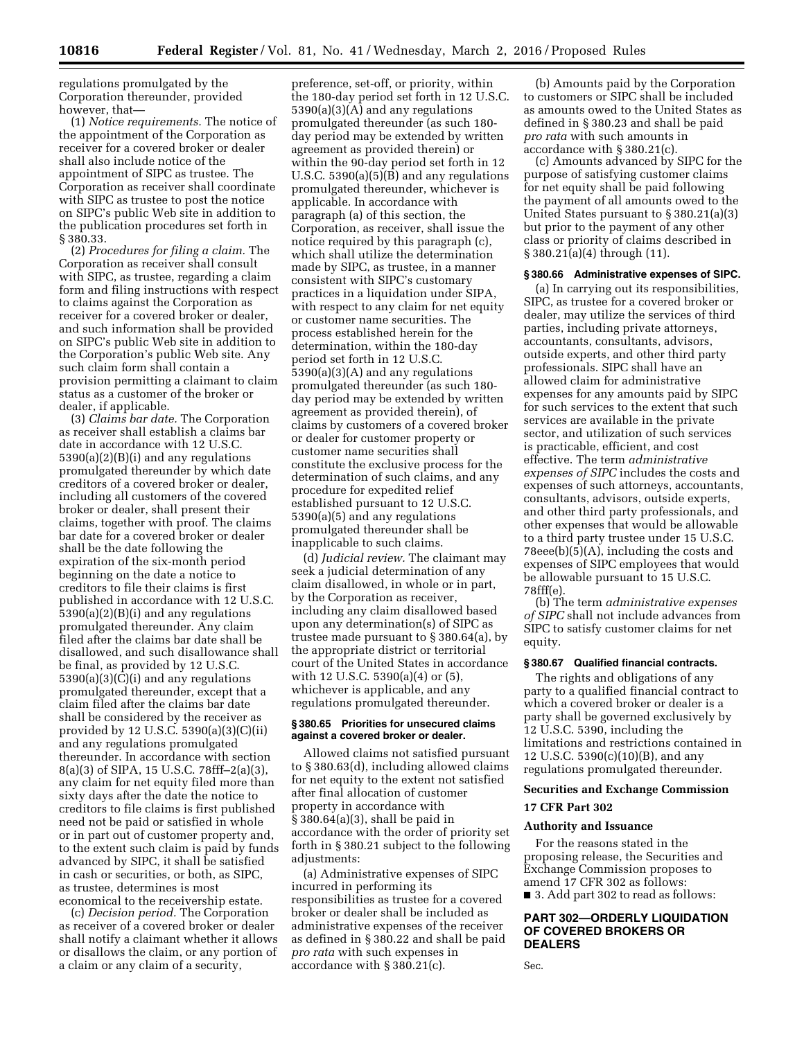regulations promulgated by the Corporation thereunder, provided however, that—

(1) *Notice requirements.* The notice of the appointment of the Corporation as receiver for a covered broker or dealer shall also include notice of the appointment of SIPC as trustee. The Corporation as receiver shall coordinate with SIPC as trustee to post the notice on SIPC's public Web site in addition to the publication procedures set forth in § 380.33.

(2) *Procedures for filing a claim.* The Corporation as receiver shall consult with SIPC, as trustee, regarding a claim form and filing instructions with respect to claims against the Corporation as receiver for a covered broker or dealer, and such information shall be provided on SIPC's public Web site in addition to the Corporation's public Web site. Any such claim form shall contain a provision permitting a claimant to claim status as a customer of the broker or dealer, if applicable.

(3) *Claims bar date.* The Corporation as receiver shall establish a claims bar date in accordance with 12 U.S.C. 5390(a)(2)(B)(i) and any regulations promulgated thereunder by which date creditors of a covered broker or dealer, including all customers of the covered broker or dealer, shall present their claims, together with proof. The claims bar date for a covered broker or dealer shall be the date following the expiration of the six-month period beginning on the date a notice to creditors to file their claims is first published in accordance with 12 U.S.C. 5390(a)(2)(B)(i) and any regulations promulgated thereunder. Any claim filed after the claims bar date shall be disallowed, and such disallowance shall be final, as provided by 12 U.S.C. 5390(a)(3)(C)(i) and any regulations promulgated thereunder, except that a claim filed after the claims bar date shall be considered by the receiver as provided by 12 U.S.C. 5390(a)(3)(C)(ii) and any regulations promulgated thereunder. In accordance with section 8(a)(3) of SIPA, 15 U.S.C. 78fff–2(a)(3), any claim for net equity filed more than sixty days after the date the notice to creditors to file claims is first published need not be paid or satisfied in whole or in part out of customer property and, to the extent such claim is paid by funds advanced by SIPC, it shall be satisfied in cash or securities, or both, as SIPC, as trustee, determines is most economical to the receivership estate.

(c) *Decision period.* The Corporation as receiver of a covered broker or dealer shall notify a claimant whether it allows or disallows the claim, or any portion of a claim or any claim of a security, preference, set-off, or priority, within the 180-day period set forth in 12 U.S.C. 5390(a)(3)(A) and any regulations promulgated thereunder (as such 180-day period may be extended by written agreement as provided therein) or within the 90-day period set forth in 12 U.S.C. 5390(a)(5)(B) and any regulations promulgated thereunder, whichever is applicable. In accordance with paragraph (a) of this section, the Corporation, as receiver, shall issue the notice required by this paragraph (c), which shall utilize the determination made by SIPC, as trustee, in a manner consistent with SIPC's customary practices in a liquidation under SIPA, with respect to any claim for net equity or customer name securities. The process established herein for the determination, within the 180-day period set forth in 12 U.S.C. 5390(a)(3)(A) and any regulations promulgated thereunder (as such 180-day period may be extended by written agreement as provided therein), of claims by customers of a covered broker or dealer for customer property or customer name securities shall constitute the exclusive process for the determination of such claims, and any procedure for expedited relief established pursuant to 12 U.S.C. 5390(a)(5) and any regulations promulgated thereunder shall be inapplicable to such claims.

(d) *Judicial review.* The claimant may seek a judicial determination of any claim disallowed, in whole or in part, by the Corporation as receiver, including any claim disallowed based upon any determination(s) of SIPC as trustee made pursuant to § 380.64(a), by the appropriate district or territorial court of the United States in accordance with 12 U.S.C. 5390(a)(4) or (5), whichever is applicable, and any regulations promulgated thereunder.

### § 380.65 Priorities for unsecured claims against a covered broker or dealer.

Allowed claims not satisfied pursuant to § 380.63(d), including allowed claims for net equity to the extent not satisfied after final allocation of customer property in accordance with § 380.64(a)(3), shall be paid in accordance with the order of priority set forth in § 380.21 subject to the following adjustments:

(a) Administrative expenses of SIPC incurred in performing its responsibilities as trustee for a covered broker or dealer shall be included as administrative expenses of the receiver as defined in § 380.22 and shall be paid *pro rata* with such expenses in accordance with § 380.21(c).

(b) Amounts paid by the Corporation to customers or SIPC shall be included as amounts owed to the United States as defined in § 380.23 and shall be paid *pro rata* with such amounts in accordance with § 380.21(c).

(c) Amounts advanced by SIPC for the purpose of satisfying customer claims for net equity shall be paid following the payment of all amounts owed to the United States pursuant to § 380.21(a)(3) but prior to the payment of any other class or priority of claims described in § 380.21(a)(4) through (11).

### § 380.66 Administrative expenses of SIPC.

(a) In carrying out its responsibilities, SIPC, as trustee for a covered broker or dealer, may utilize the services of third parties, including private attorneys, accountants, consultants, advisors, outside experts, and other third party professionals. SIPC shall have an allowed claim for administrative expenses for any amounts paid by SIPC for such services to the extent that such services are available in the private sector, and utilization of such services is practicable, efficient, and cost effective. The term *administrative expenses of SIPC* includes the costs and expenses of such attorneys, accountants, consultants, advisors, outside experts, and other third party professionals, and other expenses that would be allowable to a third party trustee under 15 U.S.C. 78eee(b)(5)(A), including the costs and expenses of SIPC employees that would be allowable pursuant to 15 U.S.C. 78fff(e).

(b) The term *administrative expenses of SIPC* shall not include advances from SIPC to satisfy customer claims for net equity.

### § 380.67 Qualified financial contracts.

The rights and obligations of any party to a qualified financial contract to which a covered broker or dealer is a party shall be governed exclusively by 12 U.S.C. 5390, including the limitations and restrictions contained in 12 U.S.C. 5390(c)(10)(B), and any regulations promulgated thereunder.

## Securities and Exchange Commission

## 17 CFR Part 302

### Authority and Issuance

For the reasons stated in the proposing release, the Securities and Exchange Commission proposes to amend 17 CFR 302 as follows:

■ 3. Add part 302 to read as follows:

## PART 302—ORDERLY LIQUIDATION OF COVERED BROKERS OR DEALERS

Sec.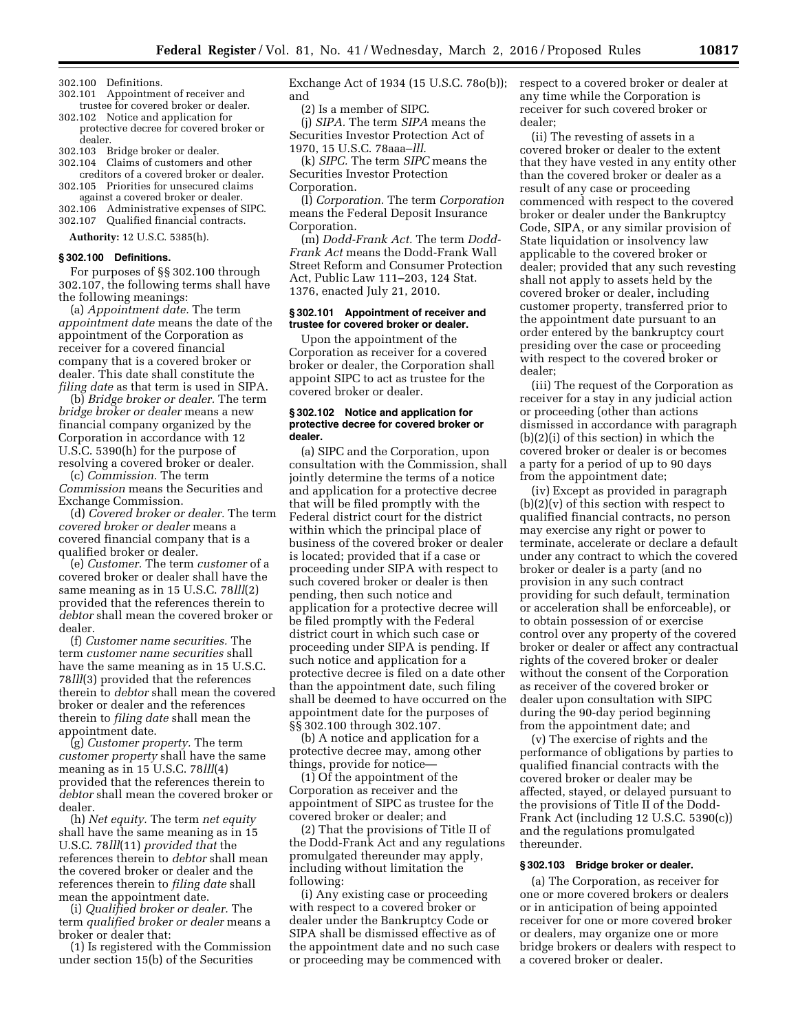302.100 Definitions.
302.101 Appointment of receiver and trustee for covered broker or dealer.
302.102 Notice and application for protective decree for covered broker or dealer.
302.103 Bridge broker or dealer.
302.104 Claims of customers and other creditors of a covered broker or dealer.
302.105 Priorities for unsecured claims against a covered broker or dealer.
302.106 Administrative expenses of SIPC.
302.107 Qualified financial contracts.

**Authority:** 12 U.S.C. 5385(h).

### § 302.100 Definitions.

For purposes of §§ 302.100 through 302.107, the following terms shall have the following meanings:

(a) *Appointment date.* The term *appointment date* means the date of the appointment of the Corporation as receiver for a covered financial company that is a covered broker or dealer. This date shall constitute the *filing date* as that term is used in SIPA.

(b) *Bridge broker or dealer.* The term *bridge broker or dealer* means a new financial company organized by the Corporation in accordance with 12 U.S.C. 5390(h) for the purpose of resolving a covered broker or dealer.

(c) *Commission.* The term *Commission* means the Securities and Exchange Commission.

(d) *Covered broker or dealer.* The term *covered broker or dealer* means a covered financial company that is a qualified broker or dealer.

(e) *Customer.* The term *customer* of a covered broker or dealer shall have the same meaning as in 15 U.S.C. 78*lll*(2) provided that the references therein to *debtor* shall mean the covered broker or dealer.

(f) *Customer name securities.* The term *customer name securities* shall have the same meaning as in 15 U.S.C. 78*lll*(3) provided that the references therein to *debtor* shall mean the covered broker or dealer and the references therein to *filing date* shall mean the appointment date.

(g) *Customer property.* The term *customer property* shall have the same meaning as in 15 U.S.C. 78*lll*(4) provided that the references therein to *debtor* shall mean the covered broker or dealer.

(h) *Net equity.* The term *net equity* shall have the same meaning as in 15 U.S.C. 78*lll*(11) *provided that* the references therein to *debtor* shall mean the covered broker or dealer and the references therein to *filing date* shall mean the appointment date.

(i) *Qualified broker or dealer.* The term *qualified broker or dealer* means a broker or dealer that:

(1) Is registered with the Commission under section 15(b) of the Securities Exchange Act of 1934 (15 U.S.C. 78o(b)); and

(2) Is a member of SIPC.

(j) *SIPA.* The term *SIPA* means the Securities Investor Protection Act of 1970, 15 U.S.C. 78aaa–*lll*.

(k) *SIPC.* The term *SIPC* means the Securities Investor Protection Corporation.

(l) *Corporation.* The term *Corporation* means the Federal Deposit Insurance Corporation.

(m) *Dodd-Frank Act.* The term *Dodd-Frank Act* means the Dodd-Frank Wall Street Reform and Consumer Protection Act, Public Law 111–203, 124 Stat. 1376, enacted July 21, 2010.

### § 302.101 Appointment of receiver and trustee for covered broker or dealer.

Upon the appointment of the Corporation as receiver for a covered broker or dealer, the Corporation shall appoint SIPC to act as trustee for the covered broker or dealer.

### § 302.102 Notice and application for protective decree for covered broker or dealer.

(a) SIPC and the Corporation, upon consultation with the Commission, shall jointly determine the terms of a notice and application for a protective decree that will be filed promptly with the Federal district court for the district within which the principal place of business of the covered broker or dealer is located; provided that if a case or proceeding under SIPA with respect to such covered broker or dealer is then pending, then such notice and application for a protective decree will be filed promptly with the Federal district court in which such case or proceeding under SIPA is pending. If such notice and application for a protective decree is filed on a date other than the appointment date, such filing shall be deemed to have occurred on the appointment date for the purposes of §§ 302.100 through 302.107.

(b) A notice and application for a protective decree may, among other things, provide for notice—

(1) Of the appointment of the Corporation as receiver and the appointment of SIPC as trustee for the covered broker or dealer; and

(2) That the provisions of Title II of the Dodd-Frank Act and any regulations promulgated thereunder may apply, including without limitation the following:

(i) Any existing case or proceeding with respect to a covered broker or dealer under the Bankruptcy Code or SIPA shall be dismissed effective as of the appointment date and no such case or proceeding may be commenced with respect to a covered broker or dealer at any time while the Corporation is receiver for such covered broker or dealer;

(ii) The revesting of assets in a covered broker or dealer to the extent that they have vested in any entity other than the covered broker or dealer as a result of any case or proceeding commenced with respect to the covered broker or dealer under the Bankruptcy Code, SIPA, or any similar provision of State liquidation or insolvency law applicable to the covered broker or dealer; provided that any such revesting shall not apply to assets held by the covered broker or dealer, including customer property, transferred prior to the appointment date pursuant to an order entered by the bankruptcy court presiding over the case or proceeding with respect to the covered broker or dealer;

(iii) The request of the Corporation as receiver for a stay in any judicial action or proceeding (other than actions dismissed in accordance with paragraph (b)(2)(i) of this section) in which the covered broker or dealer is or becomes a party for a period of up to 90 days from the appointment date;

(iv) Except as provided in paragraph (b)(2)(v) of this section with respect to qualified financial contracts, no person may exercise any right or power to terminate, accelerate or declare a default under any contract to which the covered broker or dealer is a party (and no provision in any such contract providing for such default, termination or acceleration shall be enforceable), or to obtain possession of or exercise control over any property of the covered broker or dealer or affect any contractual rights of the covered broker or dealer without the consent of the Corporation as receiver of the covered broker or dealer upon consultation with SIPC during the 90-day period beginning from the appointment date; and

(v) The exercise of rights and the performance of obligations by parties to qualified financial contracts with the covered broker or dealer may be affected, stayed, or delayed pursuant to the provisions of Title II of the Dodd-Frank Act (including 12 U.S.C. 5390(c)) and the regulations promulgated thereunder.

### § 302.103 Bridge broker or dealer.

(a) The Corporation, as receiver for one or more covered brokers or dealers or in anticipation of being appointed receiver for one or more covered broker or dealers, may organize one or more bridge brokers or dealers with respect to a covered broker or dealer.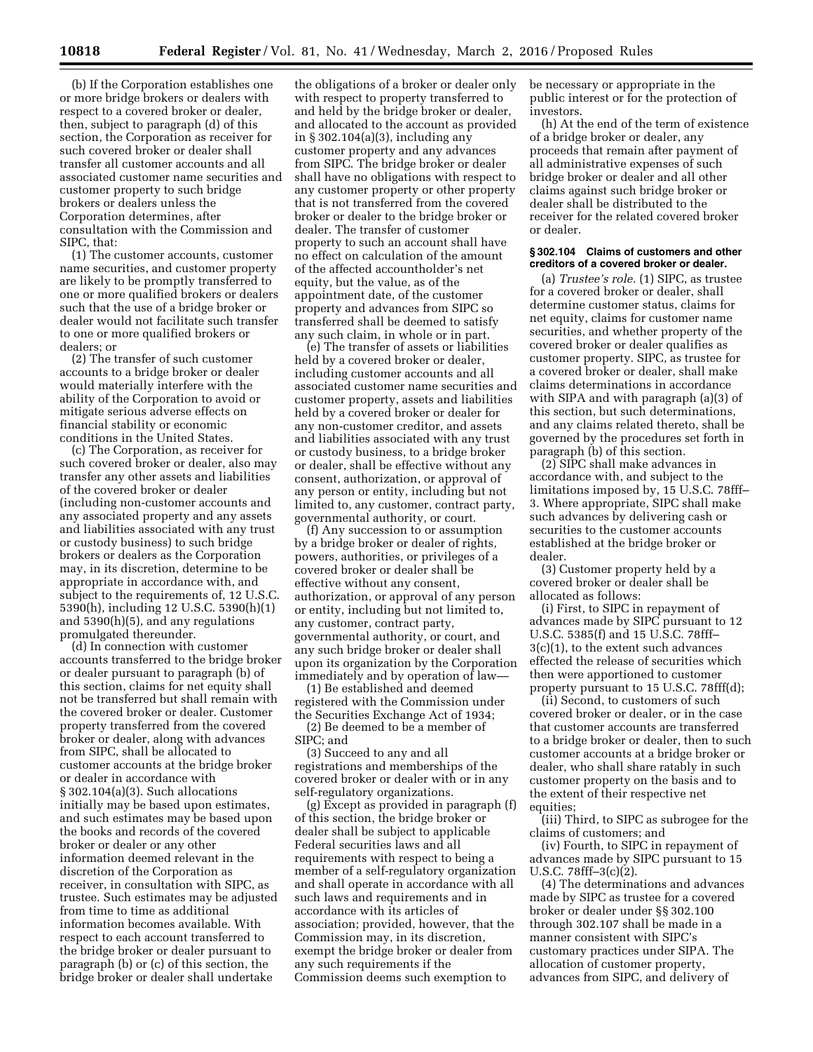(b) If the Corporation establishes one or more bridge brokers or dealers with respect to a covered broker or dealer, then, subject to paragraph (d) of this section, the Corporation as receiver for such covered broker or dealer shall transfer all customer accounts and all associated customer name securities and customer property to such bridge brokers or dealers unless the Corporation determines, after consultation with the Commission and SIPC, that:

(1) The customer accounts, customer name securities, and customer property are likely to be promptly transferred to one or more qualified brokers or dealers such that the use of a bridge broker or dealer would not facilitate such transfer to one or more qualified brokers or dealers; or

(2) The transfer of such customer accounts to a bridge broker or dealer would materially interfere with the ability of the Corporation to avoid or mitigate serious adverse effects on financial stability or economic conditions in the United States.

(c) The Corporation, as receiver for such covered broker or dealer, also may transfer any other assets and liabilities of the covered broker or dealer (including non-customer accounts and any associated property and any assets and liabilities associated with any trust or custody business) to such bridge brokers or dealers as the Corporation may, in its discretion, determine to be appropriate in accordance with, and subject to the requirements of, 12 U.S.C. 5390(h), including 12 U.S.C. 5390(h)(1) and 5390(h)(5), and any regulations promulgated thereunder.

(d) In connection with customer accounts transferred to the bridge broker or dealer pursuant to paragraph (b) of this section, claims for net equity shall not be transferred but shall remain with the covered broker or dealer. Customer property transferred from the covered broker or dealer, along with advances from SIPC, shall be allocated to customer accounts at the bridge broker or dealer in accordance with § 302.104(a)(3). Such allocations initially may be based upon estimates, and such estimates may be based upon the books and records of the covered broker or dealer or any other information deemed relevant in the discretion of the Corporation as receiver, in consultation with SIPC, as trustee. Such estimates may be adjusted from time to time as additional information becomes available. With respect to each account transferred to the bridge broker or dealer pursuant to paragraph (b) or (c) of this section, the bridge broker or dealer shall undertake the obligations of a broker or dealer only with respect to property transferred to and held by the bridge broker or dealer, and allocated to the account as provided in § 302.104(a)(3), including any customer property and any advances from SIPC. The bridge broker or dealer shall have no obligations with respect to any customer property or other property that is not transferred from the covered broker or dealer to the bridge broker or dealer. The transfer of customer property to such an account shall have no effect on calculation of the amount of the affected accountholder's net equity, but the value, as of the appointment date, of the customer property and advances from SIPC so transferred shall be deemed to satisfy any such claim, in whole or in part.

(e) The transfer of assets or liabilities held by a covered broker or dealer, including customer accounts and all associated customer name securities and customer property, assets and liabilities held by a covered broker or dealer for any non-customer creditor, and assets and liabilities associated with any trust or custody business, to a bridge broker or dealer, shall be effective without any consent, authorization, or approval of any person or entity, including but not limited to, any customer, contract party, governmental authority, or court.

(f) Any succession to or assumption by a bridge broker or dealer of rights, powers, authorities, or privileges of a covered broker or dealer shall be effective without any consent, authorization, or approval of any person or entity, including but not limited to, any customer, contract party, governmental authority, or court, and any such bridge broker or dealer shall upon its organization by the Corporation immediately and by operation of law—

(1) Be established and deemed registered with the Commission under the Securities Exchange Act of 1934;

(2) Be deemed to be a member of SIPC; and

(3) Succeed to any and all registrations and memberships of the covered broker or dealer with or in any self-regulatory organizations.

(g) Except as provided in paragraph (f) of this section, the bridge broker or dealer shall be subject to applicable Federal securities laws and all requirements with respect to being a member of a self-regulatory organization and shall operate in accordance with all such laws and requirements and in accordance with its articles of association; provided, however, that the Commission may, in its discretion, exempt the bridge broker or dealer from any such requirements if the Commission deems such exemption to be necessary or appropriate in the public interest or for the protection of investors.

(h) At the end of the term of existence of a bridge broker or dealer, any proceeds that remain after payment of all administrative expenses of such bridge broker or dealer and all other claims against such bridge broker or dealer shall be distributed to the receiver for the related covered broker or dealer.

### § 302.104 Claims of customers and other creditors of a covered broker or dealer.

(a) *Trustee's role.* (1) SIPC, as trustee for a covered broker or dealer, shall determine customer status, claims for net equity, claims for customer name securities, and whether property of the covered broker or dealer qualifies as customer property. SIPC, as trustee for a covered broker or dealer, shall make claims determinations in accordance with SIPA and with paragraph (a)(3) of this section, but such determinations, and any claims related thereto, shall be governed by the procedures set forth in paragraph (b) of this section.

(2) SIPC shall make advances in accordance with, and subject to the limitations imposed by, 15 U.S.C. 78fff–3. Where appropriate, SIPC shall make such advances by delivering cash or securities to the customer accounts established at the bridge broker or dealer.

(3) Customer property held by a covered broker or dealer shall be allocated as follows:

(i) First, to SIPC in repayment of advances made by SIPC pursuant to 12 U.S.C. 5385(f) and 15 U.S.C. 78fff–3(c)(1), to the extent such advances effected the release of securities which then were apportioned to customer property pursuant to 15 U.S.C. 78fff(d);

(ii) Second, to customers of such covered broker or dealer, or in the case that customer accounts are transferred to a bridge broker or dealer, then to such customer accounts at a bridge broker or dealer, who shall share ratably in such customer property on the basis and to the extent of their respective net equities;

(iii) Third, to SIPC as subrogee for the claims of customers; and

(iv) Fourth, to SIPC in repayment of advances made by SIPC pursuant to 15 U.S.C. 78fff–3(c)(2).

(4) The determinations and advances made by SIPC as trustee for a covered broker or dealer under §§ 302.100 through 302.107 shall be made in a manner consistent with SIPC's customary practices under SIPA. The allocation of customer property, advances from SIPC, and delivery of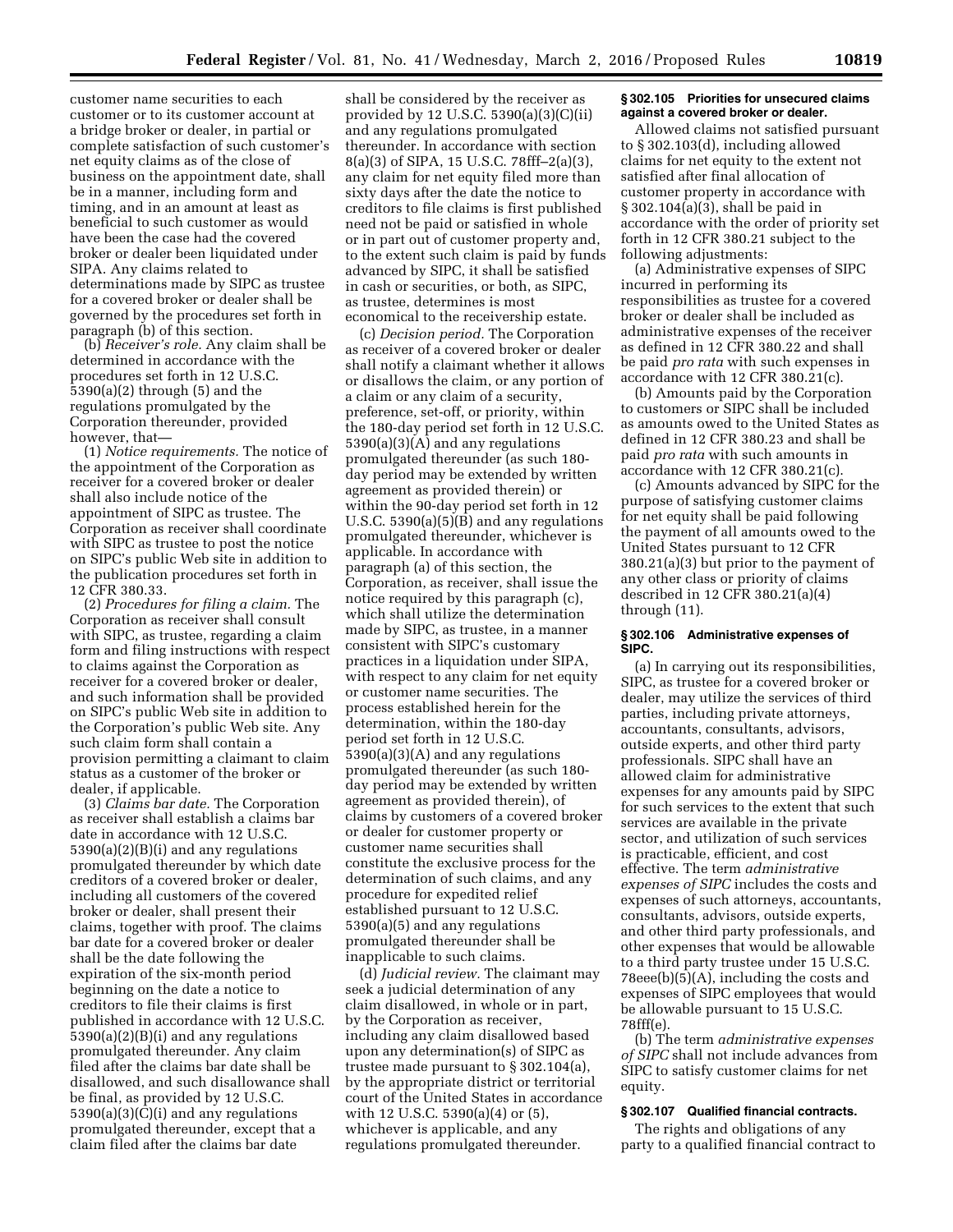customer name securities to each customer or to its customer account at a bridge broker or dealer, in partial or complete satisfaction of such customer's net equity claims as of the close of business on the appointment date, shall be in a manner, including form and timing, and in an amount at least as beneficial to such customer as would have been the case had the covered broker or dealer been liquidated under SIPA. Any claims related to determinations made by SIPC as trustee for a covered broker or dealer shall be governed by the procedures set forth in paragraph (b) of this section.

(b) *Receiver's role.* Any claim shall be determined in accordance with the procedures set forth in 12 U.S.C. 5390(a)(2) through (5) and the regulations promulgated by the Corporation thereunder, provided however, that—

(1) *Notice requirements.* The notice of the appointment of the Corporation as receiver for a covered broker or dealer shall also include notice of the appointment of SIPC as trustee. The Corporation as receiver shall coordinate with SIPC as trustee to post the notice on SIPC's public Web site in addition to the publication procedures set forth in 12 CFR 380.33.

(2) *Procedures for filing a claim.* The Corporation as receiver shall consult with SIPC, as trustee, regarding a claim form and filing instructions with respect to claims against the Corporation as receiver for a covered broker or dealer, and such information shall be provided on SIPC's public Web site in addition to the Corporation's public Web site. Any such claim form shall contain a provision permitting a claimant to claim status as a customer of the broker or dealer, if applicable.

(3) *Claims bar date.* The Corporation as receiver shall establish a claims bar date in accordance with 12 U.S.C. 5390(a)(2)(B)(i) and any regulations promulgated thereunder by which date creditors of a covered broker or dealer, including all customers of the covered broker or dealer, shall present their claims, together with proof. The claims bar date for a covered broker or dealer shall be the date following the expiration of the six-month period beginning on the date a notice to creditors to file their claims is first published in accordance with 12 U.S.C. 5390(a)(2)(B)(i) and any regulations promulgated thereunder. Any claim filed after the claims bar date shall be disallowed, and such disallowance shall be final, as provided by 12 U.S.C. 5390(a)(3)(C)(i) and any regulations promulgated thereunder, except that a claim filed after the claims bar date shall be considered by the receiver as provided by 12 U.S.C. 5390(a)(3)(C)(ii) and any regulations promulgated thereunder. In accordance with section 8(a)(3) of SIPA, 15 U.S.C. 78fff–2(a)(3), any claim for net equity filed more than sixty days after the date the notice to creditors to file claims is first published need not be paid or satisfied in whole or in part out of customer property and, to the extent such claim is paid by funds advanced by SIPC, it shall be satisfied in cash or securities, or both, as SIPC, as trustee, determines is most economical to the receivership estate.

(c) *Decision period.* The Corporation as receiver of a covered broker or dealer shall notify a claimant whether it allows or disallows the claim, or any portion of a claim or any claim of a security, preference, set-off, or priority, within the 180-day period set forth in 12 U.S.C. 5390(a)(3)(A) and any regulations promulgated thereunder (as such 180-day period may be extended by written agreement as provided therein) or within the 90-day period set forth in 12 U.S.C. 5390(a)(5)(B) and any regulations promulgated thereunder, whichever is applicable. In accordance with paragraph (a) of this section, the Corporation, as receiver, shall issue the notice required by this paragraph (c), which shall utilize the determination made by SIPC, as trustee, in a manner consistent with SIPC's customary practices in a liquidation under SIPA, with respect to any claim for net equity or customer name securities. The process established herein for the determination, within the 180-day period set forth in 12 U.S.C. 5390(a)(3)(A) and any regulations promulgated thereunder (as such 180-day period may be extended by written agreement as provided therein), of claims by customers of a covered broker or dealer for customer property or customer name securities shall constitute the exclusive process for the determination of such claims, and any procedure for expedited relief established pursuant to 12 U.S.C. 5390(a)(5) and any regulations promulgated thereunder shall be inapplicable to such claims.

(d) *Judicial review.* The claimant may seek a judicial determination of any claim disallowed, in whole or in part, by the Corporation as receiver, including any claim disallowed based upon any determination(s) of SIPC as trustee made pursuant to § 302.104(a), by the appropriate district or territorial court of the United States in accordance with 12 U.S.C. 5390(a)(4) or (5), whichever is applicable, and any regulations promulgated thereunder.

### § 302.105 Priorities for unsecured claims against a covered broker or dealer.

Allowed claims not satisfied pursuant to § 302.103(d), including allowed claims for net equity to the extent not satisfied after final allocation of customer property in accordance with § 302.104(a)(3), shall be paid in accordance with the order of priority set forth in 12 CFR 380.21 subject to the following adjustments:

(a) Administrative expenses of SIPC incurred in performing its responsibilities as trustee for a covered broker or dealer shall be included as administrative expenses of the receiver as defined in 12 CFR 380.22 and shall be paid *pro rata* with such expenses in accordance with 12 CFR 380.21(c).

(b) Amounts paid by the Corporation to customers or SIPC shall be included as amounts owed to the United States as defined in 12 CFR 380.23 and shall be paid *pro rata* with such amounts in accordance with 12 CFR 380.21(c).

(c) Amounts advanced by SIPC for the purpose of satisfying customer claims for net equity shall be paid following the payment of all amounts owed to the United States pursuant to 12 CFR 380.21(a)(3) but prior to the payment of any other class or priority of claims described in 12 CFR 380.21(a)(4) through (11).

### § 302.106 Administrative expenses of SIPC.

(a) In carrying out its responsibilities, SIPC, as trustee for a covered broker or dealer, may utilize the services of third parties, including private attorneys, accountants, consultants, advisors, outside experts, and other third party professionals. SIPC shall have an allowed claim for administrative expenses for any amounts paid by SIPC for such services to the extent that such services are available in the private sector, and utilization of such services is practicable, efficient, and cost effective. The term *administrative expenses of SIPC* includes the costs and expenses of such attorneys, accountants, consultants, advisors, outside experts, and other third party professionals, and other expenses that would be allowable to a third party trustee under 15 U.S.C. 78eee(b)(5)(A), including the costs and expenses of SIPC employees that would be allowable pursuant to 15 U.S.C. 78fff(e).

(b) The term *administrative expenses of SIPC* shall not include advances from SIPC to satisfy customer claims for net equity.

### § 302.107 Qualified financial contracts.

The rights and obligations of any party to a qualified financial contract to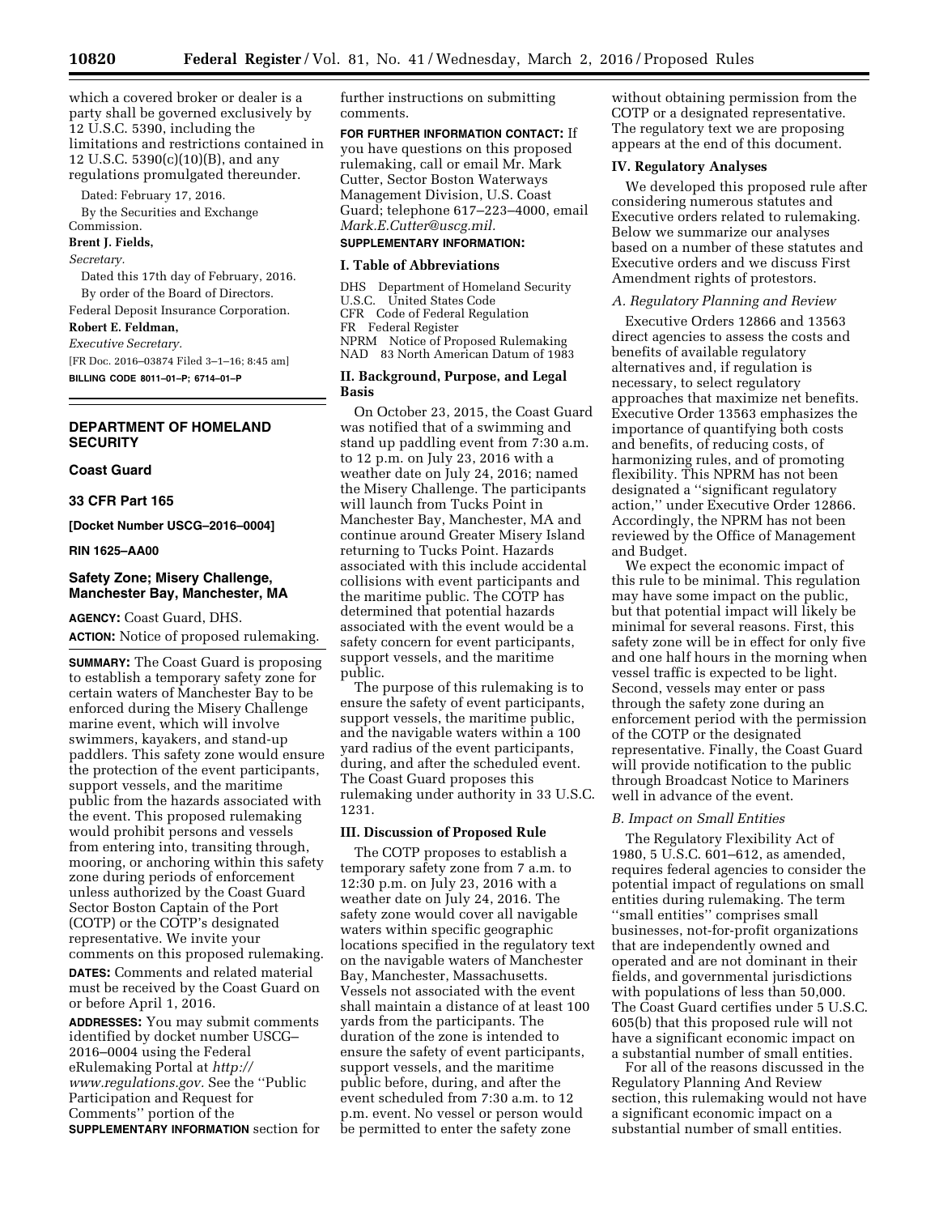which a covered broker or dealer is a party shall be governed exclusively by 12 U.S.C. 5390, including the limitations and restrictions contained in 12 U.S.C. 5390(c)(10)(B), and any regulations promulgated thereunder.

Dated: February 17, 2016.

By the Securities and Exchange Commission.

**Brent J. Fields,**

*Secretary.*

Dated this 17th day of February, 2016.

By order of the Board of Directors.

Federal Deposit Insurance Corporation.

**Robert E. Feldman,**

*Executive Secretary.*

[FR Doc. 2016–03874 Filed 3–1–16; 8:45 am]

**BILLING CODE 8011–01–P; 6714–01–P**

---

## DEPARTMENT OF HOMELAND SECURITY

### Coast Guard

### 33 CFR Part 165

**[Docket Number USCG–2016–0004]**

**RIN 1625–AA00**

## Safety Zone; Misery Challenge, Manchester Bay, Manchester, MA

**AGENCY:** Coast Guard, DHS.

**ACTION:** Notice of proposed rulemaking.

**SUMMARY:** The Coast Guard is proposing to establish a temporary safety zone for certain waters of Manchester Bay to be enforced during the Misery Challenge marine event, which will involve swimmers, kayakers, and stand-up paddlers. This safety zone would ensure the protection of the event participants, support vessels, and the maritime public from the hazards associated with the event. This proposed rulemaking would prohibit persons and vessels from entering into, transiting through, mooring, or anchoring within this safety zone during periods of enforcement unless authorized by the Coast Guard Sector Boston Captain of the Port (COTP) or the COTP's designated representative. We invite your comments on this proposed rulemaking.

**DATES:** Comments and related material must be received by the Coast Guard on or before April 1, 2016.

**ADDRESSES:** You may submit comments identified by docket number USCG–2016–0004 using the Federal eRulemaking Portal at *http://www.regulations.gov*. See the ''Public Participation and Request for Comments'' portion of the **SUPPLEMENTARY INFORMATION** section for further instructions on submitting comments.

**FOR FURTHER INFORMATION CONTACT:** If you have questions on this proposed rulemaking, call or email Mr. Mark Cutter, Sector Boston Waterways Management Division, U.S. Coast Guard; telephone 617–223–4000, email *Mark.E.Cutter@uscg.mil*.

**SUPPLEMENTARY INFORMATION:**

### I. Table of Abbreviations

DHS Department of Homeland Security
U.S.C. United States Code
CFR Code of Federal Regulation
FR Federal Register
NPRM Notice of Proposed Rulemaking
NAD 83 North American Datum of 1983

### II. Background, Purpose, and Legal Basis

On October 23, 2015, the Coast Guard was notified that of a swimming and stand up paddling event from 7:30 a.m. to 12 p.m. on July 23, 2016 with a weather date on July 24, 2016; named the Misery Challenge. The participants will launch from Tucks Point in Manchester Bay, Manchester, MA and continue around Greater Misery Island returning to Tucks Point. Hazards associated with this include accidental collisions with event participants and the maritime public. The COTP has determined that potential hazards associated with the event would be a safety concern for event participants, support vessels, and the maritime public.

The purpose of this rulemaking is to ensure the safety of event participants, support vessels, the maritime public, and the navigable waters within a 100 yard radius of the event participants, during, and after the scheduled event. The Coast Guard proposes this rulemaking under authority in 33 U.S.C. 1231.

### III. Discussion of Proposed Rule

The COTP proposes to establish a temporary safety zone from 7 a.m. to 12:30 p.m. on July 23, 2016 with a weather date on July 24, 2016. The safety zone would cover all navigable waters within specific geographic locations specified in the regulatory text on the navigable waters of Manchester Bay, Manchester, Massachusetts. Vessels not associated with the event shall maintain a distance of at least 100 yards from the participants. The duration of the zone is intended to ensure the safety of event participants, support vessels, and the maritime public before, during, and after the event scheduled from 7:30 a.m. to 12 p.m. event. No vessel or person would be permitted to enter the safety zone without obtaining permission from the COTP or a designated representative. The regulatory text we are proposing appears at the end of this document.

### IV. Regulatory Analyses

We developed this proposed rule after considering numerous statutes and Executive orders related to rulemaking. Below we summarize our analyses based on a number of these statutes and Executive orders and we discuss First Amendment rights of protestors.

#### *A. Regulatory Planning and Review*

Executive Orders 12866 and 13563 direct agencies to assess the costs and benefits of available regulatory alternatives and, if regulation is necessary, to select regulatory approaches that maximize net benefits. Executive Order 13563 emphasizes the importance of quantifying both costs and benefits, of reducing costs, of harmonizing rules, and of promoting flexibility. This NPRM has not been designated a ''significant regulatory action,'' under Executive Order 12866. Accordingly, the NPRM has not been reviewed by the Office of Management and Budget.

We expect the economic impact of this rule to be minimal. This regulation may have some impact on the public, but that potential impact will likely be minimal for several reasons. First, this safety zone will be in effect for only five and one half hours in the morning when vessel traffic is expected to be light. Second, vessels may enter or pass through the safety zone during an enforcement period with the permission of the COTP or the designated representative. Finally, the Coast Guard will provide notification to the public through Broadcast Notice to Mariners well in advance of the event.

#### *B. Impact on Small Entities*

The Regulatory Flexibility Act of 1980, 5 U.S.C. 601–612, as amended, requires federal agencies to consider the potential impact of regulations on small entities during rulemaking. The term ''small entities'' comprises small businesses, not-for-profit organizations that are independently owned and operated and are not dominant in their fields, and governmental jurisdictions with populations of less than 50,000. The Coast Guard certifies under 5 U.S.C. 605(b) that this proposed rule will not have a significant economic impact on a substantial number of small entities.

For all of the reasons discussed in the Regulatory Planning And Review section, this rulemaking would not have a significant economic impact on a substantial number of small entities.